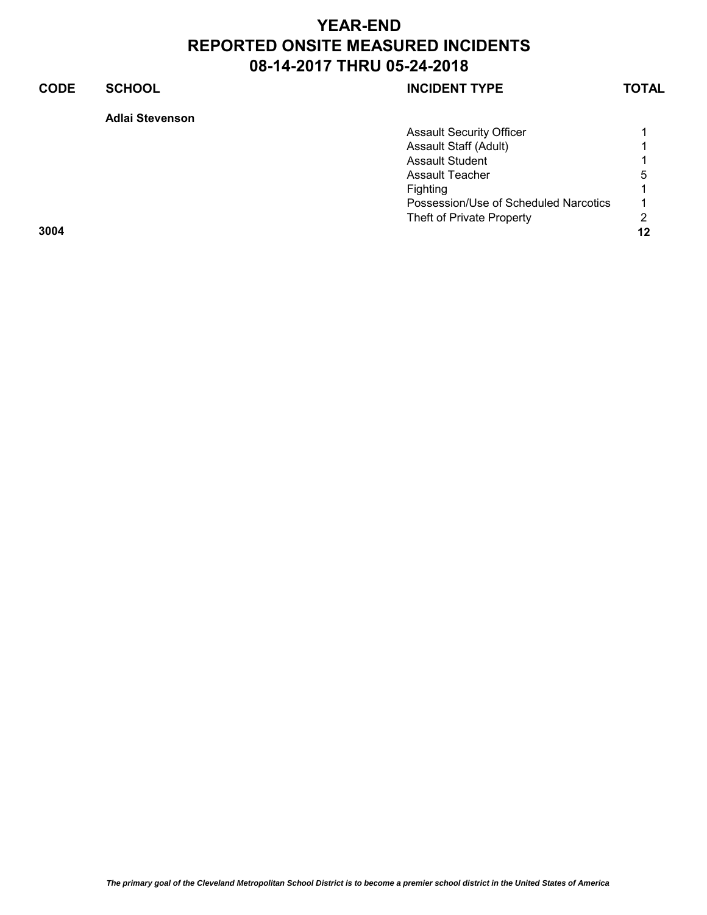# YEAR-END
# REPORTED ONSITE MEASURED INCIDENTS
# 08-14-2017 THRU 05-24-2018

| CODE | SCHOOL | INCIDENT TYPE | TOTAL |
|---|---|---|---|
| | **Adlai Stevenson** | | |
| | | Assault Security Officer | 1 |
| | | Assault Staff (Adult) | 1 |
| | | Assault Student | 1 |
| | | Assault Teacher | 5 |
| | | Fighting | 1 |
| | | Possession/Use of Scheduled Narcotics | 1 |
| | | Theft of Private Property | 2 |
| **3004** | | | **12** |

*The primary goal of the Cleveland Metropolitan School District is to become a premier school district in the United States of America*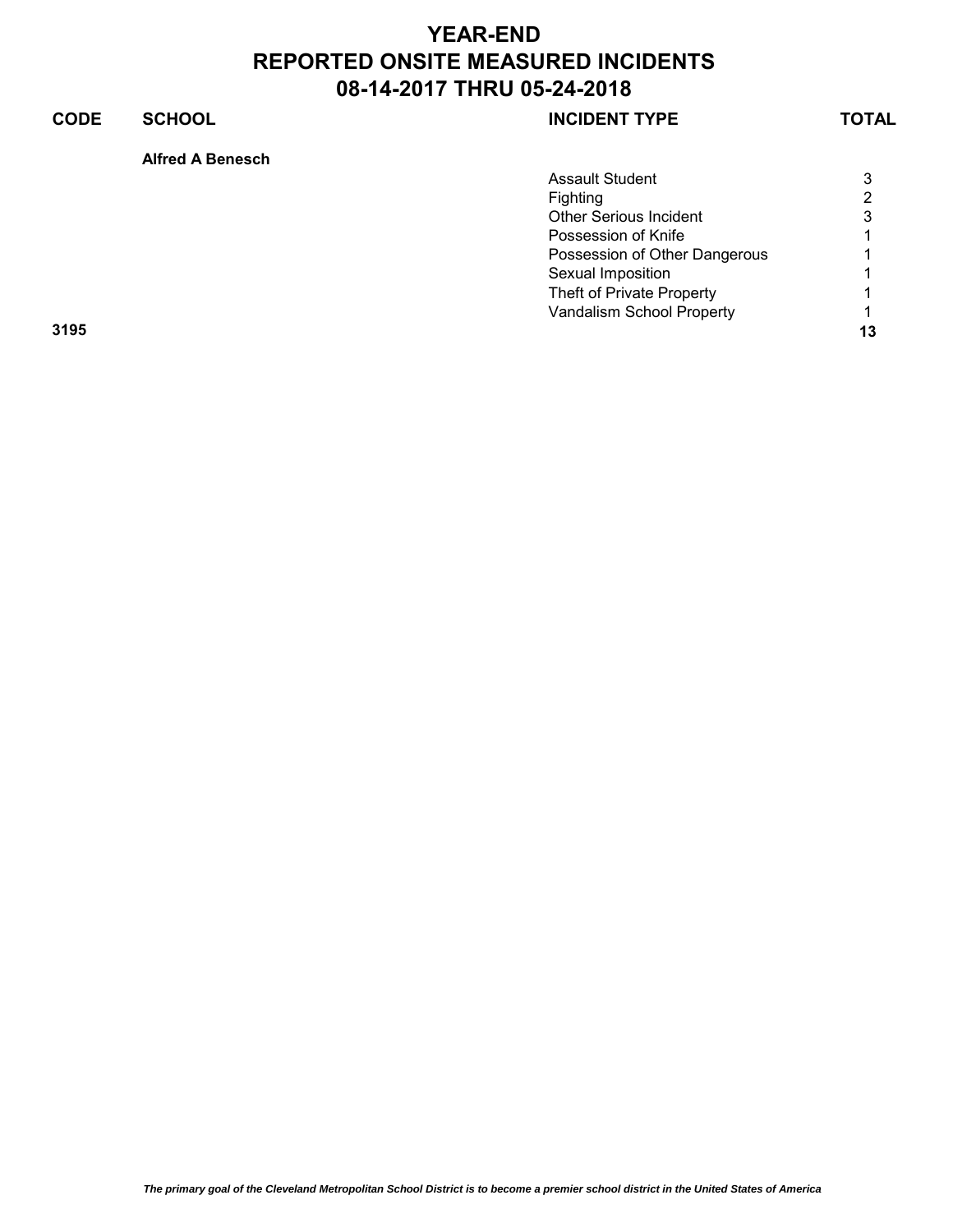# YEAR-END
# REPORTED ONSITE MEASURED INCIDENTS
# 08-14-2017 THRU 05-24-2018

| CODE | SCHOOL | INCIDENT TYPE | TOTAL |
|---|---|---|---|
| | **Alfred A Benesch** | | |
| | | Assault Student | 3 |
| | | Fighting | 2 |
| | | Other Serious Incident | 3 |
| | | Possession of Knife | 1 |
| | | Possession of Other Dangerous | 1 |
| | | Sexual Imposition | 1 |
| | | Theft of Private Property | 1 |
| | | Vandalism School Property | 1 |
| **3195** | | | **13** |

*The primary goal of the Cleveland Metropolitan School District is to become a premier school district in the United States of America*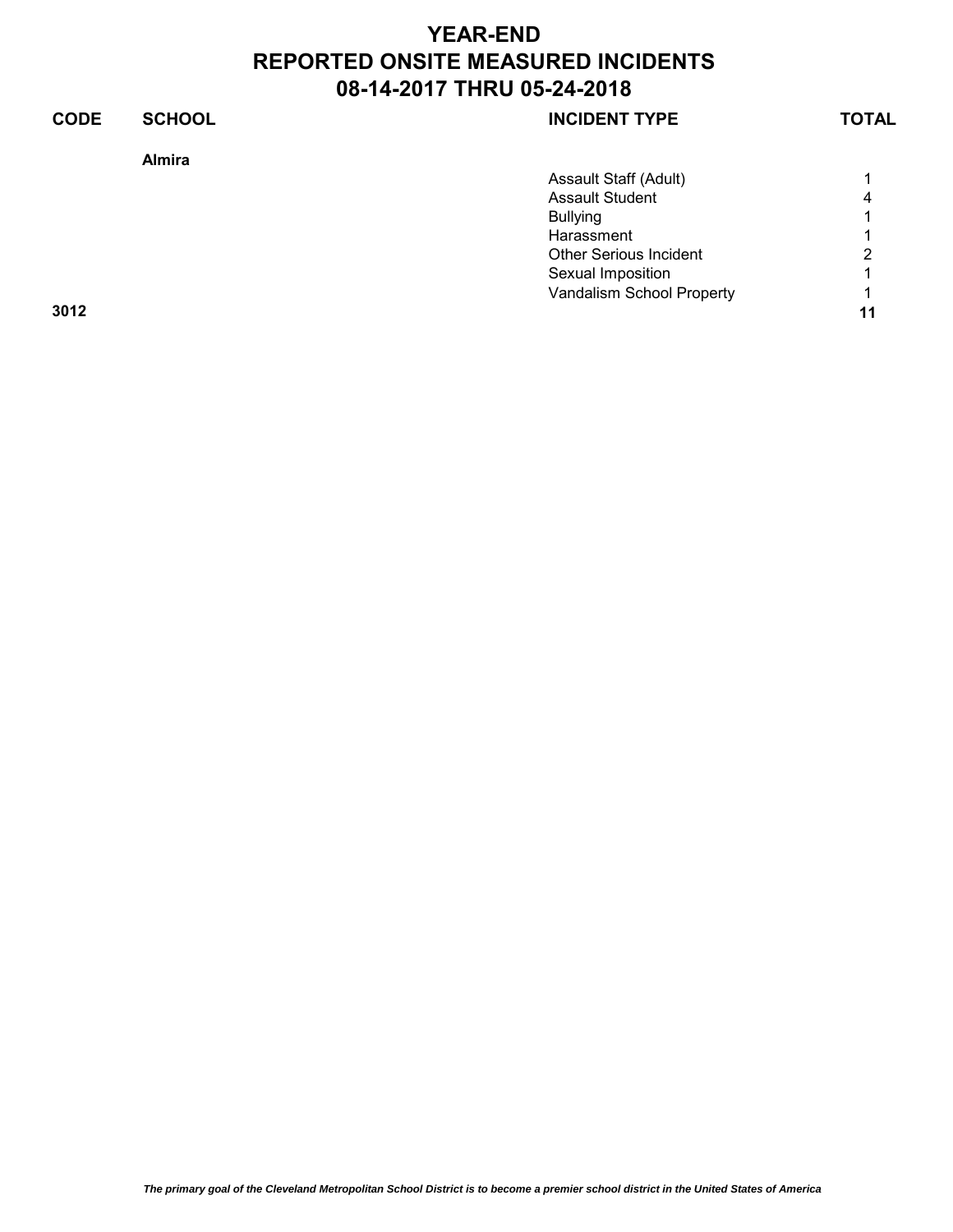# YEAR-END
# REPORTED ONSITE MEASURED INCIDENTS
# 08-14-2017 THRU 05-24-2018

| CODE | SCHOOL | INCIDENT TYPE | TOTAL |
|---|---|---|---|
| | **Almira** | | |
| | | Assault Staff (Adult) | 1 |
| | | Assault Student | 4 |
| | | Bullying | 1 |
| | | Harassment | 1 |
| | | Other Serious Incident | 2 |
| | | Sexual Imposition | 1 |
| | | Vandalism School Property | 1 |
| **3012** | | | **11** |

*The primary goal of the Cleveland Metropolitan School District is to become a premier school district in the United States of America*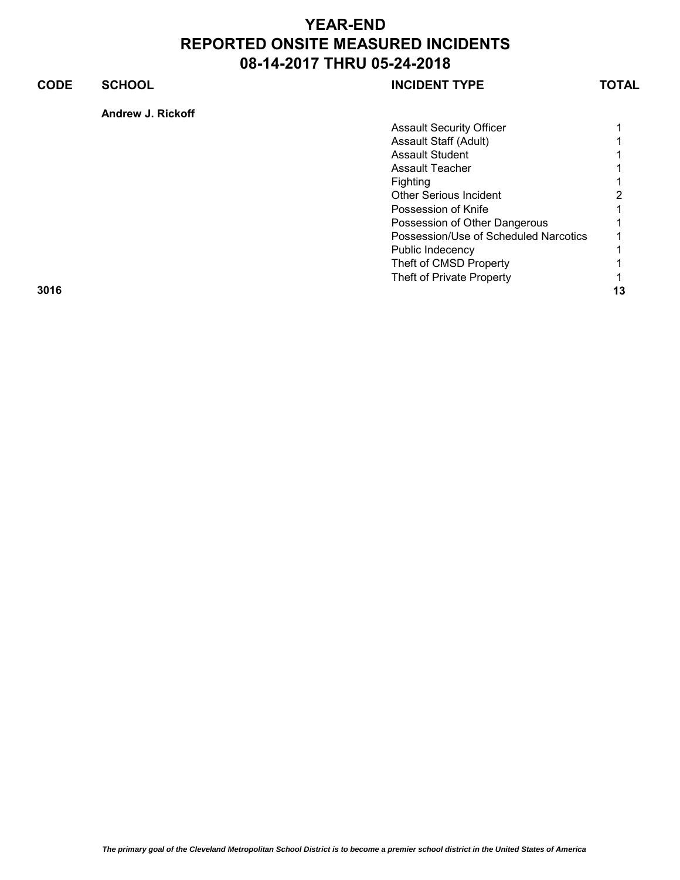# YEAR-END
# REPORTED ONSITE MEASURED INCIDENTS
# 08-14-2017 THRU 05-24-2018

| CODE | SCHOOL | INCIDENT TYPE | TOTAL |
|---|---|---|---|
| | **Andrew J. Rickoff** | | |
| | | Assault Security Officer | 1 |
| | | Assault Staff (Adult) | 1 |
| | | Assault Student | 1 |
| | | Assault Teacher | 1 |
| | | Fighting | 1 |
| | | Other Serious Incident | 2 |
| | | Possession of Knife | 1 |
| | | Possession of Other Dangerous | 1 |
| | | Possession/Use of Scheduled Narcotics | 1 |
| | | Public Indecency | 1 |
| | | Theft of CMSD Property | 1 |
| | | Theft of Private Property | 1 |
| **3016** | | | **13** |

*The primary goal of the Cleveland Metropolitan School District is to become a premier school district in the United States of America*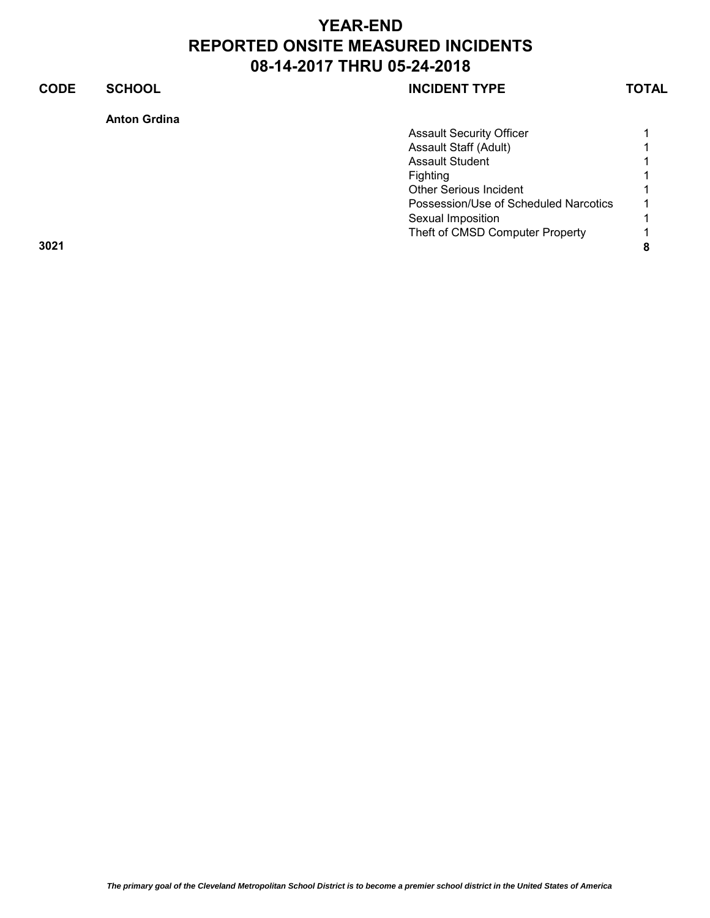# YEAR-END
# REPORTED ONSITE MEASURED INCIDENTS
# 08-14-2017 THRU 05-24-2018

| CODE | SCHOOL | INCIDENT TYPE | TOTAL |
|---|---|---|---|
| | **Anton Grdina** | | |
| | | Assault Security Officer | 1 |
| | | Assault Staff (Adult) | 1 |
| | | Assault Student | 1 |
| | | Fighting | 1 |
| | | Other Serious Incident | 1 |
| | | Possession/Use of Scheduled Narcotics | 1 |
| | | Sexual Imposition | 1 |
| | | Theft of CMSD Computer Property | 1 |
| **3021** | | | **8** |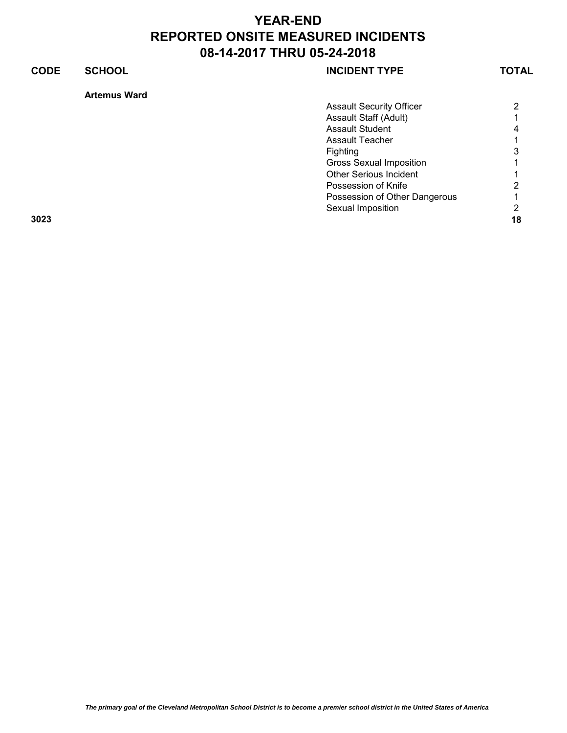# YEAR-END
# REPORTED ONSITE MEASURED INCIDENTS
# 08-14-2017 THRU 05-24-2018

| CODE | SCHOOL | INCIDENT TYPE | TOTAL |
|---|---|---|---|
| | **Artemus Ward** | | |
| | | Assault Security Officer | 2 |
| | | Assault Staff (Adult) | 1 |
| | | Assault Student | 4 |
| | | Assault Teacher | 1 |
| | | Fighting | 3 |
| | | Gross Sexual Imposition | 1 |
| | | Other Serious Incident | 1 |
| | | Possession of Knife | 2 |
| | | Possession of Other Dangerous | 1 |
| | | Sexual Imposition | 2 |
| **3023** | | | **18** |

*The primary goal of the Cleveland Metropolitan School District is to become a premier school district in the United States of America*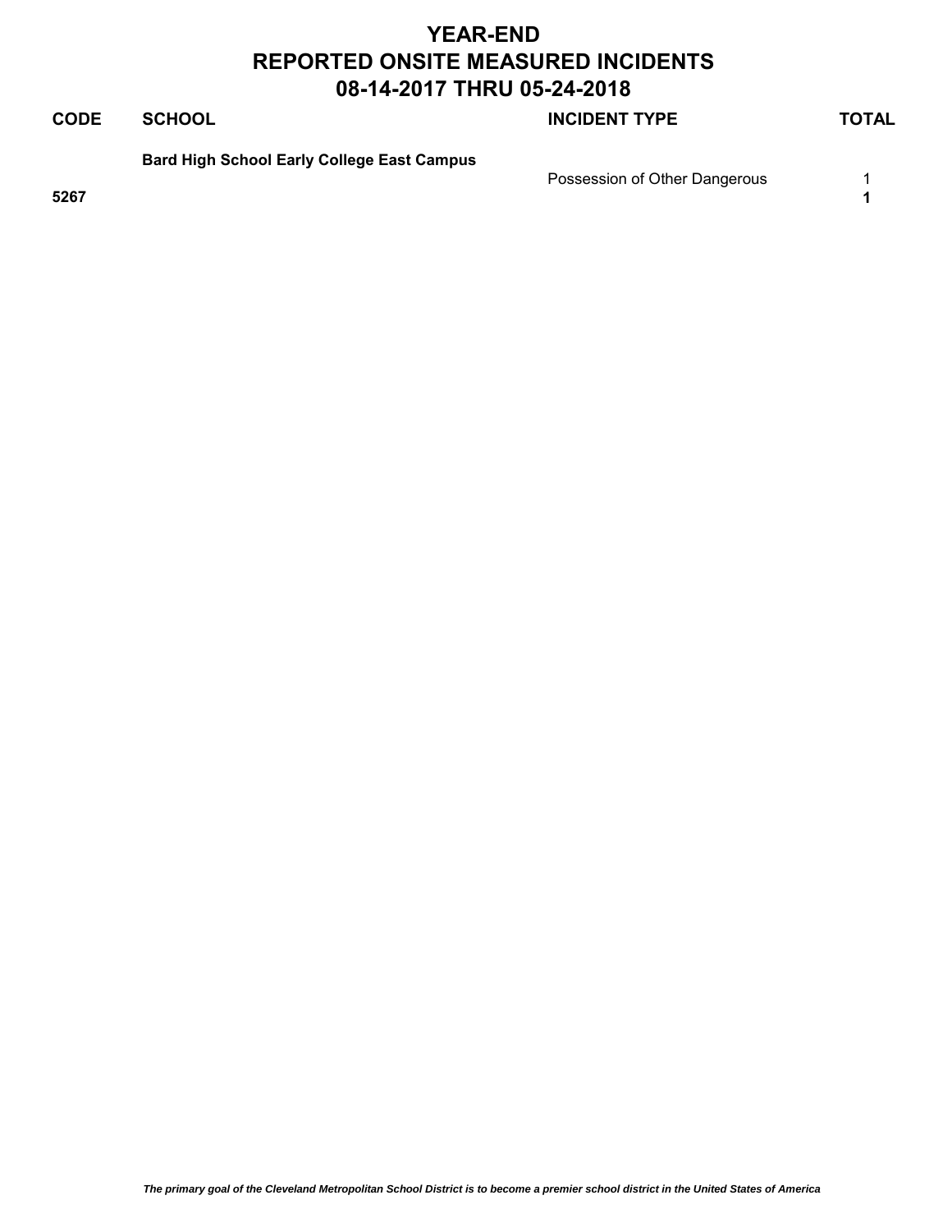# YEAR-END
# REPORTED ONSITE MEASURED INCIDENTS
# 08-14-2017 THRU 05-24-2018

| CODE | SCHOOL | INCIDENT TYPE | TOTAL |
|---|---|---|---|
| | **Bard High School Early College East Campus** | | |
| | | Possession of Other Dangerous | 1 |
| **5267** | | | **1** |

*The primary goal of the Cleveland Metropolitan School District is to become a premier school district in the United States of America*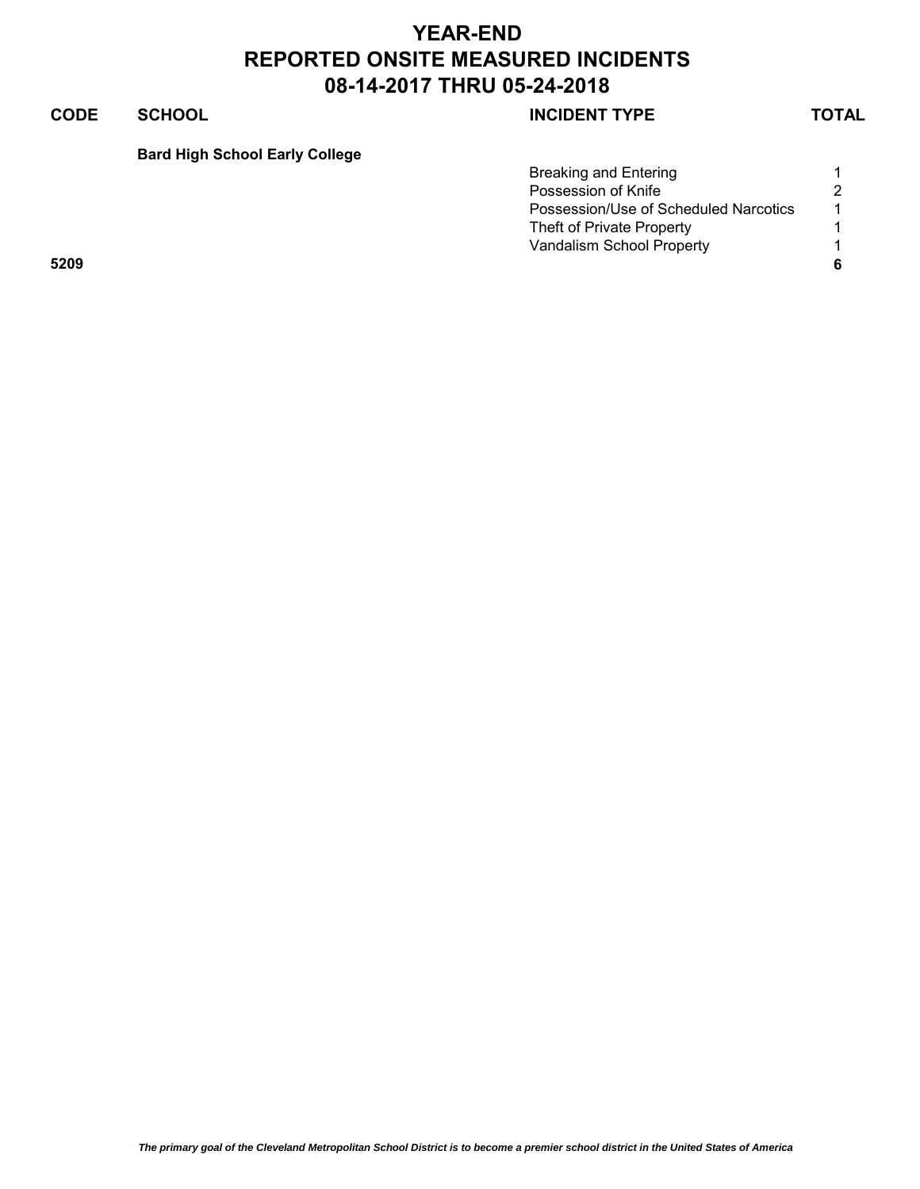# YEAR-END
# REPORTED ONSITE MEASURED INCIDENTS
# 08-14-2017 THRU 05-24-2018

| CODE | SCHOOL | INCIDENT TYPE | TOTAL |
|---|---|---|---|
| | **Bard High School Early College** | | |
| | | Breaking and Entering | 1 |
| | | Possession of Knife | 2 |
| | | Possession/Use of Scheduled Narcotics | 1 |
| | | Theft of Private Property | 1 |
| | | Vandalism School Property | 1 |
| **5209** | | | **6** |

*The primary goal of the Cleveland Metropolitan School District is to become a premier school district in the United States of America*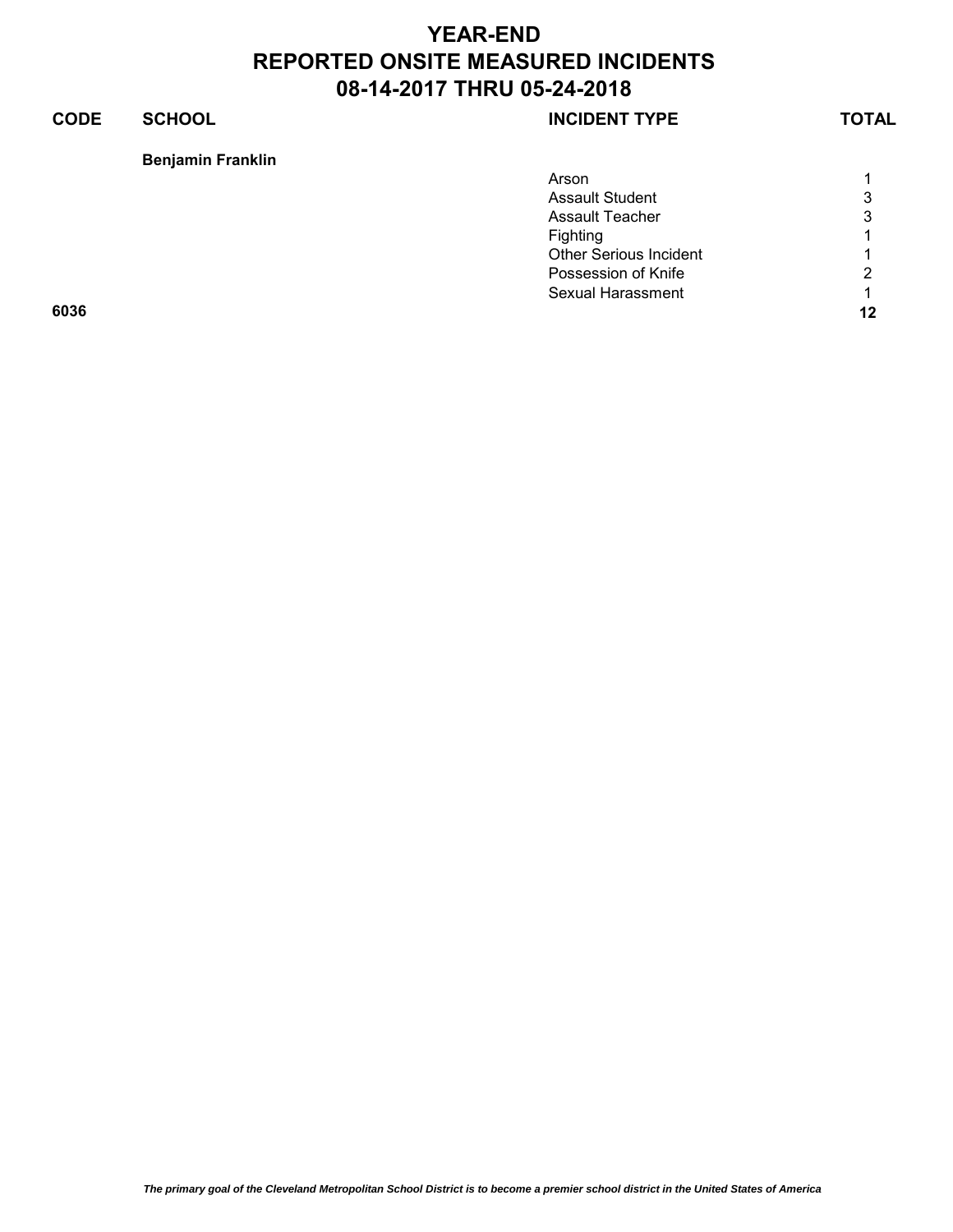# YEAR-END
# REPORTED ONSITE MEASURED INCIDENTS
# 08-14-2017 THRU 05-24-2018

| CODE | SCHOOL | INCIDENT TYPE | TOTAL |
|---|---|---|---|
| | **Benjamin Franklin** | | |
| | | Arson | 1 |
| | | Assault Student | 3 |
| | | Assault Teacher | 3 |
| | | Fighting | 1 |
| | | Other Serious Incident | 1 |
| | | Possession of Knife | 2 |
| | | Sexual Harassment | 1 |
| **6036** | | | **12** |

*The primary goal of the Cleveland Metropolitan School District is to become a premier school district in the United States of America*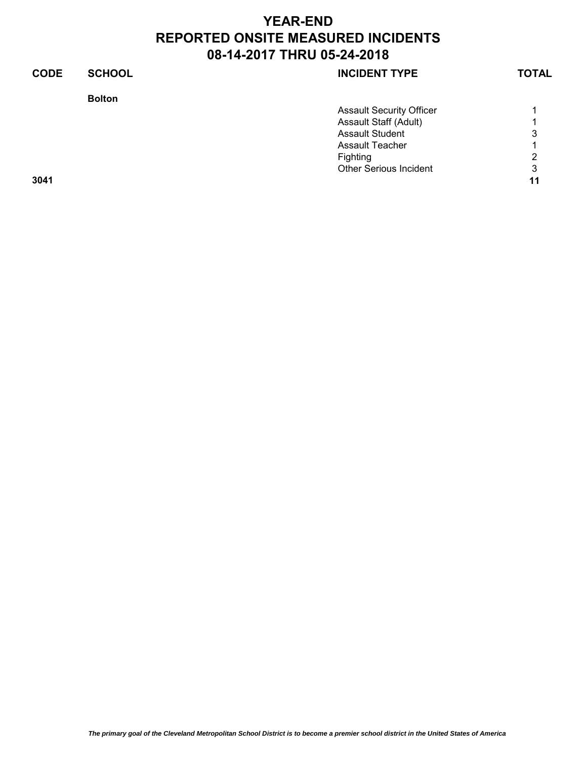# YEAR-END
# REPORTED ONSITE MEASURED INCIDENTS
# 08-14-2017 THRU 05-24-2018

| CODE | SCHOOL | INCIDENT TYPE | TOTAL |
|---|---|---|---|
| | **Bolton** | | |
| | | Assault Security Officer | 1 |
| | | Assault Staff (Adult) | 1 |
| | | Assault Student | 3 |
| | | Assault Teacher | 1 |
| | | Fighting | 2 |
| | | Other Serious Incident | 3 |
| **3041** | | | **11** |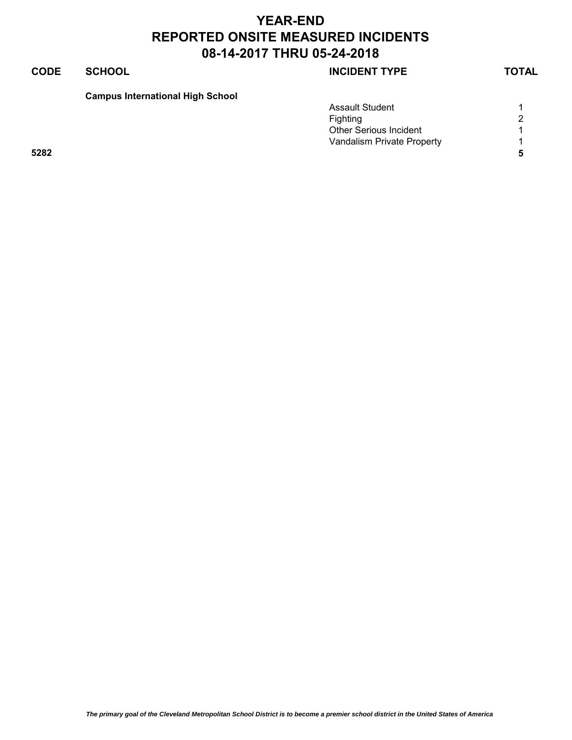# YEAR-END
# REPORTED ONSITE MEASURED INCIDENTS
# 08-14-2017 THRU 05-24-2018

| CODE | SCHOOL | INCIDENT TYPE | TOTAL |
|---|---|---|---|
| | **Campus International High School** | | |
| | | Assault Student | 1 |
| | | Fighting | 2 |
| | | Other Serious Incident | 1 |
| | | Vandalism Private Property | 1 |
| **5282** | | | **5** |

*The primary goal of the Cleveland Metropolitan School District is to become a premier school district in the United States of America*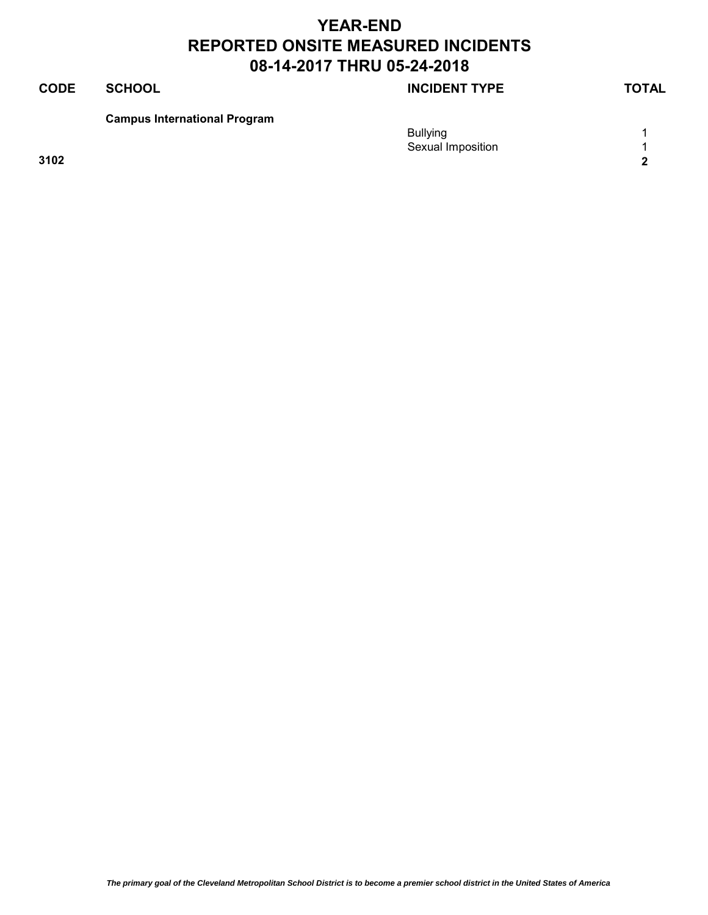# YEAR-END
# REPORTED ONSITE MEASURED INCIDENTS
# 08-14-2017 THRU 05-24-2018

| CODE | SCHOOL | INCIDENT TYPE | TOTAL |
|---|---|---|---|
| | **Campus International Program** | | |
| | | Bullying | 1 |
| | | Sexual Imposition | 1 |
| **3102** | | | **2** |

*The primary goal of the Cleveland Metropolitan School District is to become a premier school district in the United States of America*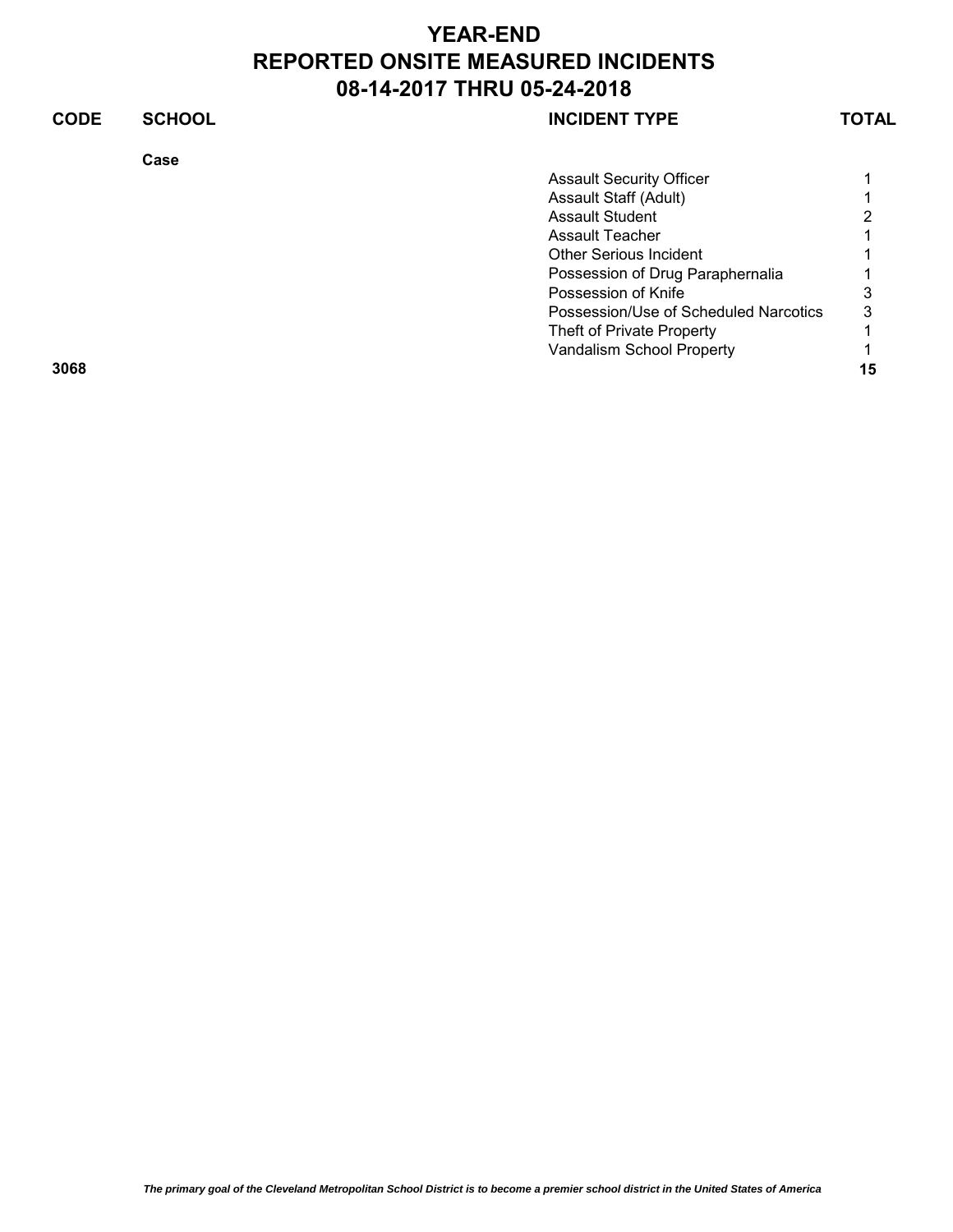# YEAR-END
# REPORTED ONSITE MEASURED INCIDENTS
# 08-14-2017 THRU 05-24-2018

| CODE | SCHOOL | INCIDENT TYPE | TOTAL |
|---|---|---|---|
| | **Case** | | |
| | | Assault Security Officer | 1 |
| | | Assault Staff (Adult) | 1 |
| | | Assault Student | 2 |
| | | Assault Teacher | 1 |
| | | Other Serious Incident | 1 |
| | | Possession of Drug Paraphernalia | 1 |
| | | Possession of Knife | 3 |
| | | Possession/Use of Scheduled Narcotics | 3 |
| | | Theft of Private Property | 1 |
| | | Vandalism School Property | 1 |
| **3068** | | | **15** |

*The primary goal of the Cleveland Metropolitan School District is to become a premier school district in the United States of America*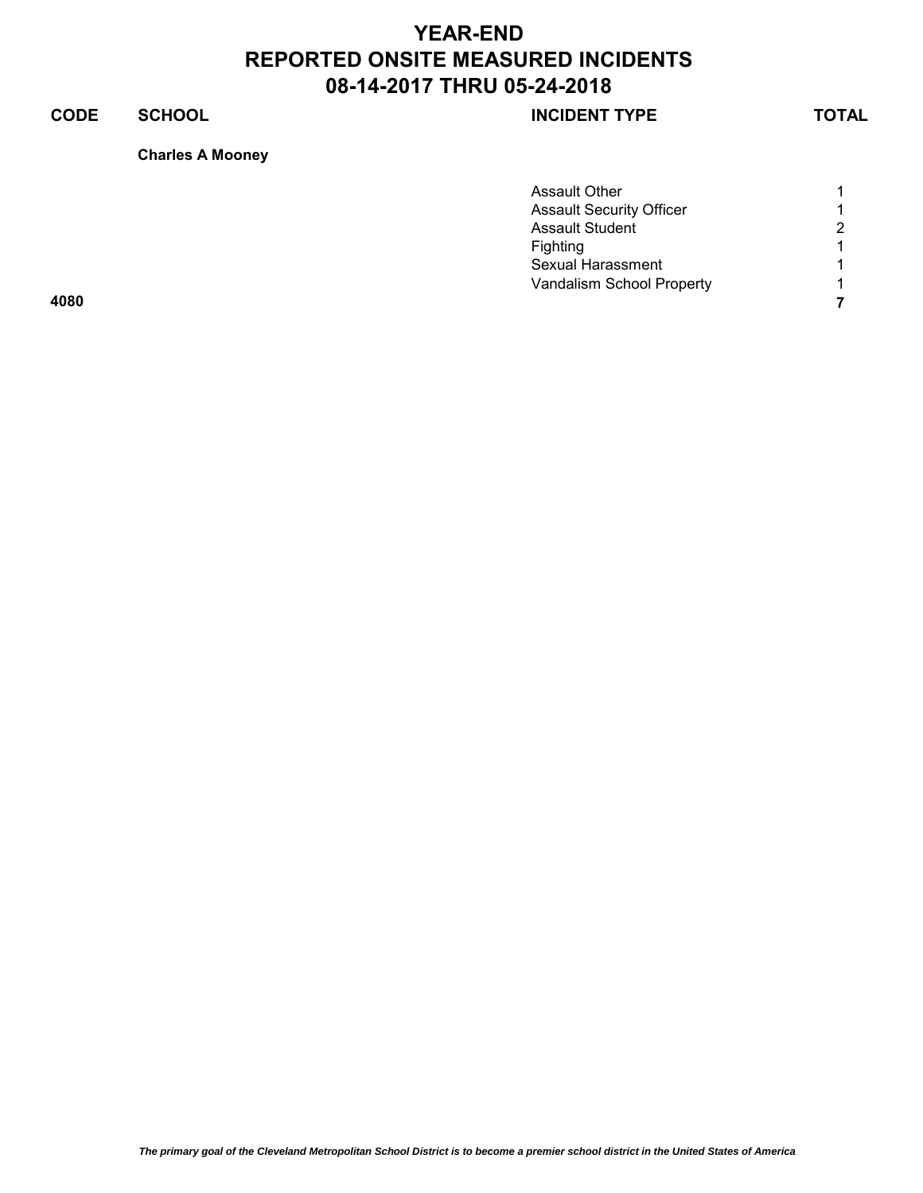# YEAR-END
# REPORTED ONSITE MEASURED INCIDENTS
# 08-14-2017 THRU 05-24-2018

| CODE | SCHOOL | INCIDENT TYPE | TOTAL |
|---|---|---|---|
| | **Charles A Mooney** | | |
| | | Assault Other | 1 |
| | | Assault Security Officer | 1 |
| | | Assault Student | 2 |
| | | Fighting | 1 |
| | | Sexual Harassment | 1 |
| | | Vandalism School Property | 1 |
| **4080** | | | **7** |

***The primary goal of the Cleveland Metropolitan School District is to become a premier school district in the United States of America***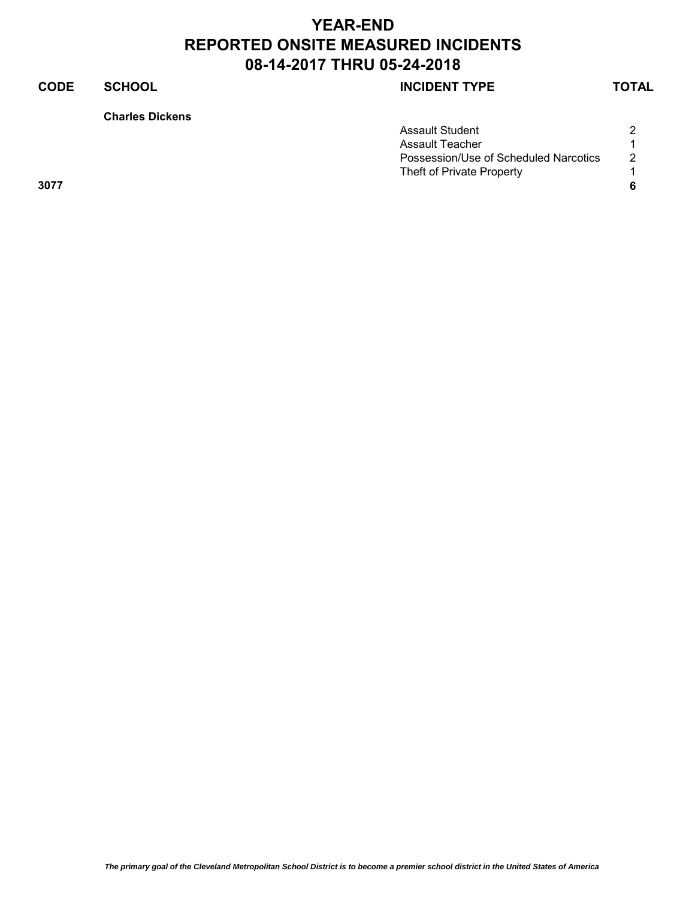# YEAR-END
# REPORTED ONSITE MEASURED INCIDENTS
# 08-14-2017 THRU 05-24-2018

| CODE | SCHOOL | INCIDENT TYPE | TOTAL |
|---|---|---|---|
| | **Charles Dickens** | | |
| | | Assault Student | 2 |
| | | Assault Teacher | 1 |
| | | Possession/Use of Scheduled Narcotics | 2 |
| | | Theft of Private Property | 1 |
| **3077** | | | **6** |

*The primary goal of the Cleveland Metropolitan School District is to become a premier school district in the United States of America*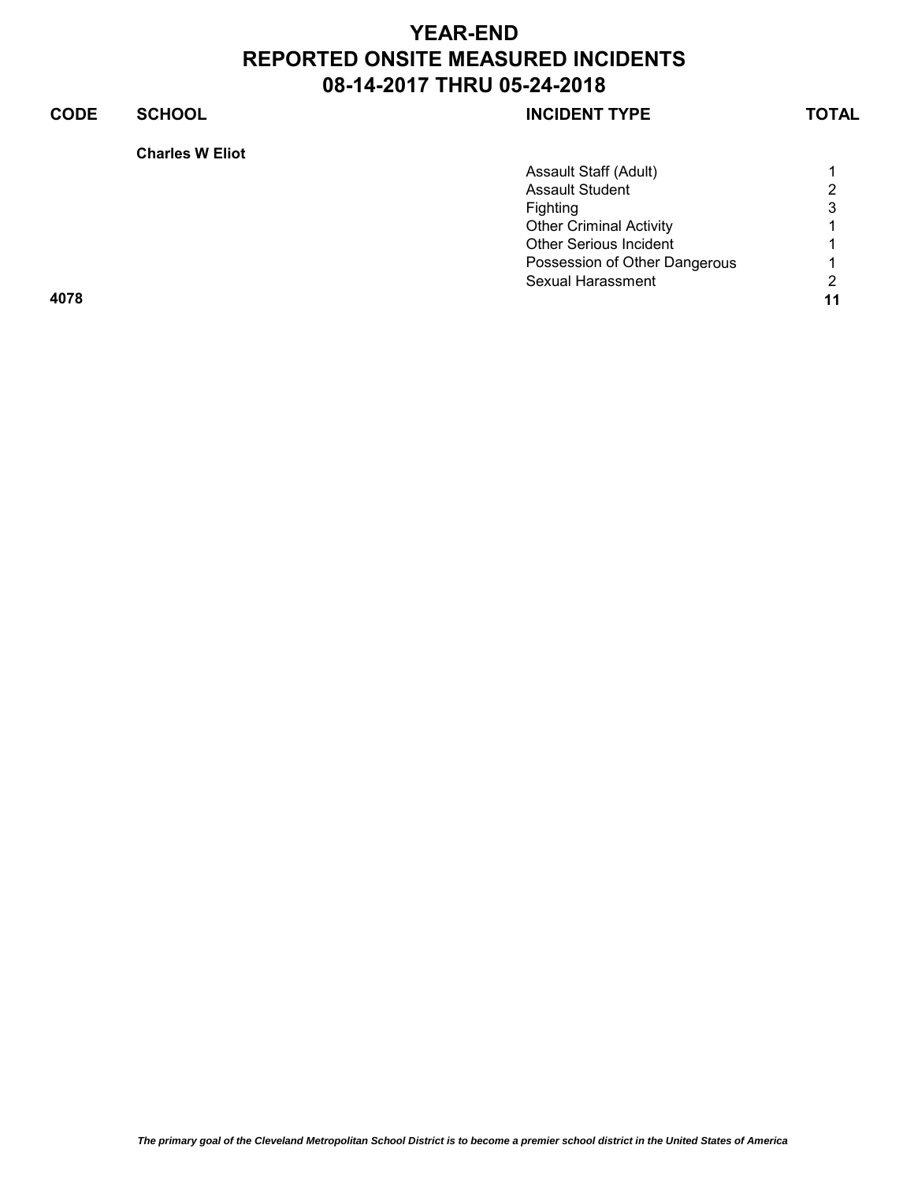# YEAR-END
# REPORTED ONSITE MEASURED INCIDENTS
# 08-14-2017 THRU 05-24-2018

| CODE | SCHOOL | INCIDENT TYPE | TOTAL |
|---|---|---|---|
| | **Charles W Eliot** | | |
| | | Assault Staff (Adult) | 1 |
| | | Assault Student | 2 |
| | | Fighting | 3 |
| | | Other Criminal Activity | 1 |
| | | Other Serious Incident | 1 |
| | | Possession of Other Dangerous | 1 |
| | | Sexual Harassment | 2 |
| **4078** | | | **11** |

*The primary goal of the Cleveland Metropolitan School District is to become a premier school district in the United States of America*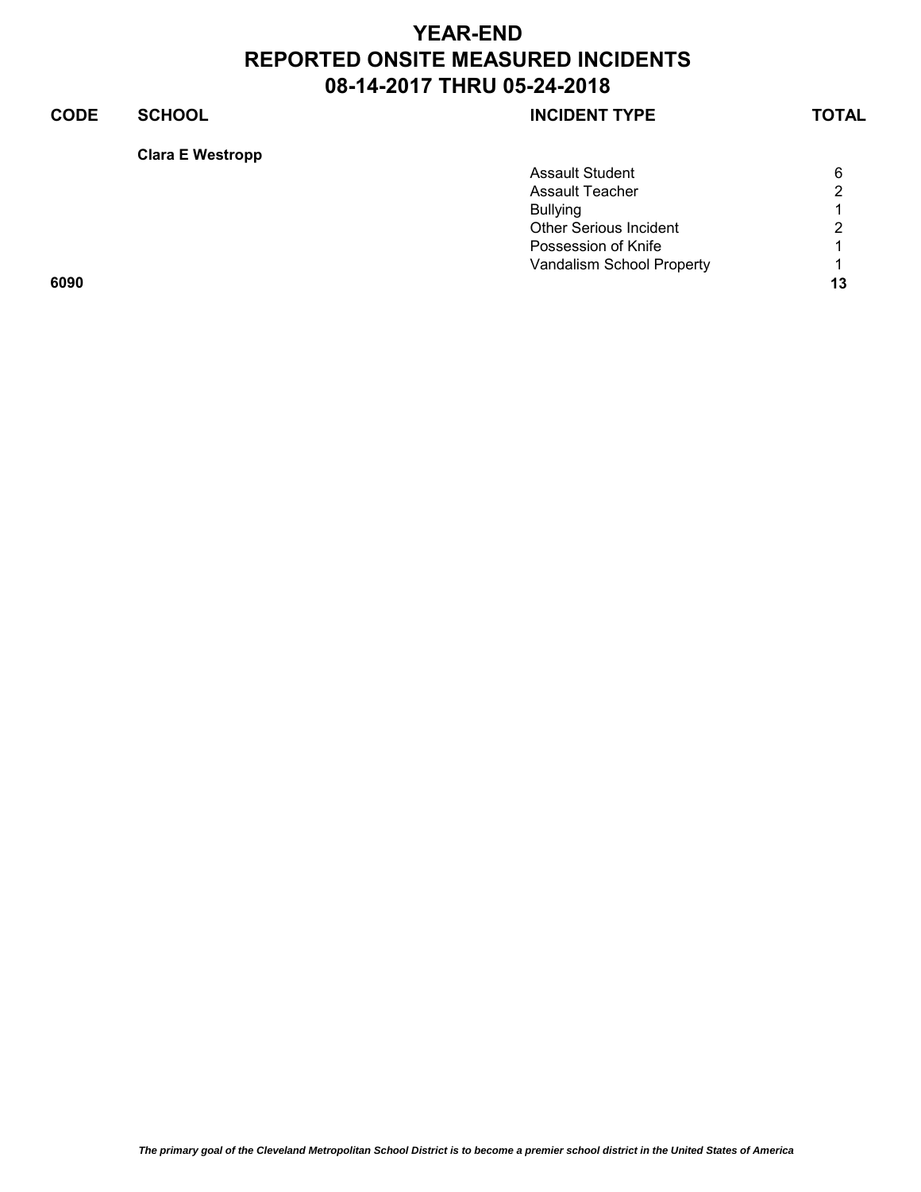# YEAR-END
# REPORTED ONSITE MEASURED INCIDENTS
# 08-14-2017 THRU 05-24-2018

| CODE | SCHOOL | INCIDENT TYPE | TOTAL |
|---|---|---|---|
| | **Clara E Westropp** | | |
| | | Assault Student | 6 |
| | | Assault Teacher | 2 |
| | | Bullying | 1 |
| | | Other Serious Incident | 2 |
| | | Possession of Knife | 1 |
| | | Vandalism School Property | 1 |
| **6090** | | | **13** |

*The primary goal of the Cleveland Metropolitan School District is to become a premier school district in the United States of America*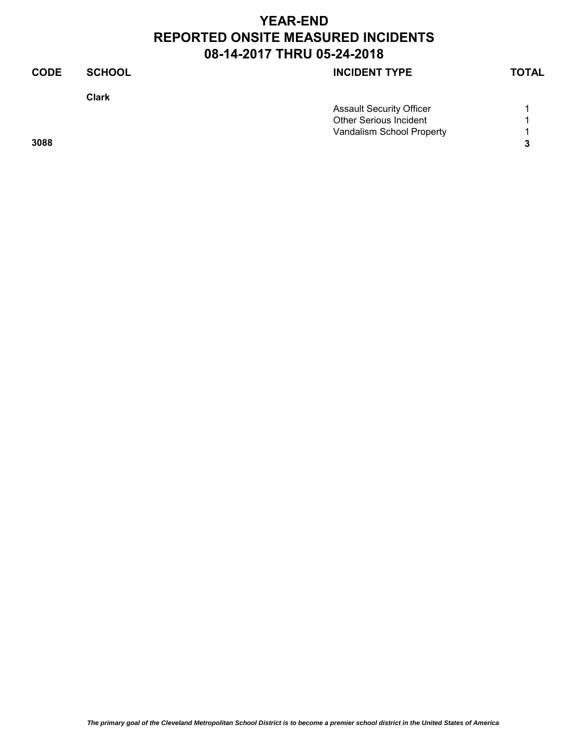# YEAR-END
# REPORTED ONSITE MEASURED INCIDENTS
# 08-14-2017 THRU 05-24-2018

| CODE | SCHOOL | INCIDENT TYPE | TOTAL |
|---|---|---|---|
| | **Clark** | | |
| | | Assault Security Officer | 1 |
| | | Other Serious Incident | 1 |
| | | Vandalism School Property | 1 |
| **3088** | | | **3** |

*The primary goal of the Cleveland Metropolitan School District is to become a premier school district in the United States of America*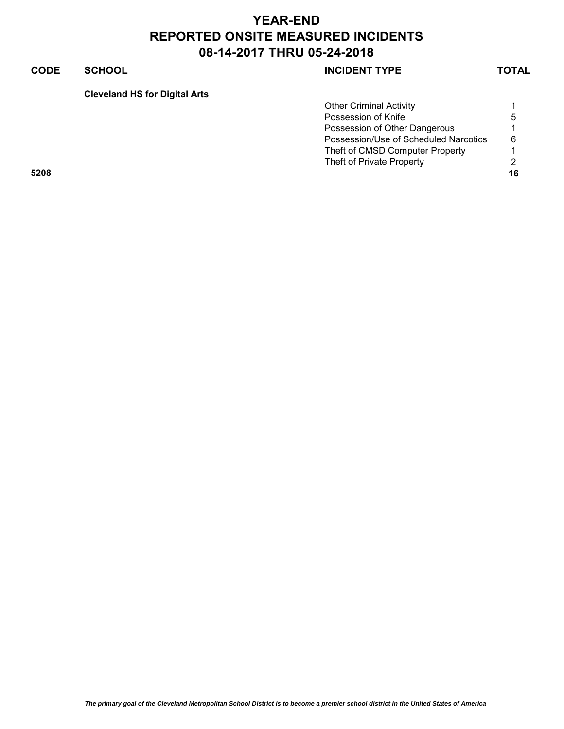# YEAR-END
# REPORTED ONSITE MEASURED INCIDENTS
# 08-14-2017 THRU 05-24-2018

| CODE | SCHOOL | INCIDENT TYPE | TOTAL |
|---|---|---|---|
| | **Cleveland HS for Digital Arts** | | |
| | | Other Criminal Activity | 1 |
| | | Possession of Knife | 5 |
| | | Possession of Other Dangerous | 1 |
| | | Possession/Use of Scheduled Narcotics | 6 |
| | | Theft of CMSD Computer Property | 1 |
| | | Theft of Private Property | 2 |
| **5208** | | | **16** |

*The primary goal of the Cleveland Metropolitan School District is to become a premier school district in the United States of America*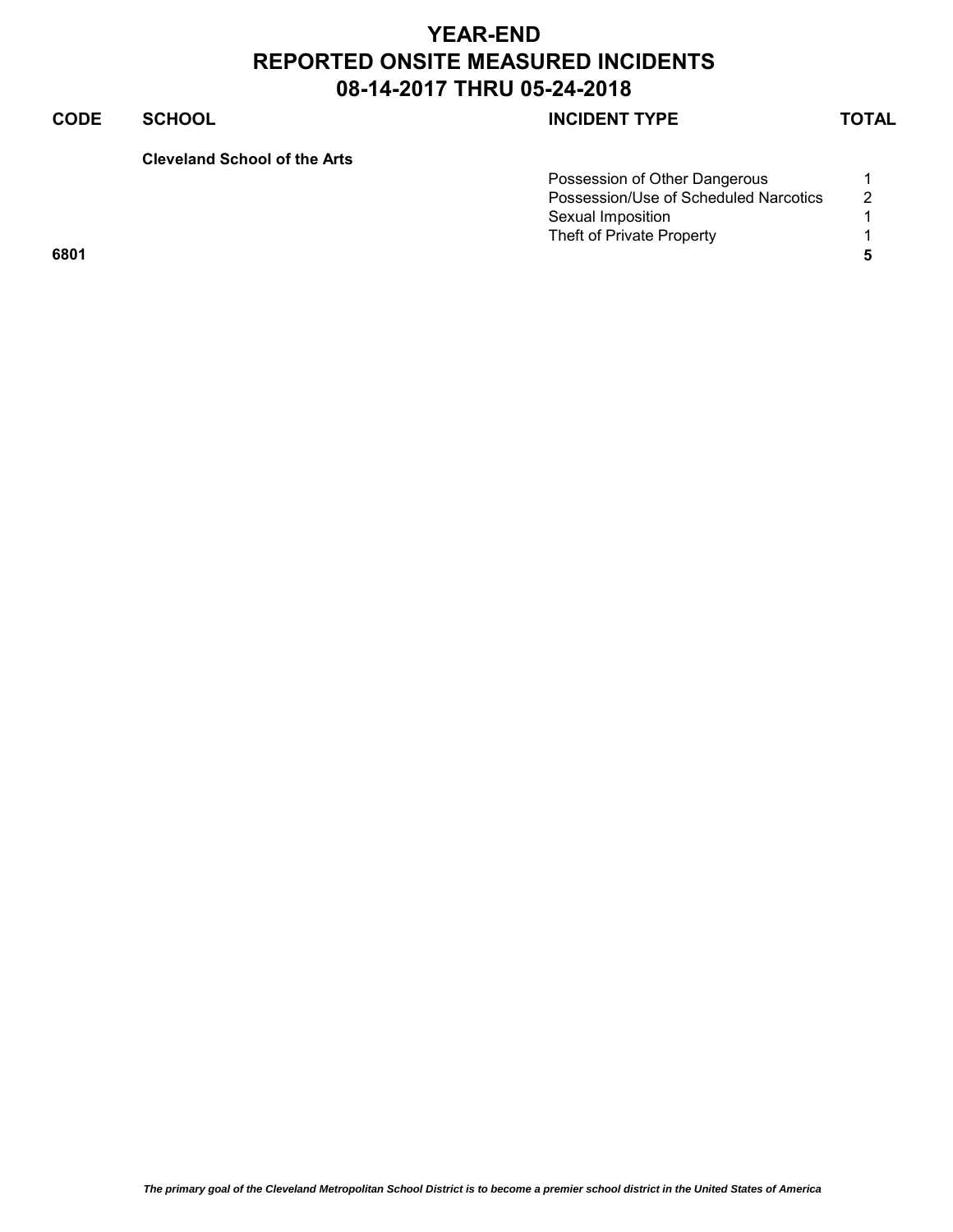# YEAR-END
# REPORTED ONSITE MEASURED INCIDENTS
# 08-14-2017 THRU 05-24-2018

| CODE | SCHOOL | INCIDENT TYPE | TOTAL |
| --- | --- | --- | --- |
| | **Cleveland School of the Arts** | | |
| | | Possession of Other Dangerous | 1 |
| | | Possession/Use of Scheduled Narcotics | 2 |
| | | Sexual Imposition | 1 |
| | | Theft of Private Property | 1 |
| **6801** | | | **5** |

*The primary goal of the Cleveland Metropolitan School District is to become a premier school district in the United States of America*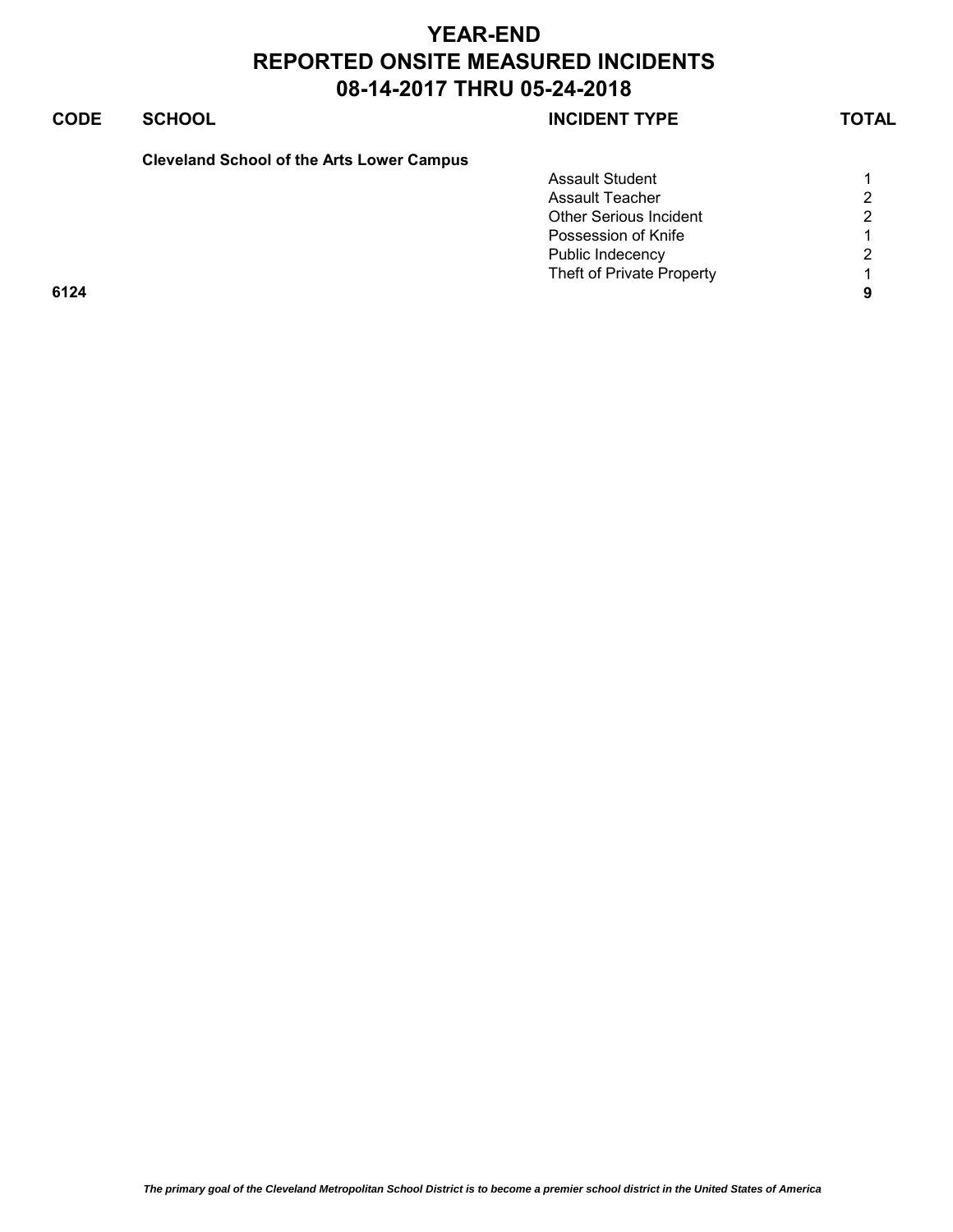# YEAR-END
# REPORTED ONSITE MEASURED INCIDENTS
# 08-14-2017 THRU 05-24-2018

| CODE | SCHOOL | INCIDENT TYPE | TOTAL |
|---|---|---|---|
| | **Cleveland School of the Arts Lower Campus** | | |
| | | Assault Student | 1 |
| | | Assault Teacher | 2 |
| | | Other Serious Incident | 2 |
| | | Possession of Knife | 1 |
| | | Public Indecency | 2 |
| | | Theft of Private Property | 1 |
| **6124** | | | **9** |

*The primary goal of the Cleveland Metropolitan School District is to become a premier school district in the United States of America*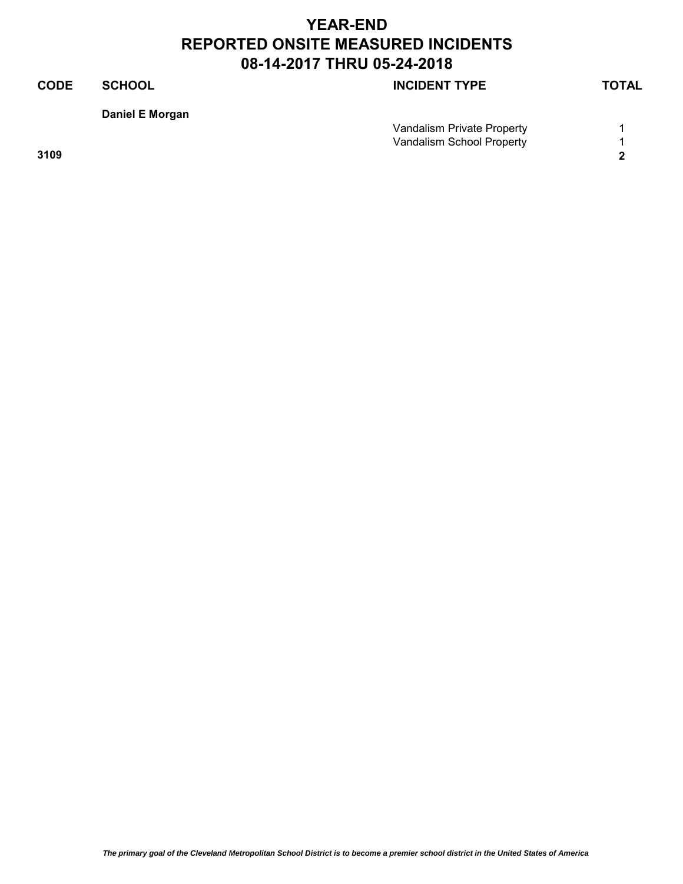# YEAR-END
# REPORTED ONSITE MEASURED INCIDENTS
# 08-14-2017 THRU 05-24-2018

| CODE | SCHOOL | INCIDENT TYPE | TOTAL |
|---|---|---|---|
| | **Daniel E Morgan** | | |
| | | Vandalism Private Property | 1 |
| | | Vandalism School Property | 1 |
| **3109** | | | **2** |

*The primary goal of the Cleveland Metropolitan School District is to become a premier school district in the United States of America*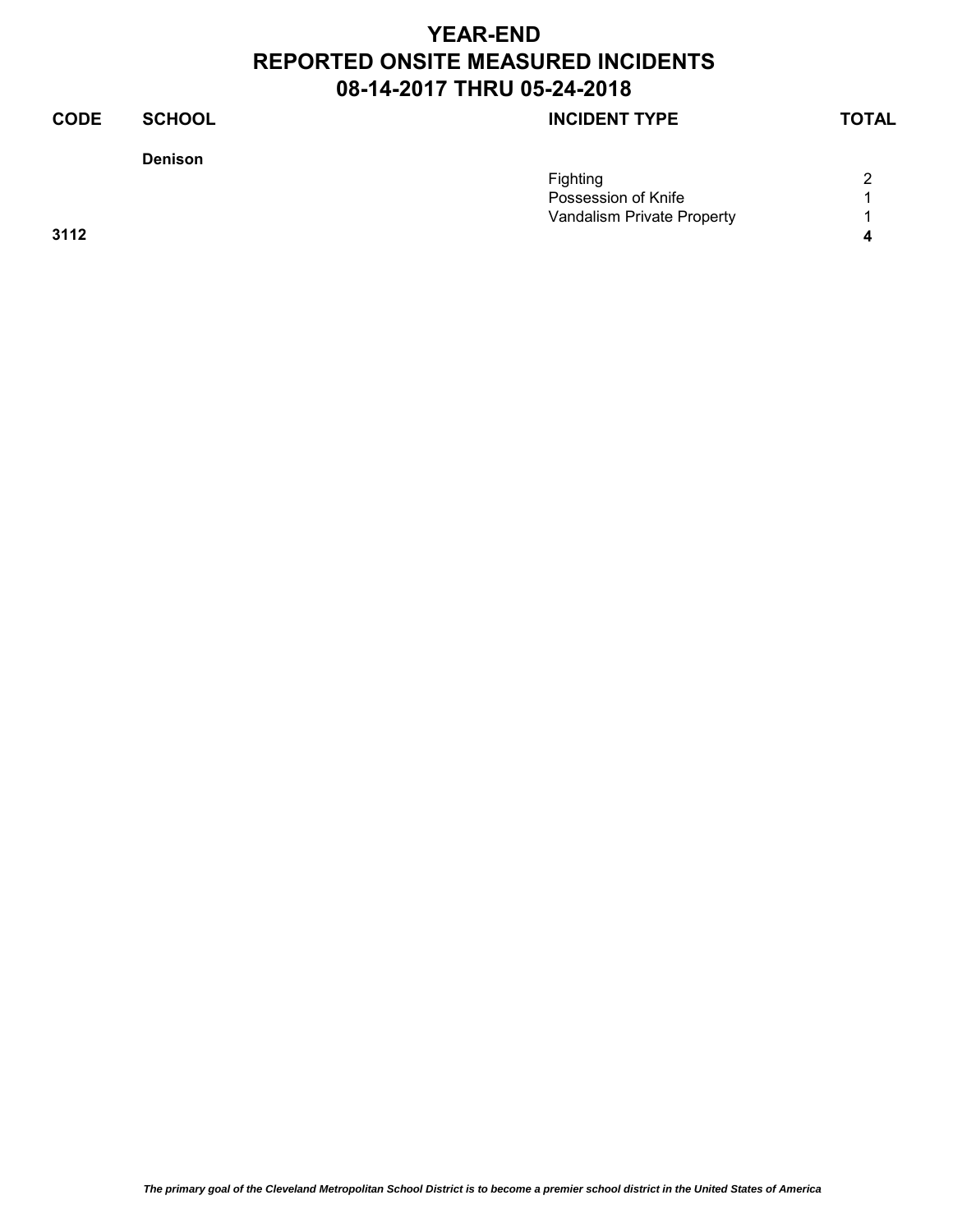# YEAR-END
# REPORTED ONSITE MEASURED INCIDENTS
# 08-14-2017 THRU 05-24-2018

| CODE | SCHOOL | INCIDENT TYPE | TOTAL |
|---|---|---|---|
| | **Denison** | | |
| | | Fighting | 2 |
| | | Possession of Knife | 1 |
| | | Vandalism Private Property | 1 |
| **3112** | | | **4** |

*The primary goal of the Cleveland Metropolitan School District is to become a premier school district in the United States of America*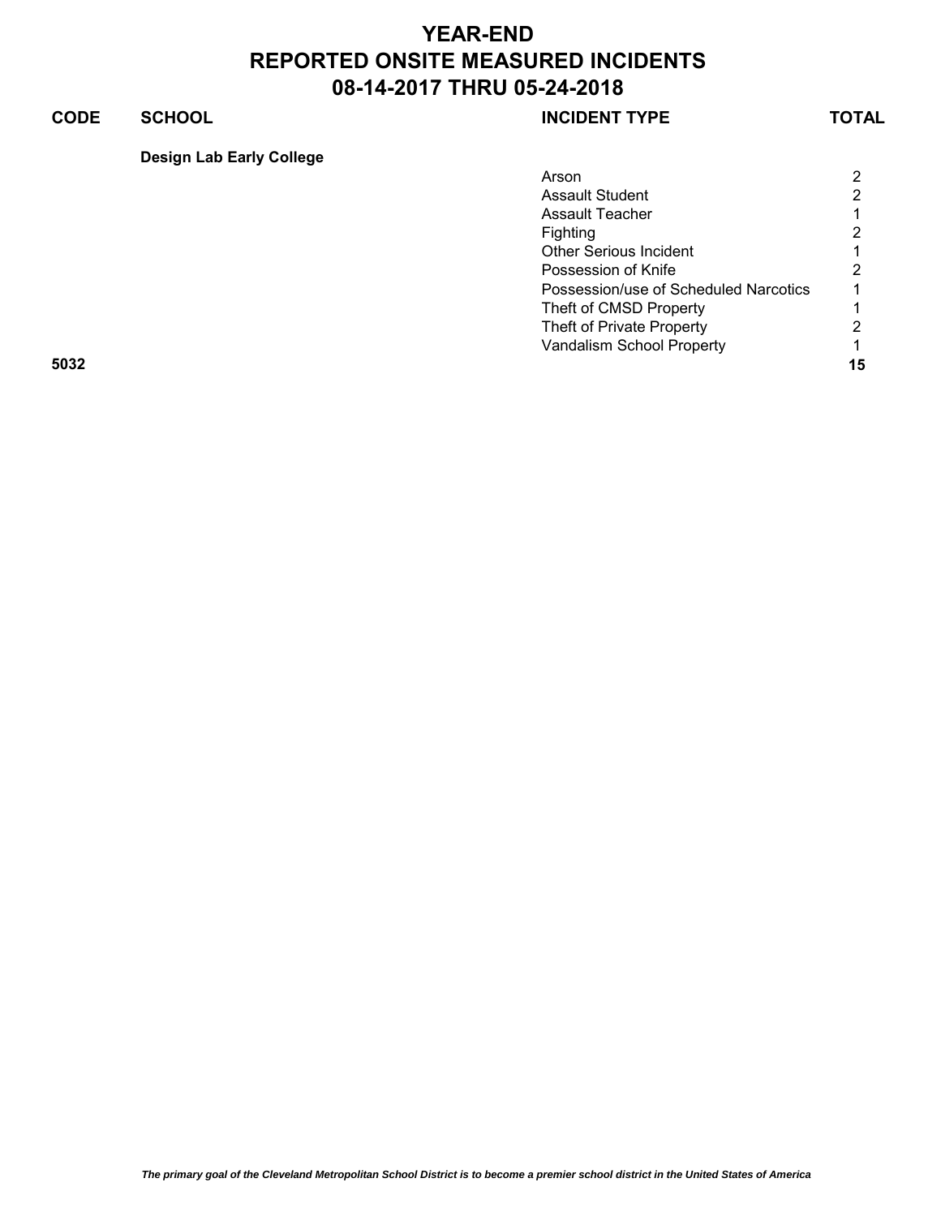# YEAR-END
# REPORTED ONSITE MEASURED INCIDENTS
# 08-14-2017 THRU 05-24-2018

| CODE | SCHOOL | INCIDENT TYPE | TOTAL |
|---|---|---|---|
| | **Design Lab Early College** | | |
| | | Arson | 2 |
| | | Assault Student | 2 |
| | | Assault Teacher | 1 |
| | | Fighting | 2 |
| | | Other Serious Incident | 1 |
| | | Possession of Knife | 2 |
| | | Possession/use of Scheduled Narcotics | 1 |
| | | Theft of CMSD Property | 1 |
| | | Theft of Private Property | 2 |
| | | Vandalism School Property | 1 |
| **5032** | | | **15** |

*The primary goal of the Cleveland Metropolitan School District is to become a premier school district in the United States of America*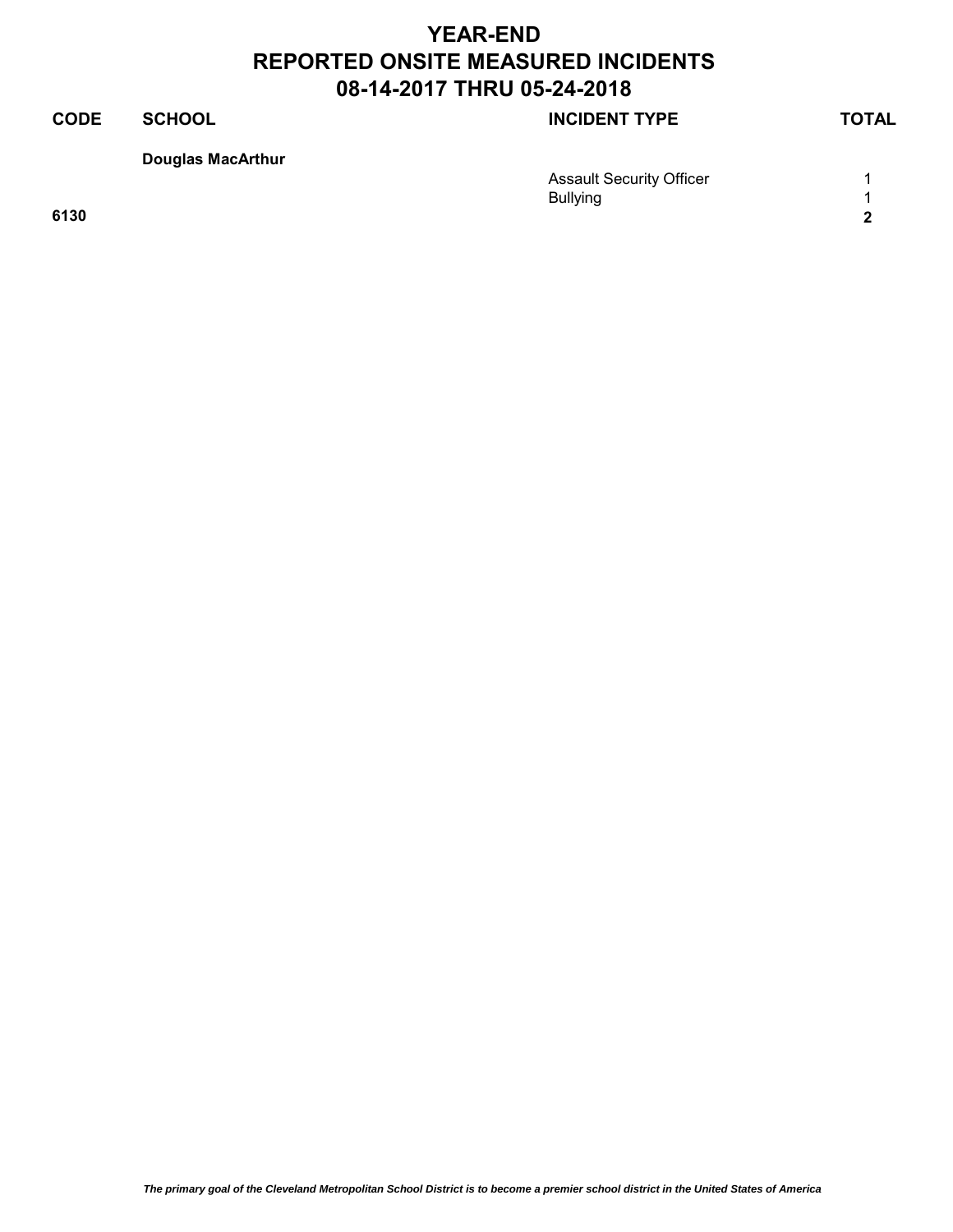# YEAR-END
# REPORTED ONSITE MEASURED INCIDENTS
# 08-14-2017 THRU 05-24-2018

| CODE | SCHOOL | INCIDENT TYPE | TOTAL |
|---|---|---|---|
| | **Douglas MacArthur** | | |
| | | Assault Security Officer | 1 |
| | | Bullying | 1 |
| **6130** | | | **2** |

*The primary goal of the Cleveland Metropolitan School District is to become a premier school district in the United States of America*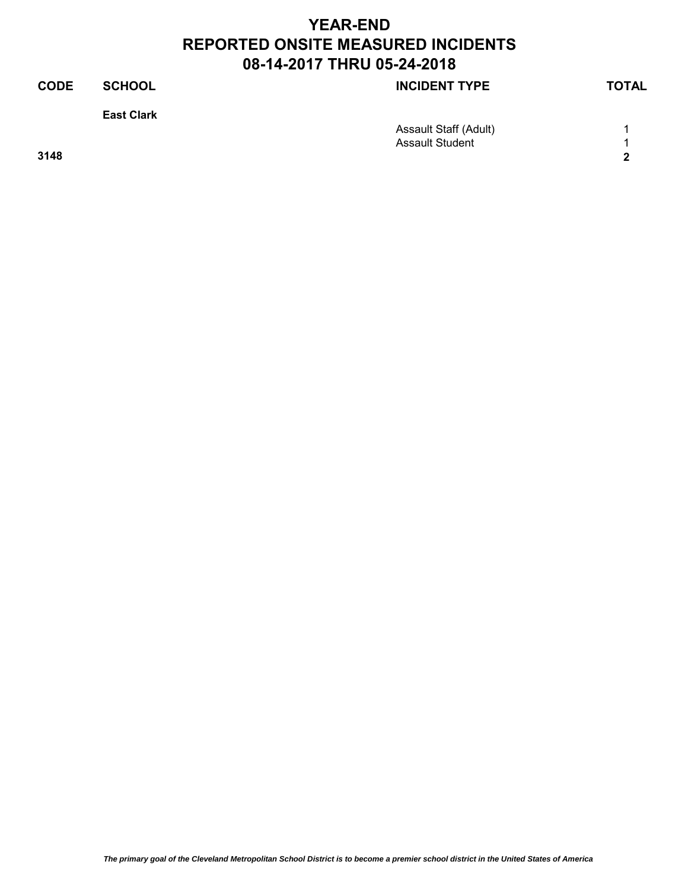# YEAR-END
# REPORTED ONSITE MEASURED INCIDENTS
# 08-14-2017 THRU 05-24-2018

| CODE | SCHOOL | INCIDENT TYPE | TOTAL |
|---|---|---|---|
| | **East Clark** | | |
| | | Assault Staff (Adult) | 1 |
| | | Assault Student | 1 |
| **3148** | | | **2** |

*The primary goal of the Cleveland Metropolitan School District is to become a premier school district in the United States of America*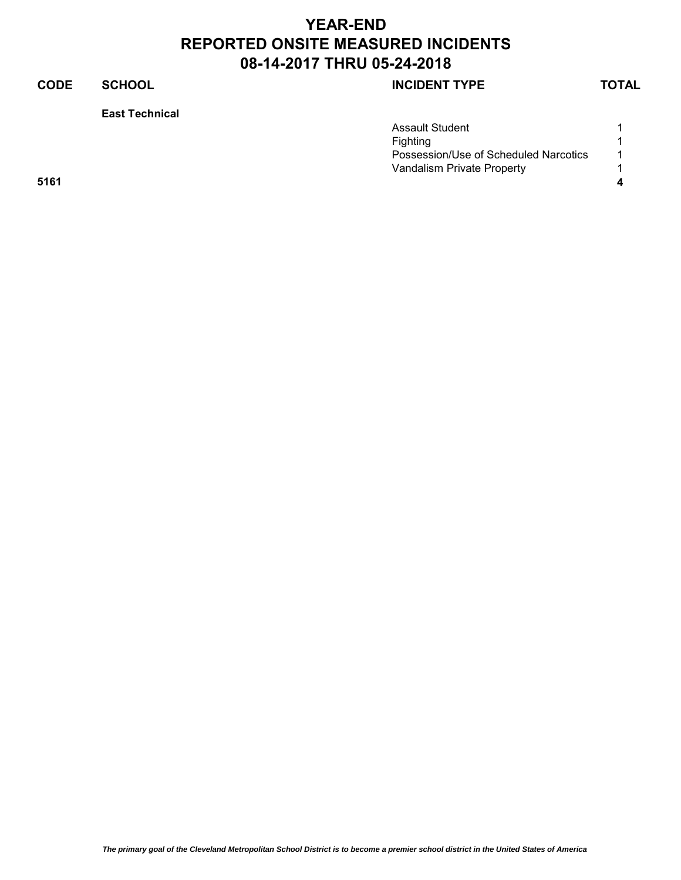# YEAR-END
# REPORTED ONSITE MEASURED INCIDENTS
# 08-14-2017 THRU 05-24-2018

| CODE | SCHOOL | INCIDENT TYPE | TOTAL |
|---|---|---|---|
| | **East Technical** | | |
| | | Assault Student | 1 |
| | | Fighting | 1 |
| | | Possession/Use of Scheduled Narcotics | 1 |
| | | Vandalism Private Property | 1 |
| **5161** | | | **4** |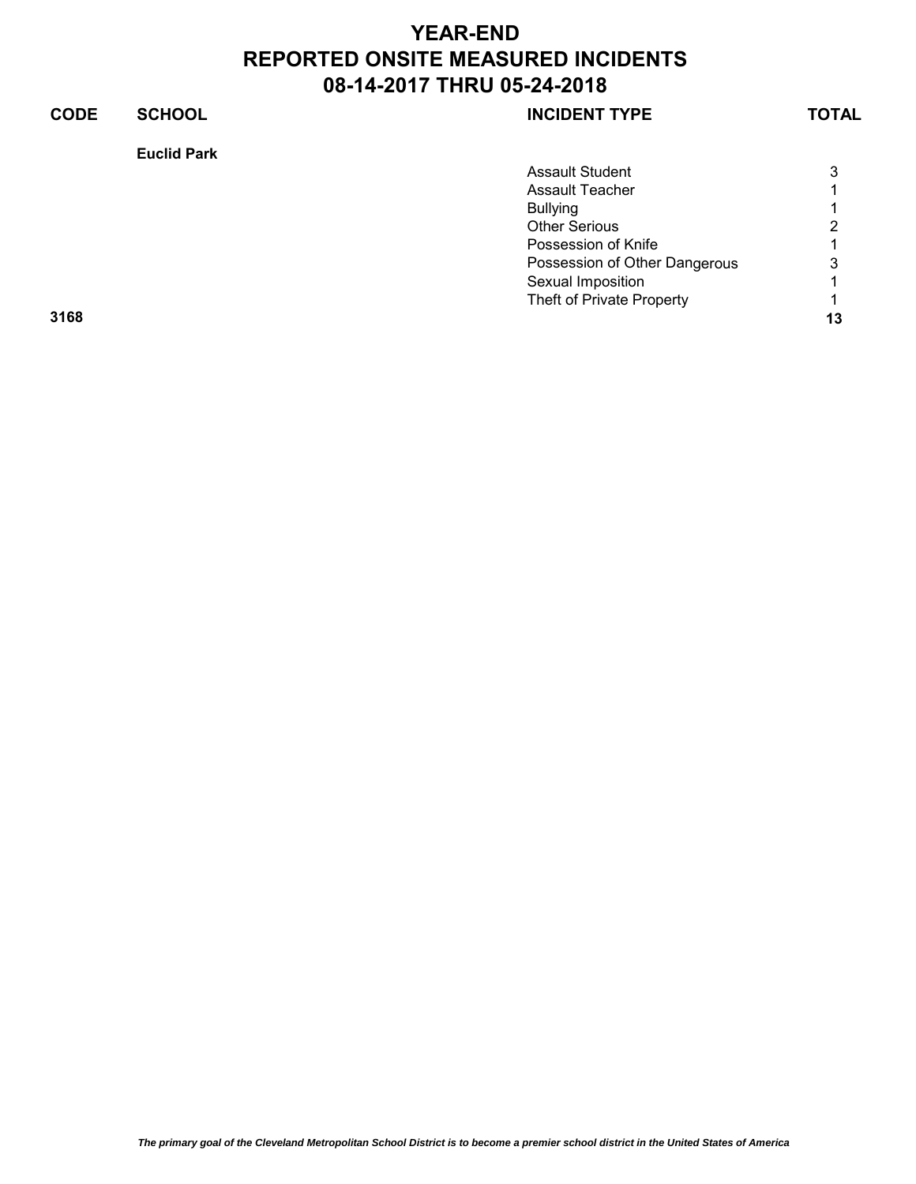# YEAR-END
# REPORTED ONSITE MEASURED INCIDENTS
# 08-14-2017 THRU 05-24-2018

| CODE | SCHOOL | INCIDENT TYPE | TOTAL |
|---|---|---|---|
| | **Euclid Park** | | |
| | | Assault Student | 3 |
| | | Assault Teacher | 1 |
| | | Bullying | 1 |
| | | Other Serious | 2 |
| | | Possession of Knife | 1 |
| | | Possession of Other Dangerous | 3 |
| | | Sexual Imposition | 1 |
| | | Theft of Private Property | 1 |
| **3168** | | | **13** |

*The primary goal of the Cleveland Metropolitan School District is to become a premier school district in the United States of America*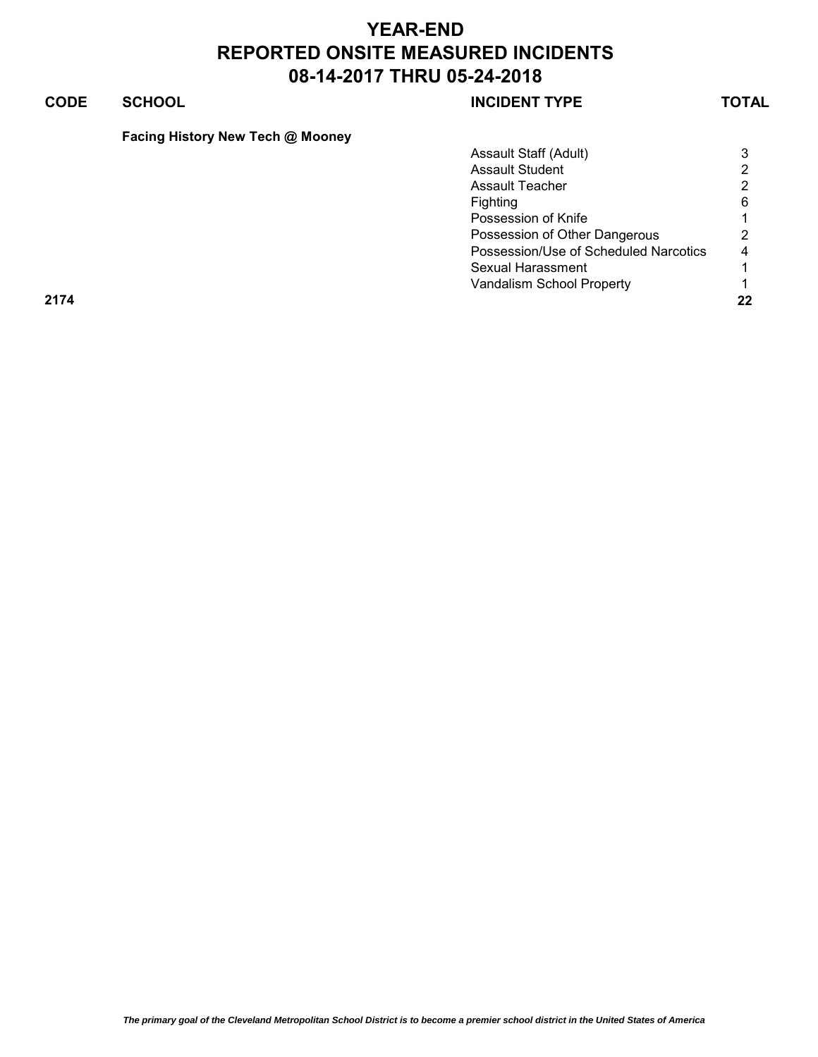# YEAR-END
# REPORTED ONSITE MEASURED INCIDENTS
# 08-14-2017 THRU 05-24-2018

| CODE | SCHOOL | INCIDENT TYPE | TOTAL |
|---|---|---|---|
| | **Facing History New Tech @ Mooney** | | |
| | | Assault Staff (Adult) | 3 |
| | | Assault Student | 2 |
| | | Assault Teacher | 2 |
| | | Fighting | 6 |
| | | Possession of Knife | 1 |
| | | Possession of Other Dangerous | 2 |
| | | Possession/Use of Scheduled Narcotics | 4 |
| | | Sexual Harassment | 1 |
| | | Vandalism School Property | 1 |
| **2174** | | | **22** |

*The primary goal of the Cleveland Metropolitan School District is to become a premier school district in the United States of America*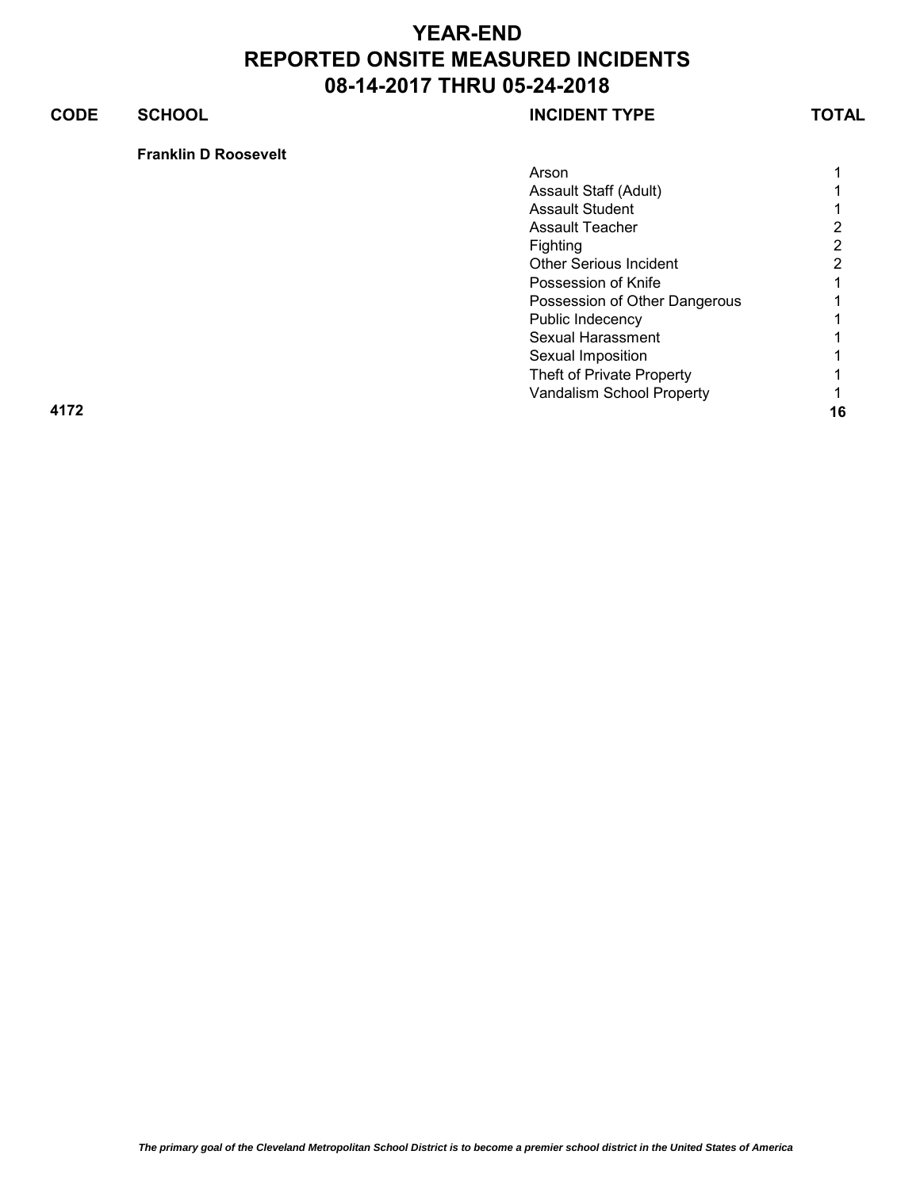# YEAR-END
# REPORTED ONSITE MEASURED INCIDENTS
# 08-14-2017 THRU 05-24-2018

| CODE | SCHOOL | INCIDENT TYPE | TOTAL |
|---|---|---|---|
| | **Franklin D Roosevelt** | | |
| | | Arson | 1 |
| | | Assault Staff (Adult) | 1 |
| | | Assault Student | 1 |
| | | Assault Teacher | 2 |
| | | Fighting | 2 |
| | | Other Serious Incident | 2 |
| | | Possession of Knife | 1 |
| | | Possession of Other Dangerous | 1 |
| | | Public Indecency | 1 |
| | | Sexual Harassment | 1 |
| | | Sexual Imposition | 1 |
| | | Theft of Private Property | 1 |
| | | Vandalism School Property | 1 |
| **4172** | | | **16** |

*The primary goal of the Cleveland Metropolitan School District is to become a premier school district in the United States of America*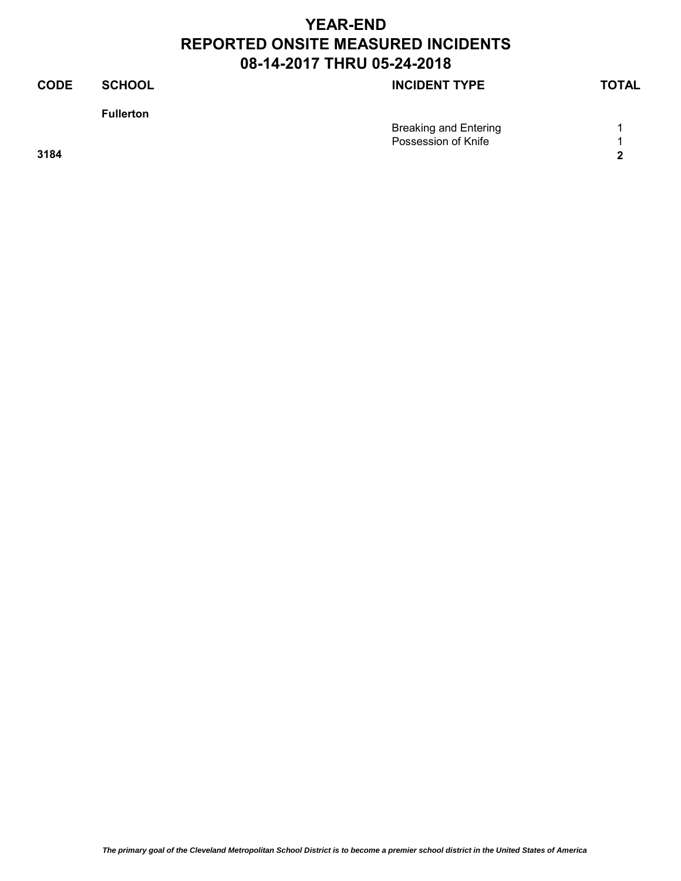# YEAR-END
# REPORTED ONSITE MEASURED INCIDENTS
# 08-14-2017 THRU 05-24-2018

| CODE | SCHOOL | INCIDENT TYPE | TOTAL |
|---|---|---|---|
| | **Fullerton** | | |
| | | Breaking and Entering | 1 |
| | | Possession of Knife | 1 |
| **3184** | | | **2** |

*The primary goal of the Cleveland Metropolitan School District is to become a premier school district in the United States of America*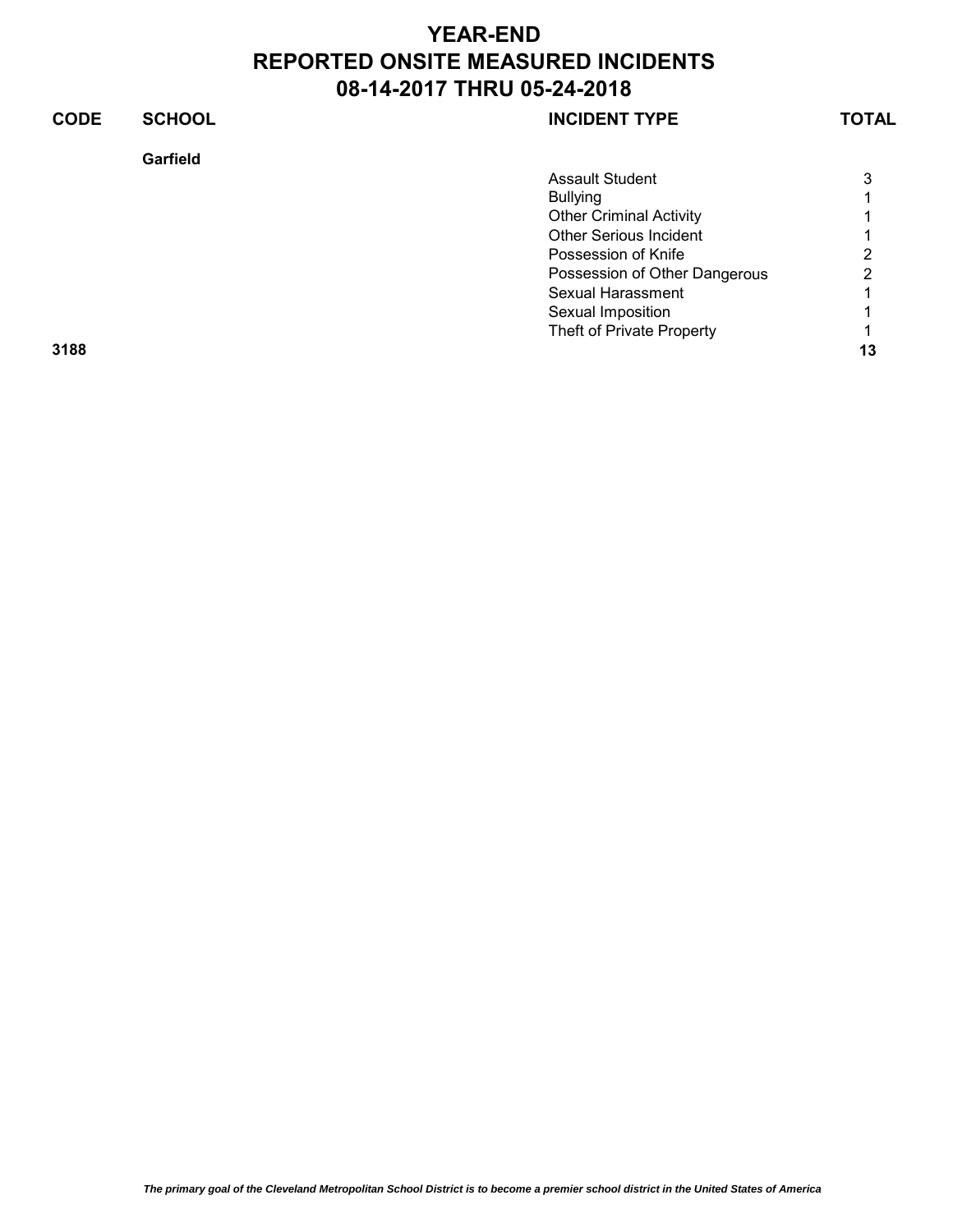# YEAR-END
# REPORTED ONSITE MEASURED INCIDENTS
# 08-14-2017 THRU 05-24-2018

| CODE | SCHOOL | INCIDENT TYPE | TOTAL |
|---|---|---|---|
| | **Garfield** | | |
| | | Assault Student | 3 |
| | | Bullying | 1 |
| | | Other Criminal Activity | 1 |
| | | Other Serious Incident | 1 |
| | | Possession of Knife | 2 |
| | | Possession of Other Dangerous | 2 |
| | | Sexual Harassment | 1 |
| | | Sexual Imposition | 1 |
| | | Theft of Private Property | 1 |
| **3188** | | | **13** |

*The primary goal of the Cleveland Metropolitan School District is to become a premier school district in the United States of America*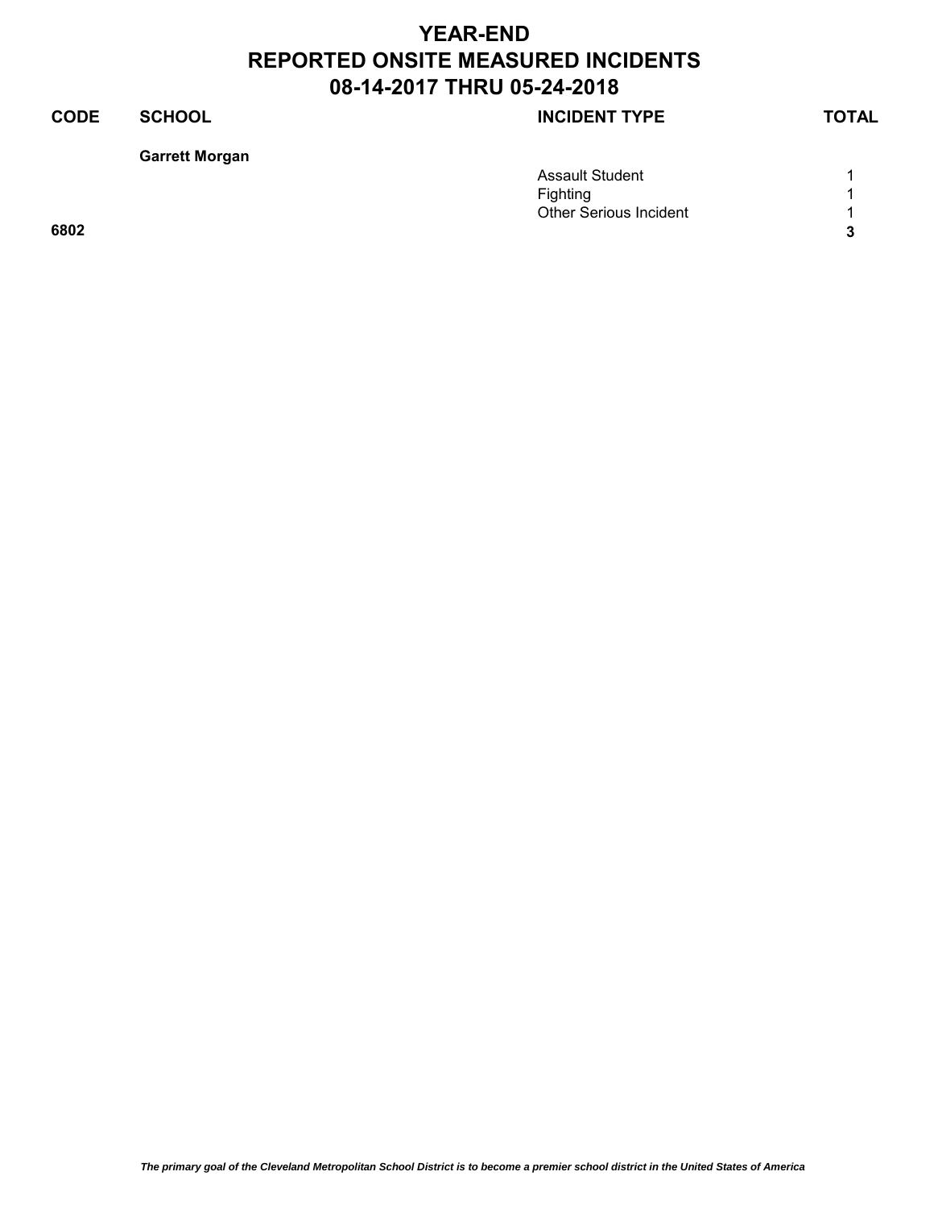# YEAR-END
# REPORTED ONSITE MEASURED INCIDENTS
# 08-14-2017 THRU 05-24-2018

| CODE | SCHOOL | INCIDENT TYPE | TOTAL |
|---|---|---|---|
| | **Garrett Morgan** | | |
| | | Assault Student | 1 |
| | | Fighting | 1 |
| | | Other Serious Incident | 1 |
| **6802** | | | **3** |

*The primary goal of the Cleveland Metropolitan School District is to become a premier school district in the United States of America*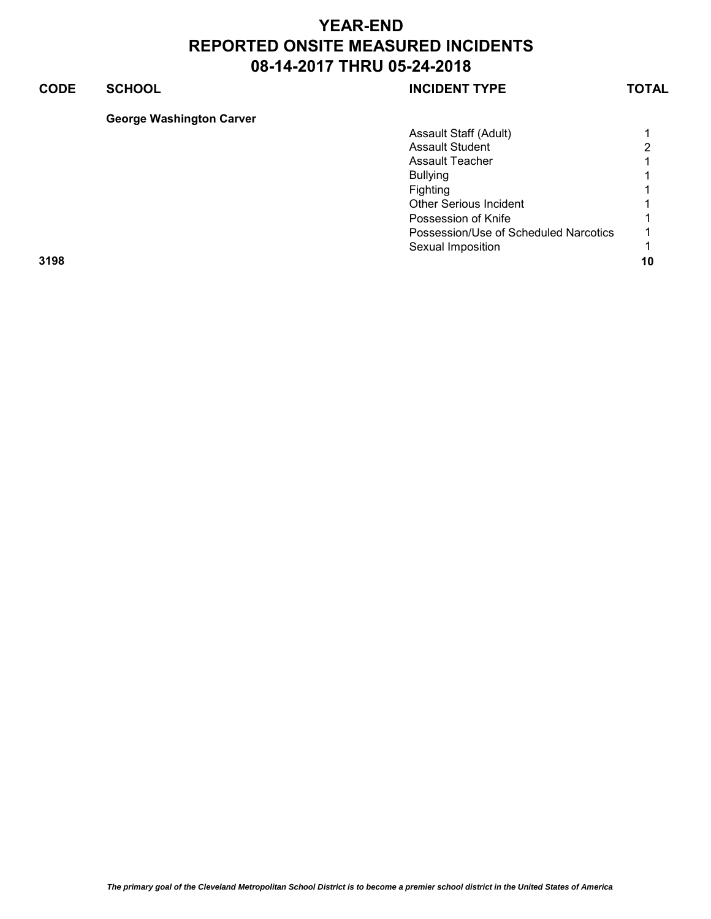# YEAR-END
# REPORTED ONSITE MEASURED INCIDENTS
# 08-14-2017 THRU 05-24-2018

| CODE | SCHOOL | INCIDENT TYPE | TOTAL |
|---|---|---|---|
| | **George Washington Carver** | | |
| | | Assault Staff (Adult) | 1 |
| | | Assault Student | 2 |
| | | Assault Teacher | 1 |
| | | Bullying | 1 |
| | | Fighting | 1 |
| | | Other Serious Incident | 1 |
| | | Possession of Knife | 1 |
| | | Possession/Use of Scheduled Narcotics | 1 |
| | | Sexual Imposition | 1 |
| **3198** | | | **10** |

*The primary goal of the Cleveland Metropolitan School District is to become a premier school district in the United States of America*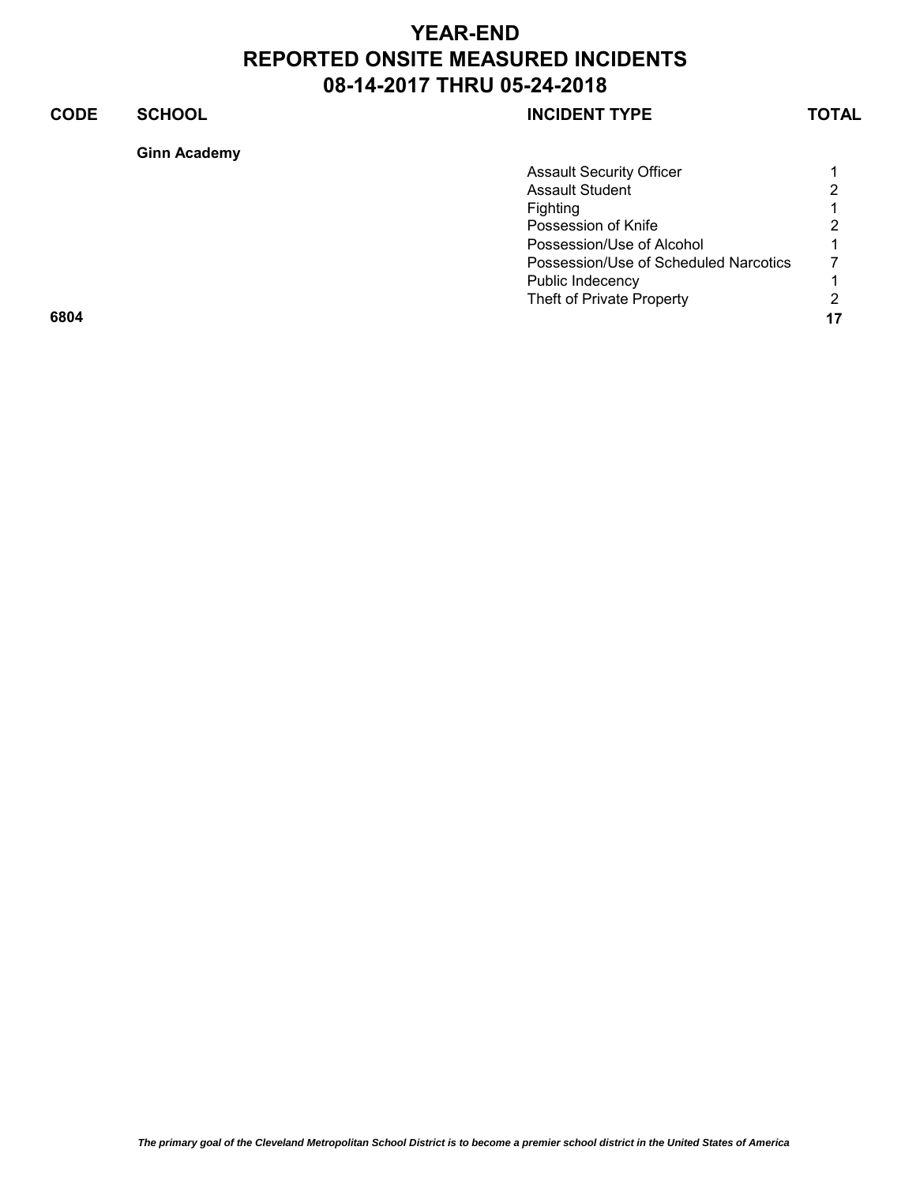# YEAR-END
# REPORTED ONSITE MEASURED INCIDENTS
# 08-14-2017 THRU 05-24-2018

| CODE | SCHOOL | INCIDENT TYPE | TOTAL |
|---|---|---|---|
| | **Ginn Academy** | | |
| | | Assault Security Officer | 1 |
| | | Assault Student | 2 |
| | | Fighting | 1 |
| | | Possession of Knife | 2 |
| | | Possession/Use of Alcohol | 1 |
| | | Possession/Use of Scheduled Narcotics | 7 |
| | | Public Indecency | 1 |
| | | Theft of Private Property | 2 |
| **6804** | | | **17** |

*The primary goal of the Cleveland Metropolitan School District is to become a premier school district in the United States of America*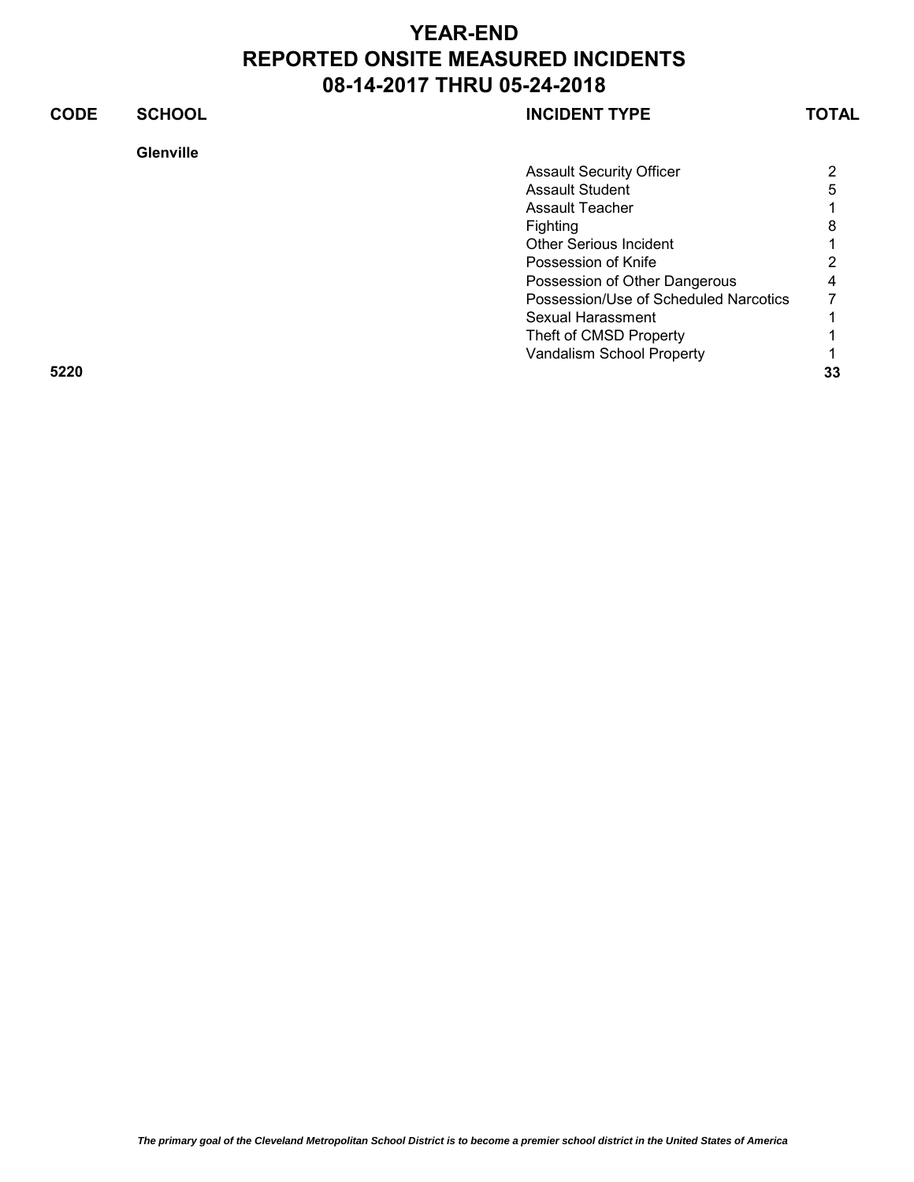# YEAR-END
# REPORTED ONSITE MEASURED INCIDENTS
# 08-14-2017 THRU 05-24-2018

| CODE | SCHOOL | INCIDENT TYPE | TOTAL |
|---|---|---|---|
| | **Glenville** | | |
| | | Assault Security Officer | 2 |
| | | Assault Student | 5 |
| | | Assault Teacher | 1 |
| | | Fighting | 8 |
| | | Other Serious Incident | 1 |
| | | Possession of Knife | 2 |
| | | Possession of Other Dangerous | 4 |
| | | Possession/Use of Scheduled Narcotics | 7 |
| | | Sexual Harassment | 1 |
| | | Theft of CMSD Property | 1 |
| | | Vandalism School Property | 1 |
| **5220** | | | **33** |

*The primary goal of the Cleveland Metropolitan School District is to become a premier school district in the United States of America*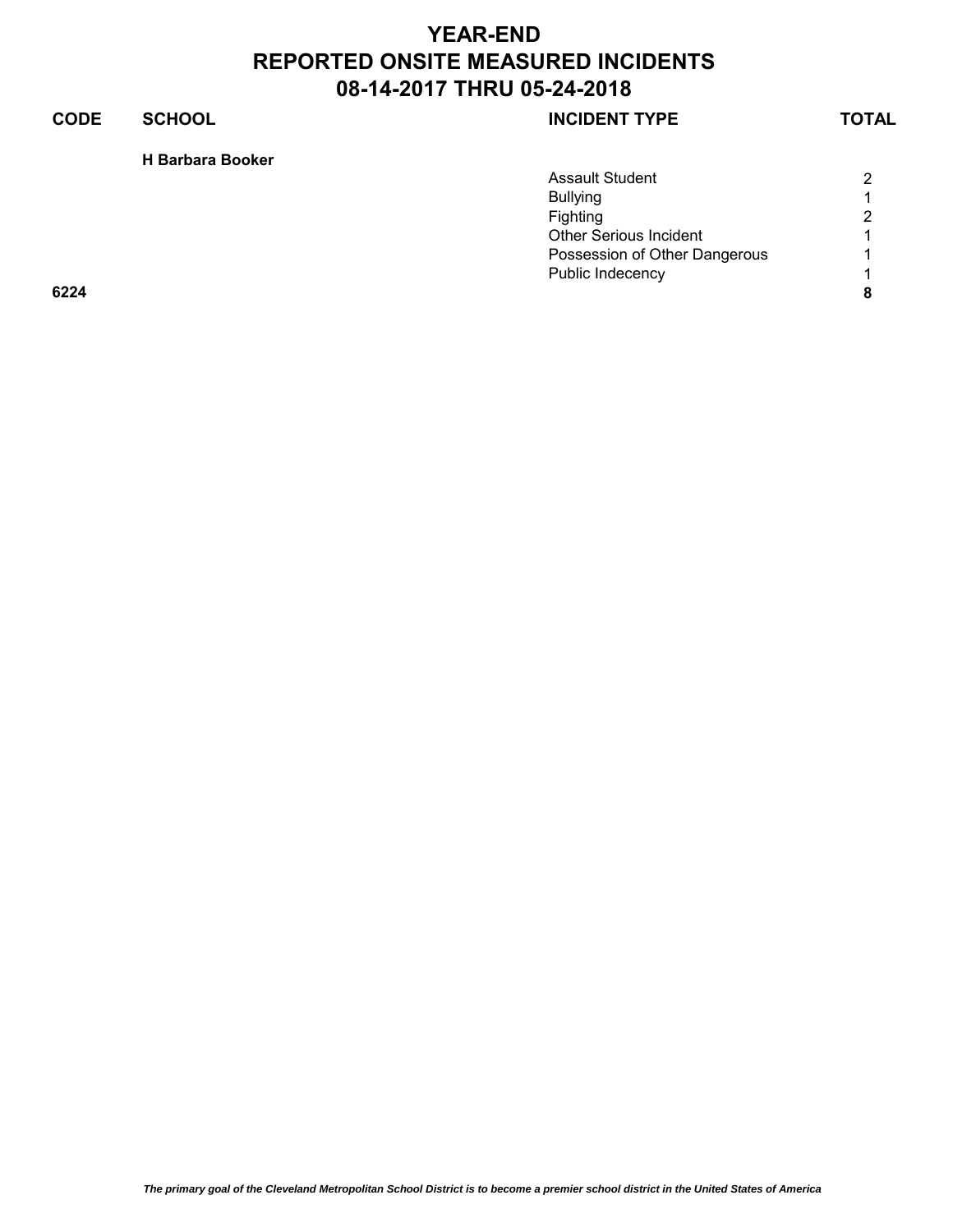# YEAR-END
# REPORTED ONSITE MEASURED INCIDENTS
# 08-14-2017 THRU 05-24-2018

| CODE | SCHOOL | INCIDENT TYPE | TOTAL |
|---|---|---|---|
| | **H Barbara Booker** | | |
| | | Assault Student | 2 |
| | | Bullying | 1 |
| | | Fighting | 2 |
| | | Other Serious Incident | 1 |
| | | Possession of Other Dangerous | 1 |
| | | Public Indecency | 1 |
| **6224** | | | **8** |

*The primary goal of the Cleveland Metropolitan School District is to become a premier school district in the United States of America*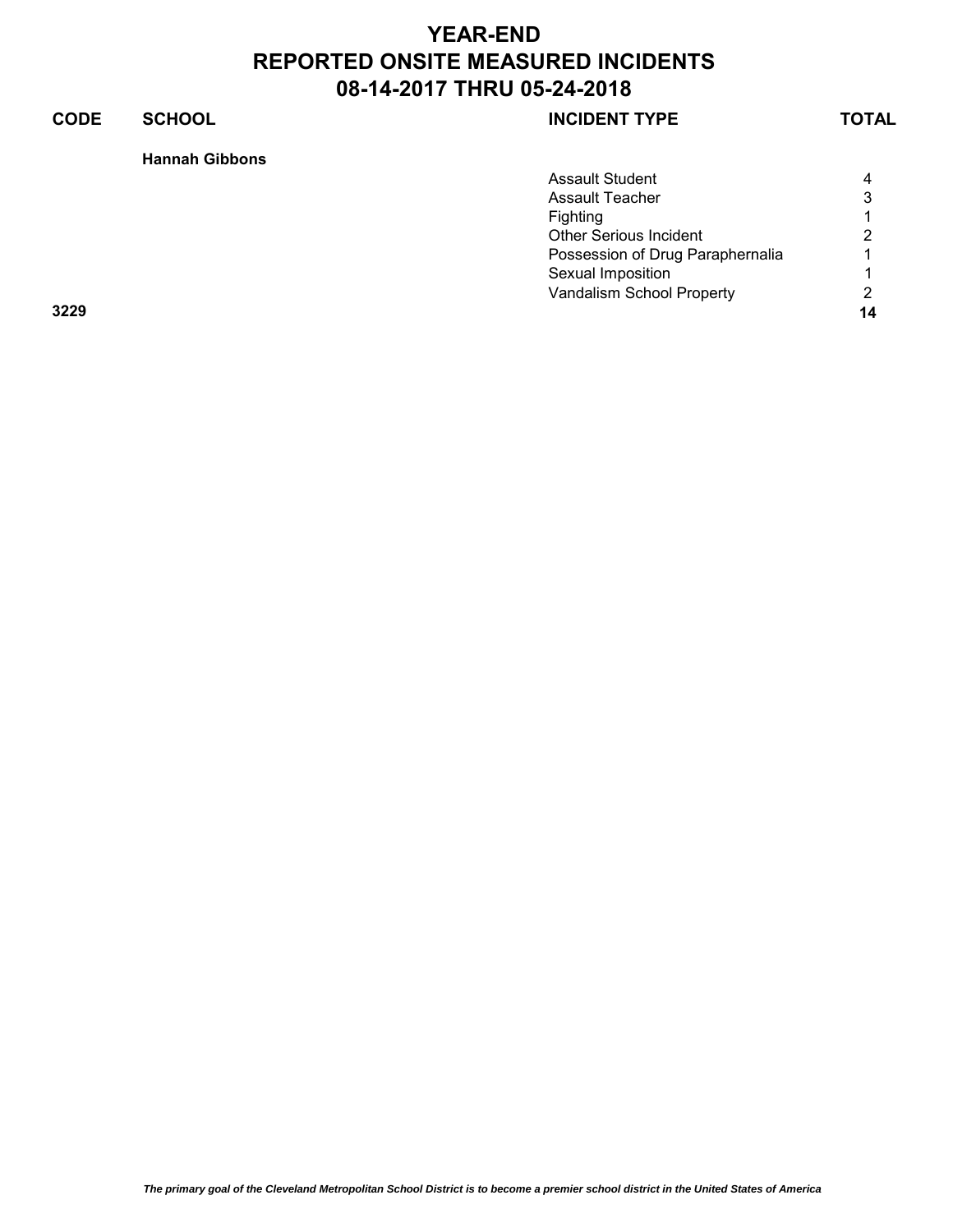# YEAR-END
# REPORTED ONSITE MEASURED INCIDENTS
# 08-14-2017 THRU 05-24-2018

| CODE | SCHOOL | INCIDENT TYPE | TOTAL |
|---|---|---|---|
| | **Hannah Gibbons** | | |
| | | Assault Student | 4 |
| | | Assault Teacher | 3 |
| | | Fighting | 1 |
| | | Other Serious Incident | 2 |
| | | Possession of Drug Paraphernalia | 1 |
| | | Sexual Imposition | 1 |
| | | Vandalism School Property | 2 |
| **3229** | | | **14** |

*The primary goal of the Cleveland Metropolitan School District is to become a premier school district in the United States of America*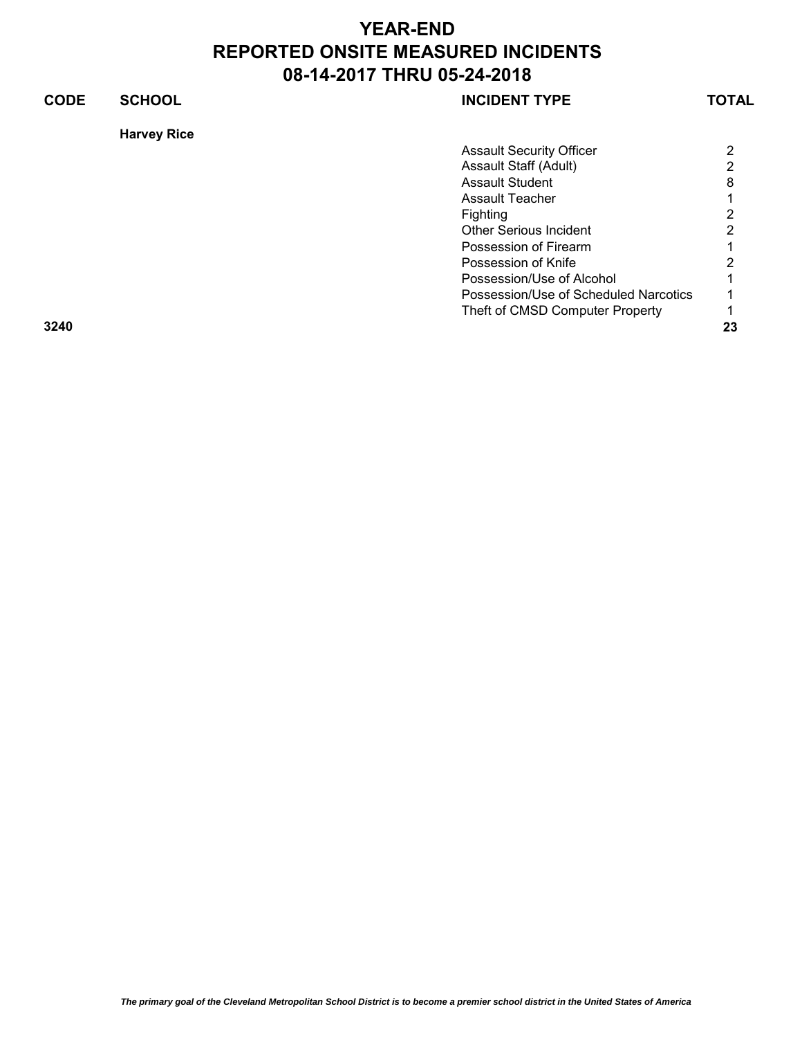# YEAR-END
# REPORTED ONSITE MEASURED INCIDENTS
# 08-14-2017 THRU 05-24-2018

| CODE | SCHOOL | INCIDENT TYPE | TOTAL |
|---|---|---|---|
| | **Harvey Rice** | | |
| | | Assault Security Officer | 2 |
| | | Assault Staff (Adult) | 2 |
| | | Assault Student | 8 |
| | | Assault Teacher | 1 |
| | | Fighting | 2 |
| | | Other Serious Incident | 2 |
| | | Possession of Firearm | 1 |
| | | Possession of Knife | 2 |
| | | Possession/Use of Alcohol | 1 |
| | | Possession/Use of Scheduled Narcotics | 1 |
| | | Theft of CMSD Computer Property | 1 |
| **3240** | | | **23** |

*The primary goal of the Cleveland Metropolitan School District is to become a premier school district in the United States of America*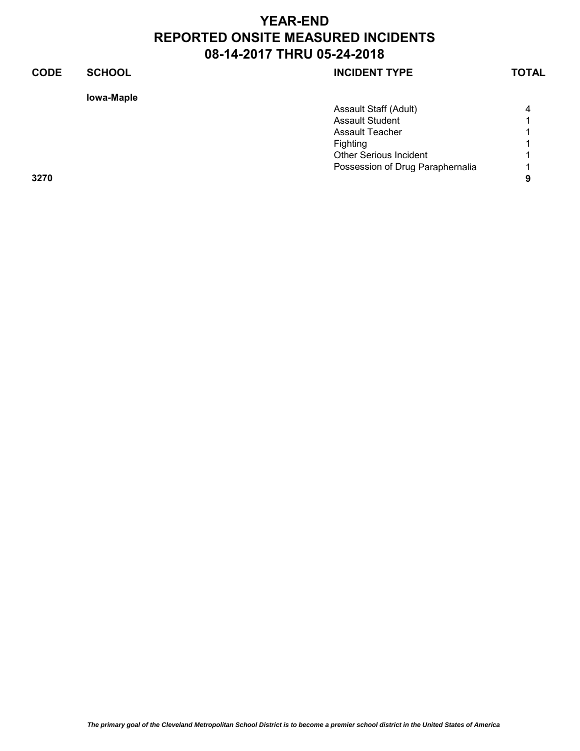# YEAR-END
# REPORTED ONSITE MEASURED INCIDENTS
# 08-14-2017 THRU 05-24-2018

| CODE | SCHOOL | INCIDENT TYPE | TOTAL |
|---|---|---|---|
| | **Iowa-Maple** | | |
| | | Assault Staff (Adult) | 4 |
| | | Assault Student | 1 |
| | | Assault Teacher | 1 |
| | | Fighting | 1 |
| | | Other Serious Incident | 1 |
| | | Possession of Drug Paraphernalia | 1 |
| **3270** | | | **9** |

*The primary goal of the Cleveland Metropolitan School District is to become a premier school district in the United States of America*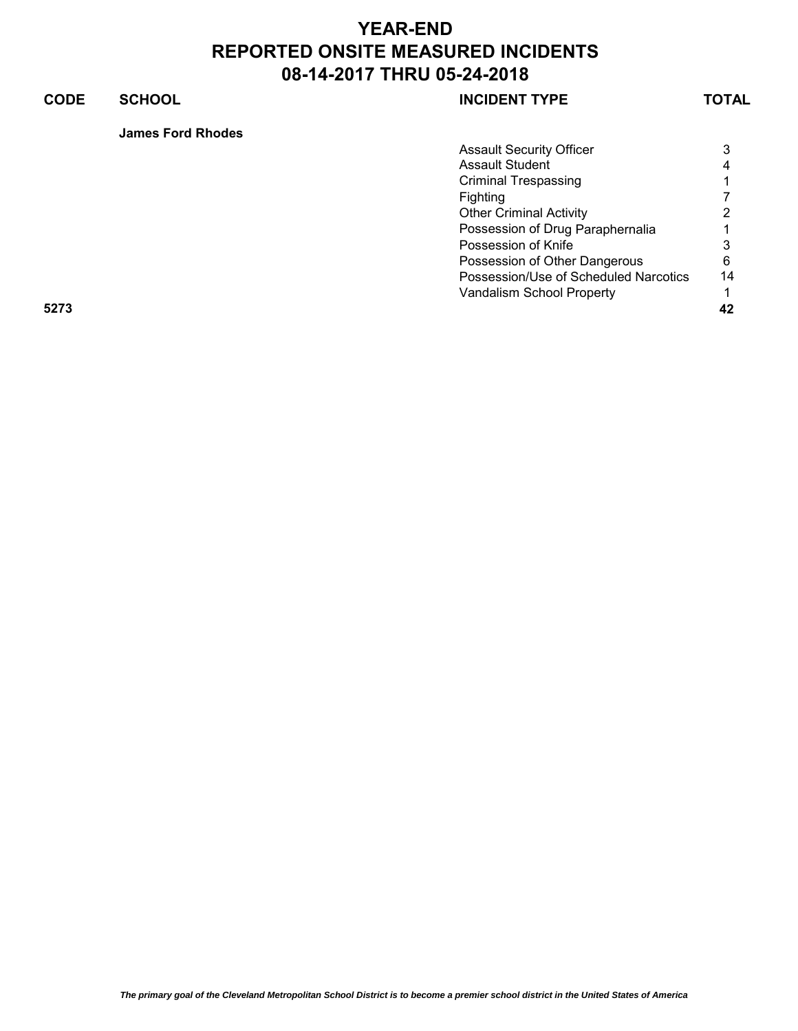# YEAR-END
# REPORTED ONSITE MEASURED INCIDENTS
# 08-14-2017 THRU 05-24-2018

| CODE | SCHOOL | INCIDENT TYPE | TOTAL |
|---|---|---|---|
| | **James Ford Rhodes** | | |
| | | Assault Security Officer | 3 |
| | | Assault Student | 4 |
| | | Criminal Trespassing | 1 |
| | | Fighting | 7 |
| | | Other Criminal Activity | 2 |
| | | Possession of Drug Paraphernalia | 1 |
| | | Possession of Knife | 3 |
| | | Possession of Other Dangerous | 6 |
| | | Possession/Use of Scheduled Narcotics | 14 |
| | | Vandalism School Property | 1 |
| **5273** | | | **42** |

*The primary goal of the Cleveland Metropolitan School District is to become a premier school district in the United States of America*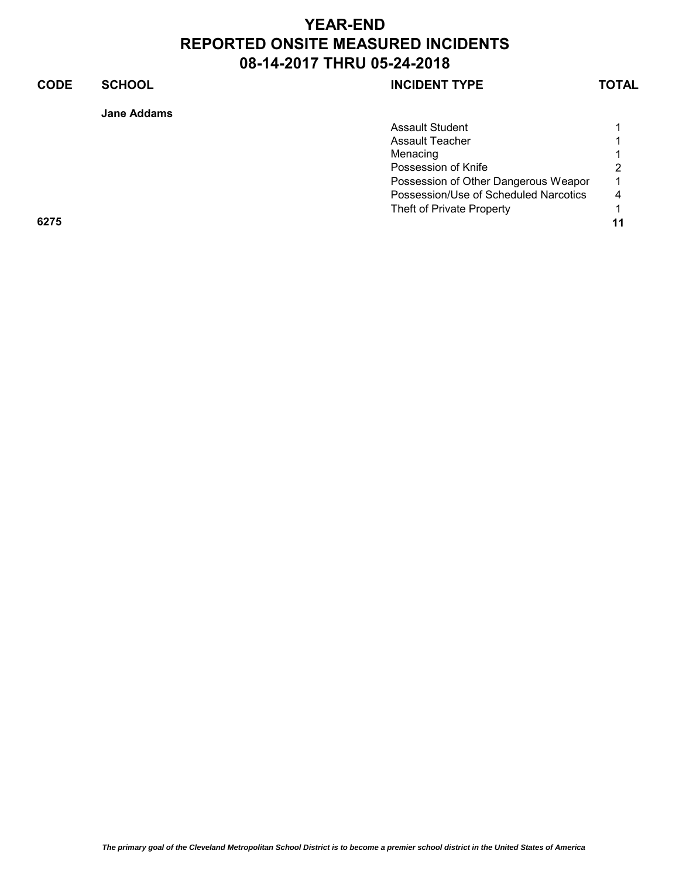# YEAR-END
# REPORTED ONSITE MEASURED INCIDENTS
# 08-14-2017 THRU 05-24-2018

| CODE | SCHOOL | INCIDENT TYPE | TOTAL |
|---|---|---|---|
| | **Jane Addams** | | |
| | | Assault Student | 1 |
| | | Assault Teacher | 1 |
| | | Menacing | 1 |
| | | Possession of Knife | 2 |
| | | Possession of Other Dangerous Weapor | 1 |
| | | Possession/Use of Scheduled Narcotics | 4 |
| | | Theft of Private Property | 1 |
| **6275** | | | **11** |

*The primary goal of the Cleveland Metropolitan School District is to become a premier school district in the United States of America*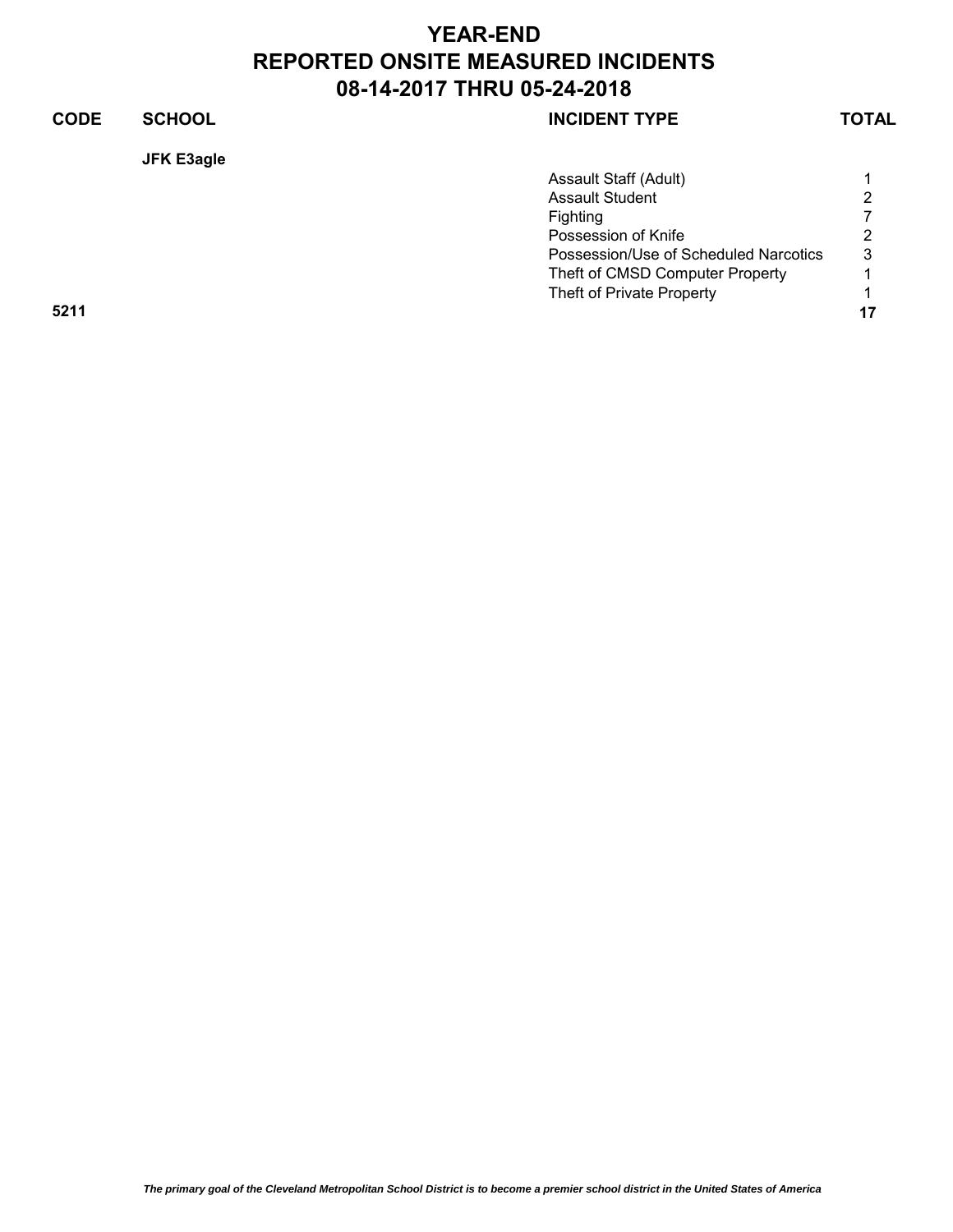# YEAR-END
# REPORTED ONSITE MEASURED INCIDENTS
# 08-14-2017 THRU 05-24-2018

| CODE | SCHOOL | INCIDENT TYPE | TOTAL |
|---|---|---|---|
| | **JFK E3agle** | | |
| | | Assault Staff (Adult) | 1 |
| | | Assault Student | 2 |
| | | Fighting | 7 |
| | | Possession of Knife | 2 |
| | | Possession/Use of Scheduled Narcotics | 3 |
| | | Theft of CMSD Computer Property | 1 |
| | | Theft of Private Property | 1 |
| **5211** | | | **17** |

*The primary goal of the Cleveland Metropolitan School District is to become a premier school district in the United States of America*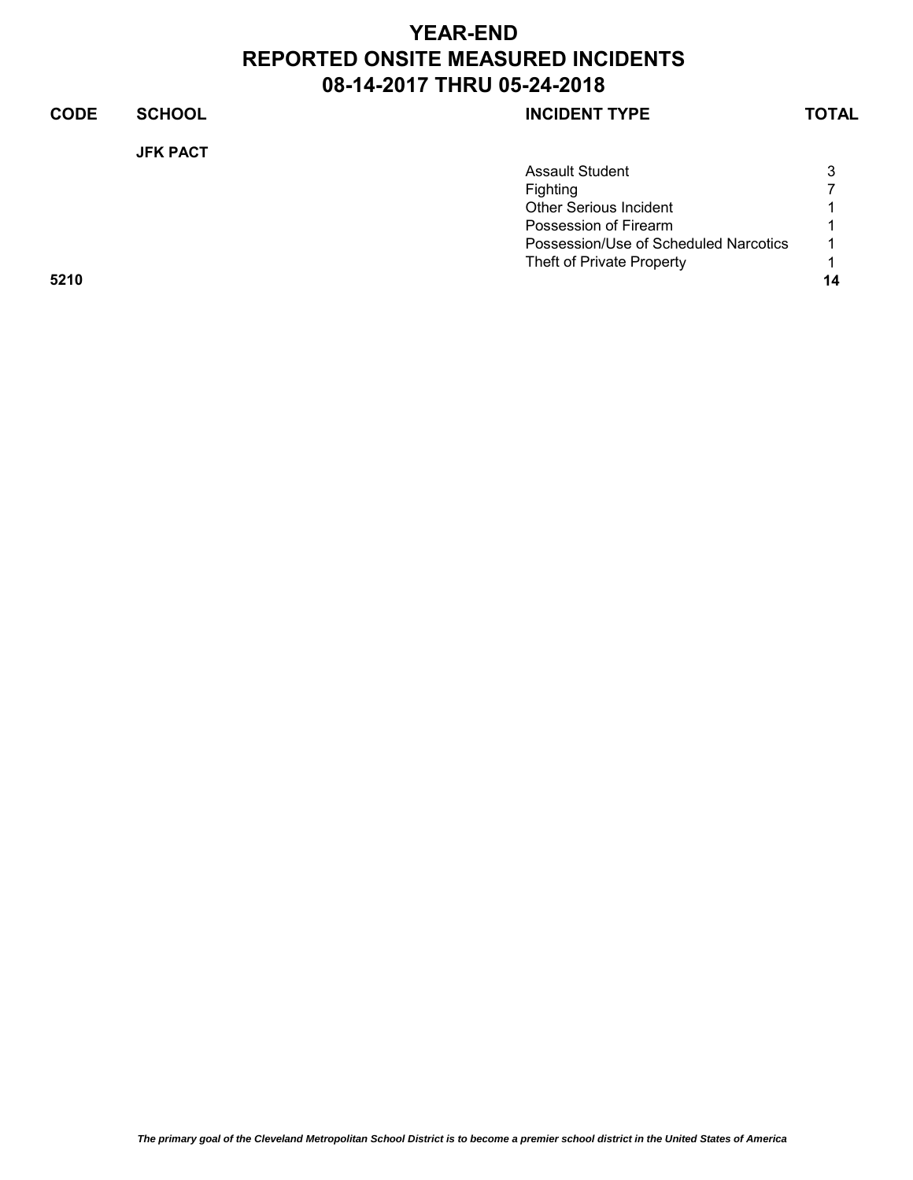# YEAR-END
# REPORTED ONSITE MEASURED INCIDENTS
# 08-14-2017 THRU 05-24-2018

| CODE | SCHOOL | INCIDENT TYPE | TOTAL |
|---|---|---|---|
| | **JFK PACT** | | |
| | | Assault Student | 3 |
| | | Fighting | 7 |
| | | Other Serious Incident | 1 |
| | | Possession of Firearm | 1 |
| | | Possession/Use of Scheduled Narcotics | 1 |
| | | Theft of Private Property | 1 |
| **5210** | | | **14** |

*The primary goal of the Cleveland Metropolitan School District is to become a premier school district in the United States of America*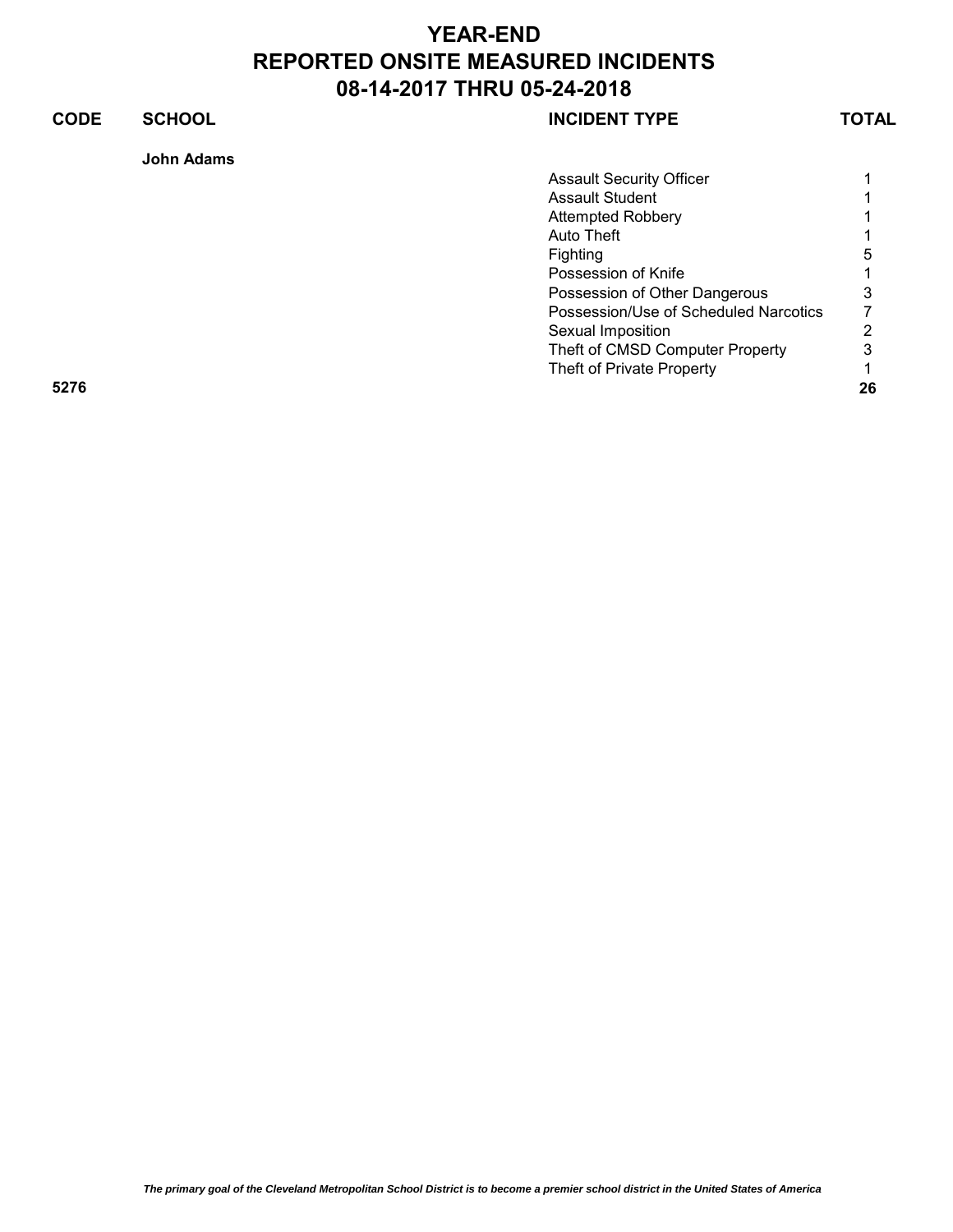# YEAR-END
# REPORTED ONSITE MEASURED INCIDENTS
# 08-14-2017 THRU 05-24-2018

| CODE | SCHOOL | INCIDENT TYPE | TOTAL |
|---|---|---|---|
| | **John Adams** | | |
| | | Assault Security Officer | 1 |
| | | Assault Student | 1 |
| | | Attempted Robbery | 1 |
| | | Auto Theft | 1 |
| | | Fighting | 5 |
| | | Possession of Knife | 1 |
| | | Possession of Other Dangerous | 3 |
| | | Possession/Use of Scheduled Narcotics | 7 |
| | | Sexual Imposition | 2 |
| | | Theft of CMSD Computer Property | 3 |
| | | Theft of Private Property | 1 |
| **5276** | | | **26** |

*The primary goal of the Cleveland Metropolitan School District is to become a premier school district in the United States of America*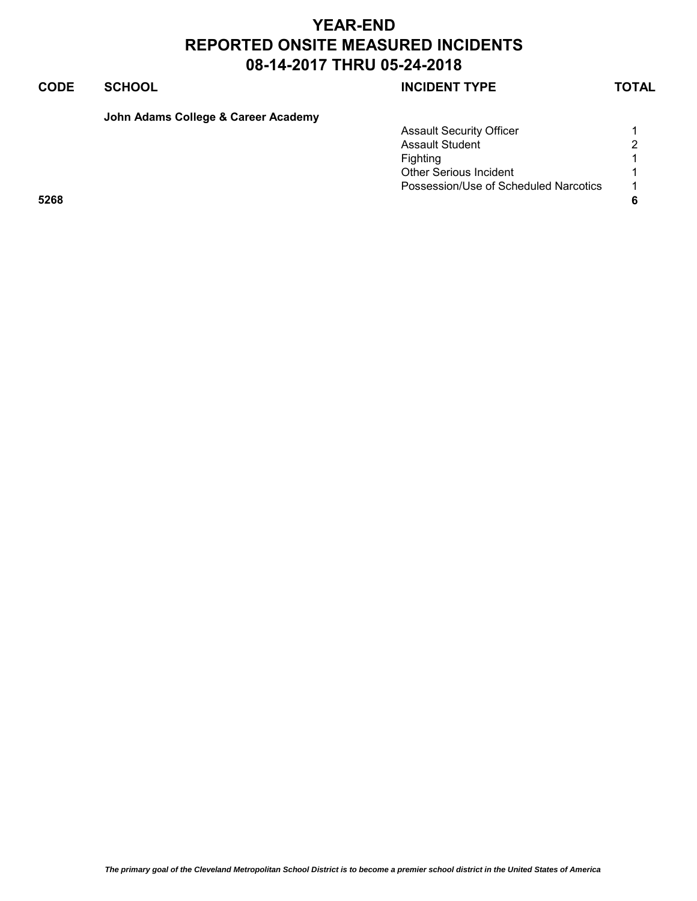# YEAR-END
# REPORTED ONSITE MEASURED INCIDENTS
# 08-14-2017 THRU 05-24-2018

| CODE | SCHOOL | INCIDENT TYPE | TOTAL |
|---|---|---|---|
| | **John Adams College & Career Academy** | | |
| | | Assault Security Officer | 1 |
| | | Assault Student | 2 |
| | | Fighting | 1 |
| | | Other Serious Incident | 1 |
| | | Possession/Use of Scheduled Narcotics | 1 |
| **5268** | | | **6** |

*The primary goal of the Cleveland Metropolitan School District is to become a premier school district in the United States of America*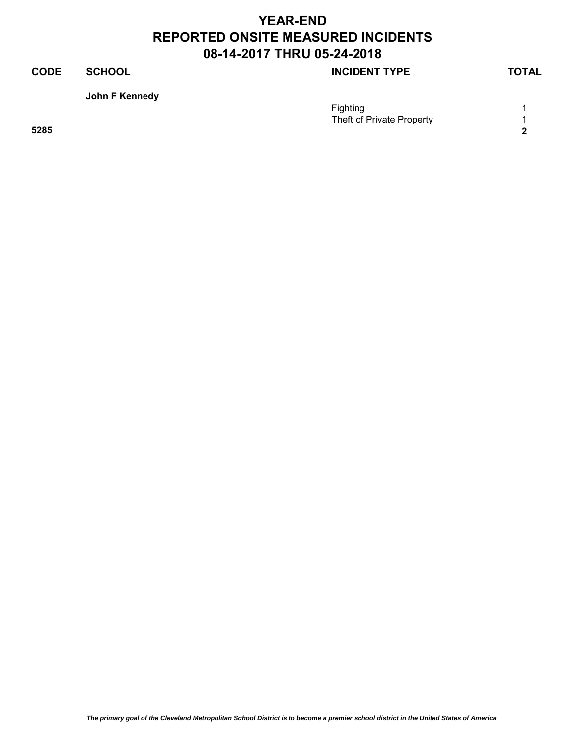# YEAR-END
# REPORTED ONSITE MEASURED INCIDENTS
# 08-14-2017 THRU 05-24-2018

| CODE | SCHOOL | INCIDENT TYPE | TOTAL |
|---|---|---|---|
| | **John F Kennedy** | | |
| | | Fighting | 1 |
| | | Theft of Private Property | 1 |
| **5285** | | | **2** |

*The primary goal of the Cleveland Metropolitan School District is to become a premier school district in the United States of America*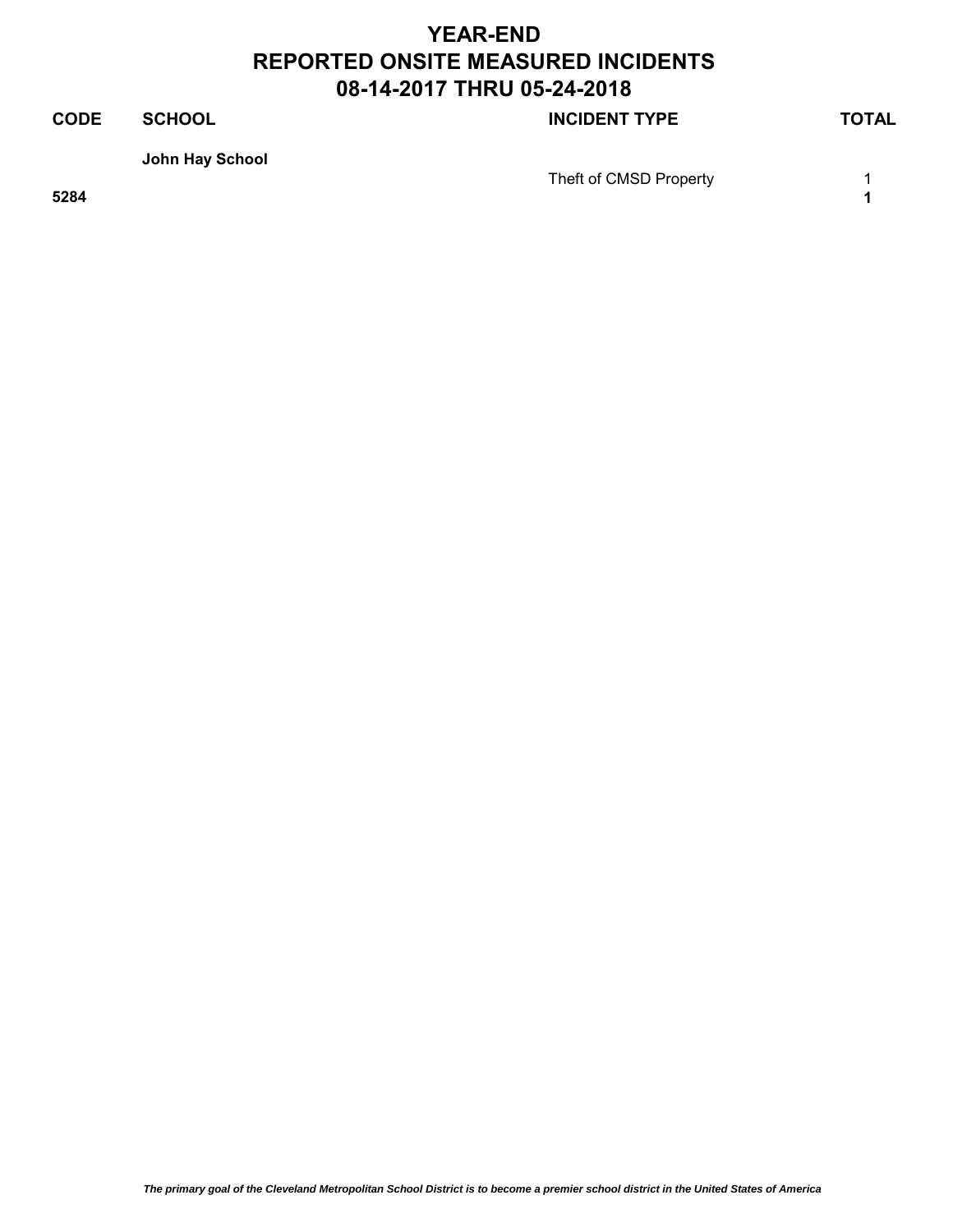# YEAR-END
# REPORTED ONSITE MEASURED INCIDENTS
# 08-14-2017 THRU 05-24-2018

| CODE | SCHOOL | INCIDENT TYPE | TOTAL |
|---|---|---|---|
| | **John Hay School** | | |
| | | Theft of CMSD Property | 1 |
| **5284** | | | **1** |

*The primary goal of the Cleveland Metropolitan School District is to become a premier school district in the United States of America*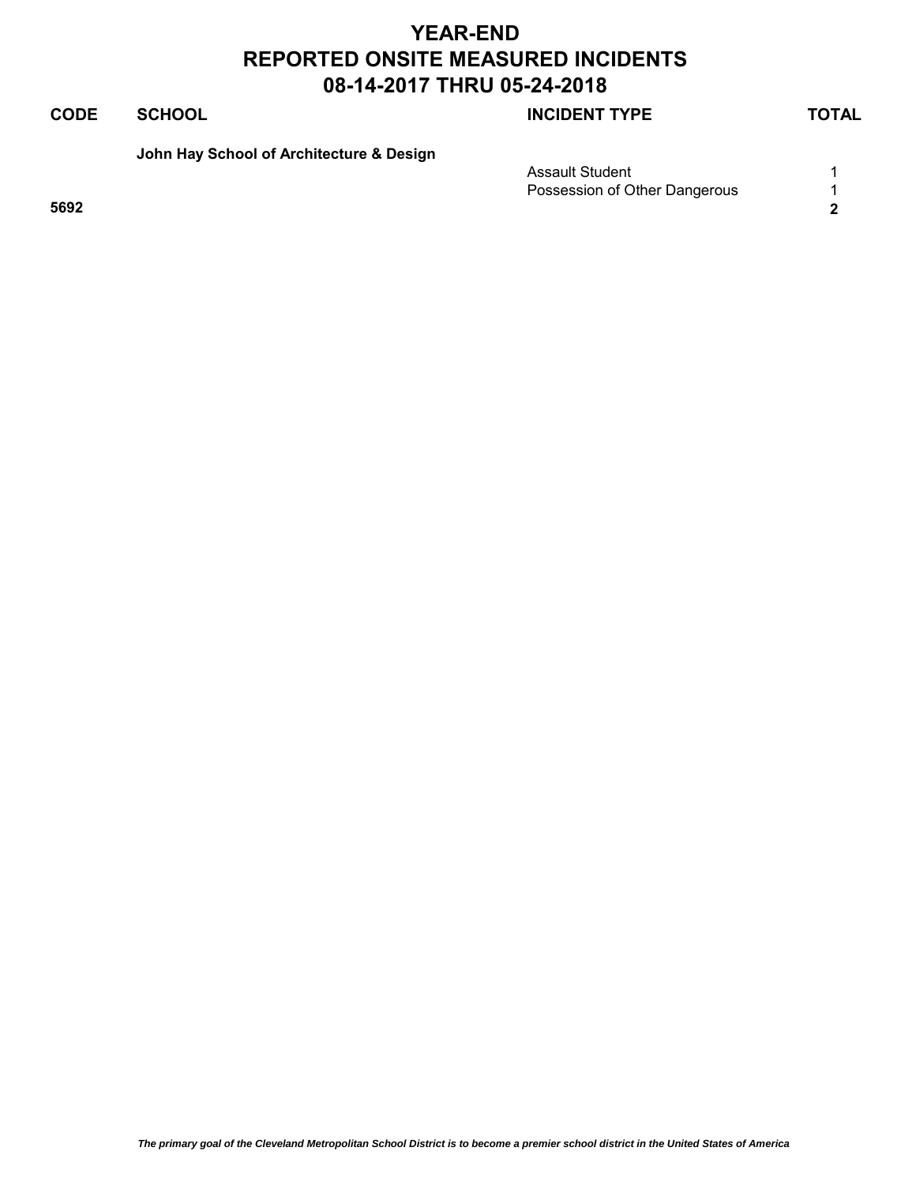# YEAR-END
# REPORTED ONSITE MEASURED INCIDENTS
# 08-14-2017 THRU 05-24-2018

| CODE | SCHOOL | INCIDENT TYPE | TOTAL |
|---|---|---|---|
| | **John Hay School of Architecture & Design** | | |
| | | Assault Student | 1 |
| | | Possession of Other Dangerous | 1 |
| **5692** | | | **2** |

*The primary goal of the Cleveland Metropolitan School District is to become a premier school district in the United States of America*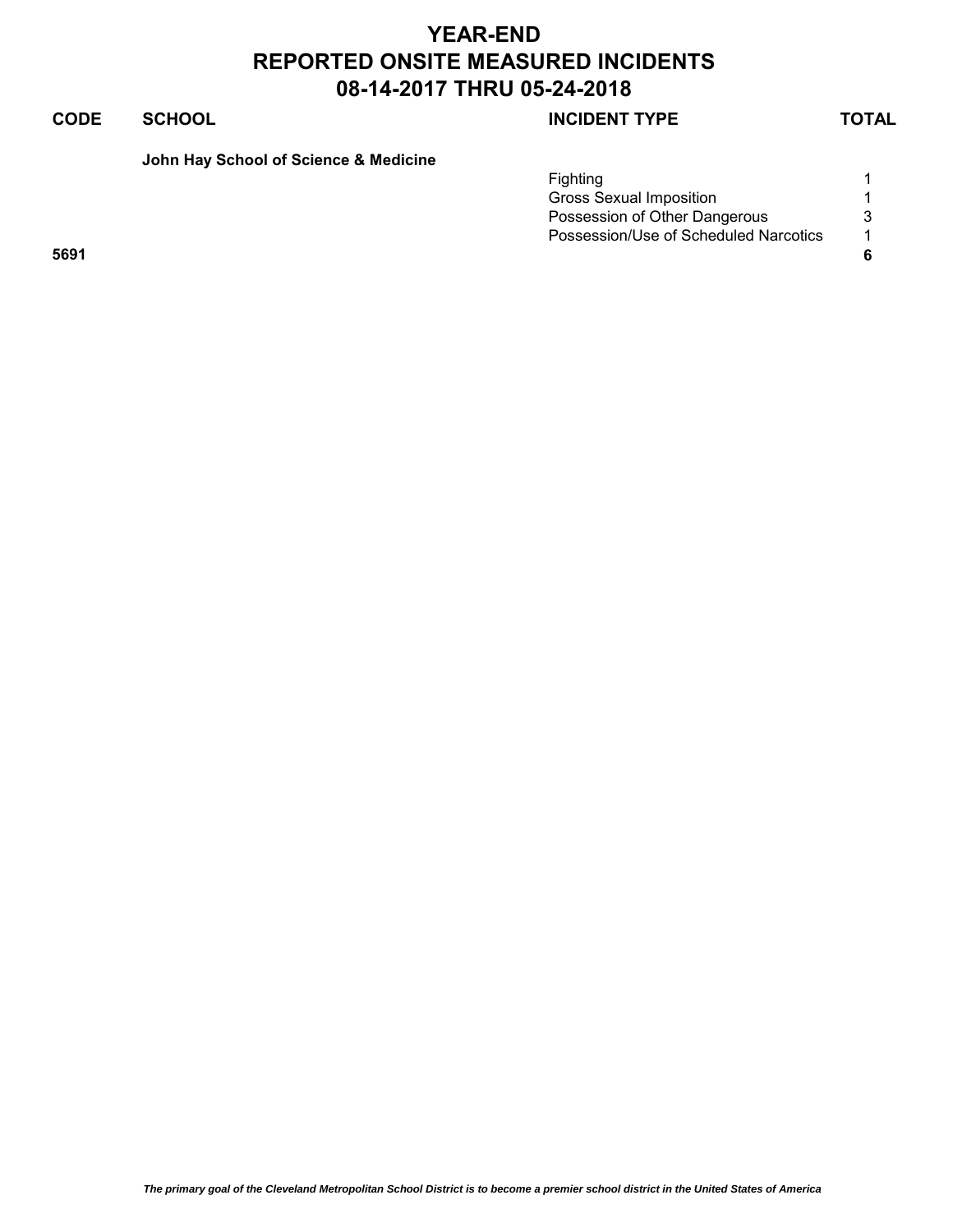# YEAR-END
# REPORTED ONSITE MEASURED INCIDENTS
# 08-14-2017 THRU 05-24-2018

| CODE | SCHOOL | INCIDENT TYPE | TOTAL |
|---|---|---|---|
| | **John Hay School of Science & Medicine** | | |
| | | Fighting | 1 |
| | | Gross Sexual Imposition | 1 |
| | | Possession of Other Dangerous | 3 |
| | | Possession/Use of Scheduled Narcotics | 1 |
| **5691** | | | **6** |

*The primary goal of the Cleveland Metropolitan School District is to become a premier school district in the United States of America*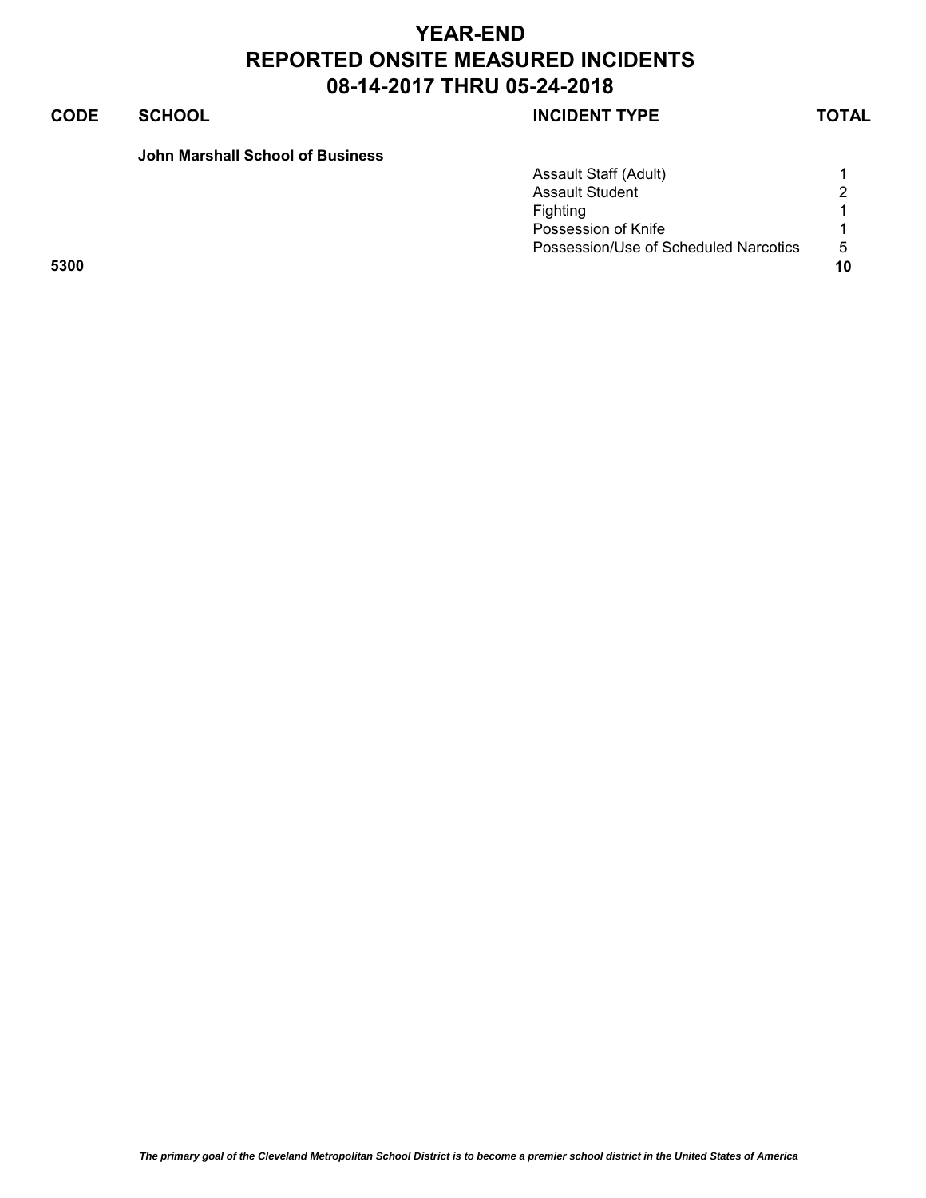# YEAR-END
# REPORTED ONSITE MEASURED INCIDENTS
# 08-14-2017 THRU 05-24-2018

| CODE | SCHOOL | INCIDENT TYPE | TOTAL |
|---|---|---|---|
| | **John Marshall School of Business** | | |
| | | Assault Staff (Adult) | 1 |
| | | Assault Student | 2 |
| | | Fighting | 1 |
| | | Possession of Knife | 1 |
| | | Possession/Use of Scheduled Narcotics | 5 |
| **5300** | | | **10** |

*The primary goal of the Cleveland Metropolitan School District is to become a premier school district in the United States of America*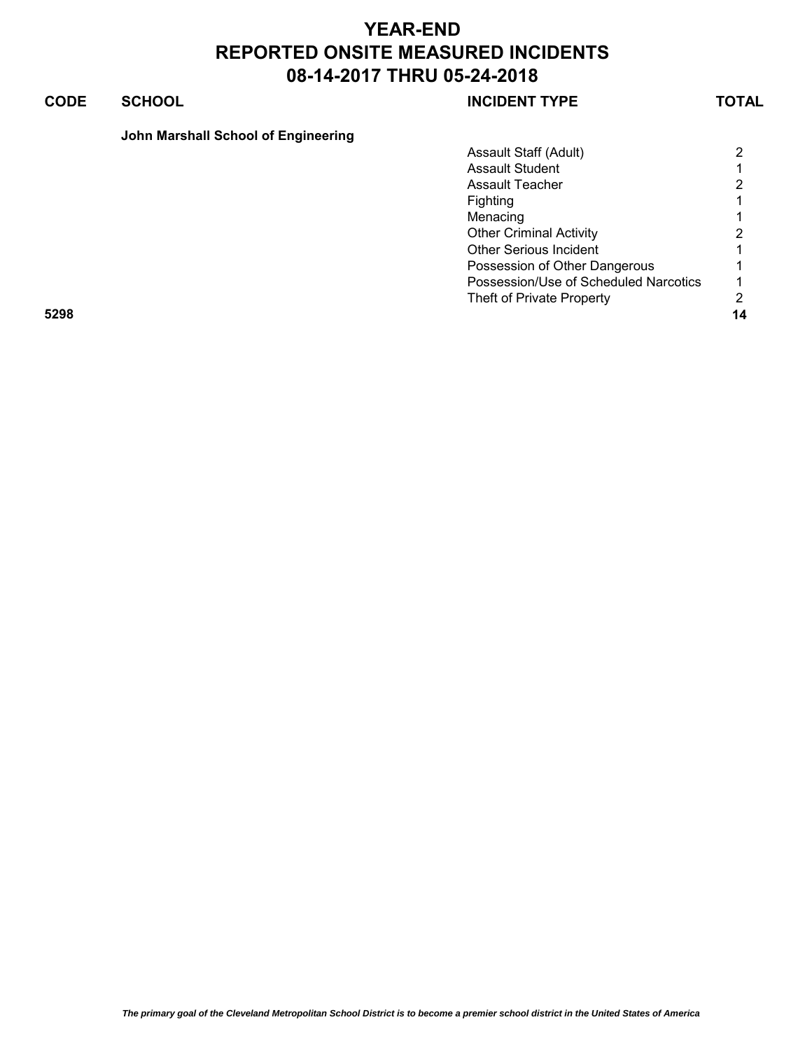# YEAR-END
# REPORTED ONSITE MEASURED INCIDENTS
# 08-14-2017 THRU 05-24-2018

| CODE | SCHOOL | INCIDENT TYPE | TOTAL |
|---|---|---|---|
| | **John Marshall School of Engineering** | | |
| | | Assault Staff (Adult) | 2 |
| | | Assault Student | 1 |
| | | Assault Teacher | 2 |
| | | Fighting | 1 |
| | | Menacing | 1 |
| | | Other Criminal Activity | 2 |
| | | Other Serious Incident | 1 |
| | | Possession of Other Dangerous | 1 |
| | | Possession/Use of Scheduled Narcotics | 1 |
| | | Theft of Private Property | 2 |
| **5298** | | | **14** |

*The primary goal of the Cleveland Metropolitan School District is to become a premier school district in the United States of America*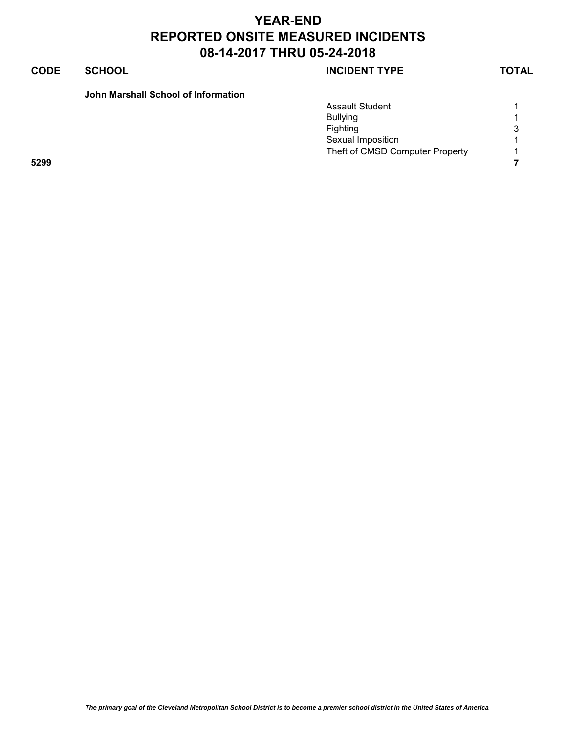# YEAR-END
# REPORTED ONSITE MEASURED INCIDENTS
# 08-14-2017 THRU 05-24-2018

| CODE | SCHOOL | INCIDENT TYPE | TOTAL |
|---|---|---|---|
| | **John Marshall School of Information** | | |
| | | Assault Student | 1 |
| | | Bullying | 1 |
| | | Fighting | 3 |
| | | Sexual Imposition | 1 |
| | | Theft of CMSD Computer Property | 1 |
| **5299** | | | **7** |

*The primary goal of the Cleveland Metropolitan School District is to become a premier school district in the United States of America*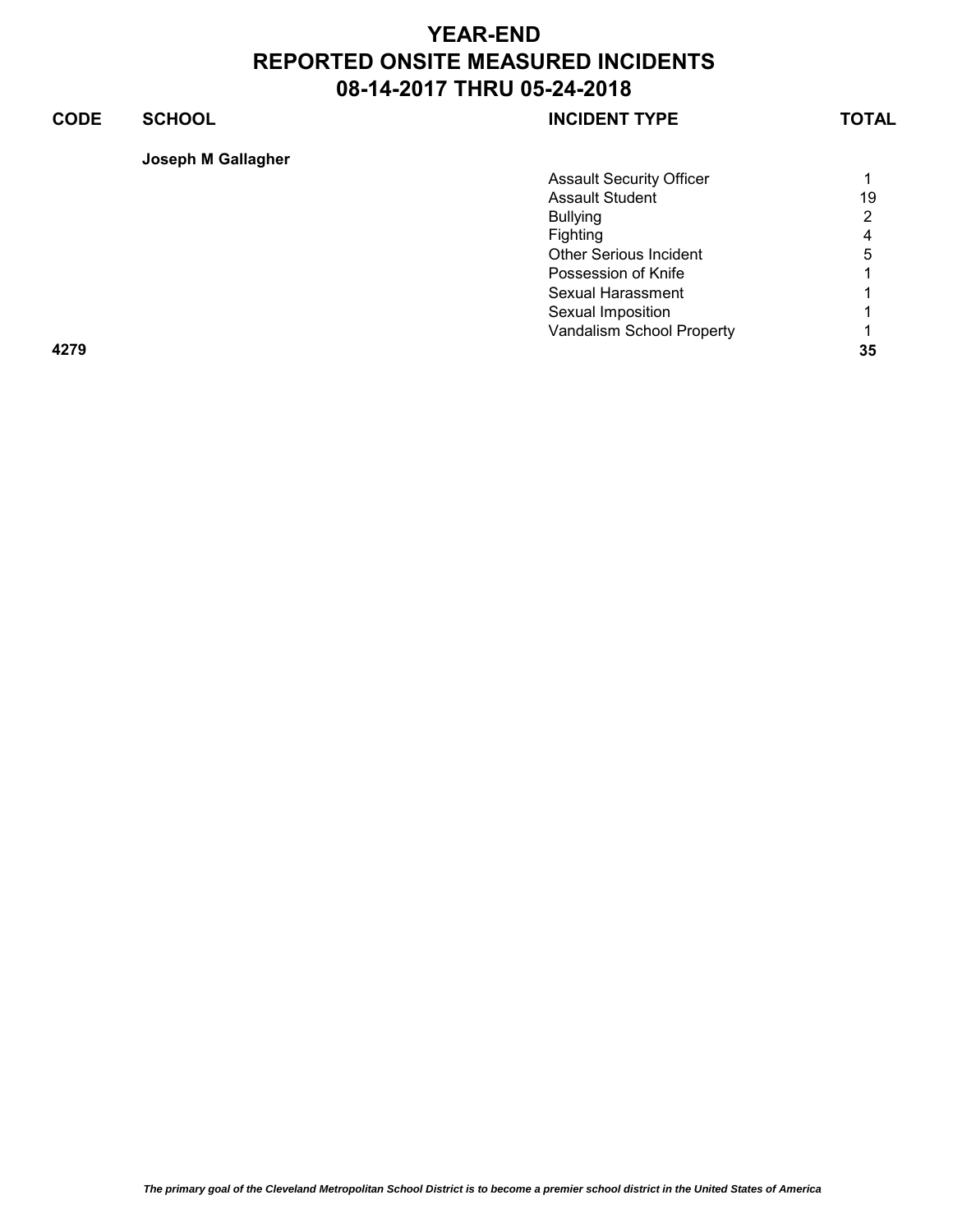# YEAR-END
# REPORTED ONSITE MEASURED INCIDENTS
# 08-14-2017 THRU 05-24-2018

| CODE | SCHOOL | INCIDENT TYPE | TOTAL |
|---|---|---|---|
| | **Joseph M Gallagher** | | |
| | | Assault Security Officer | 1 |
| | | Assault Student | 19 |
| | | Bullying | 2 |
| | | Fighting | 4 |
| | | Other Serious Incident | 5 |
| | | Possession of Knife | 1 |
| | | Sexual Harassment | 1 |
| | | Sexual Imposition | 1 |
| | | Vandalism School Property | 1 |
| **4279** | | | **35** |

*The primary goal of the Cleveland Metropolitan School District is to become a premier school district in the United States of America*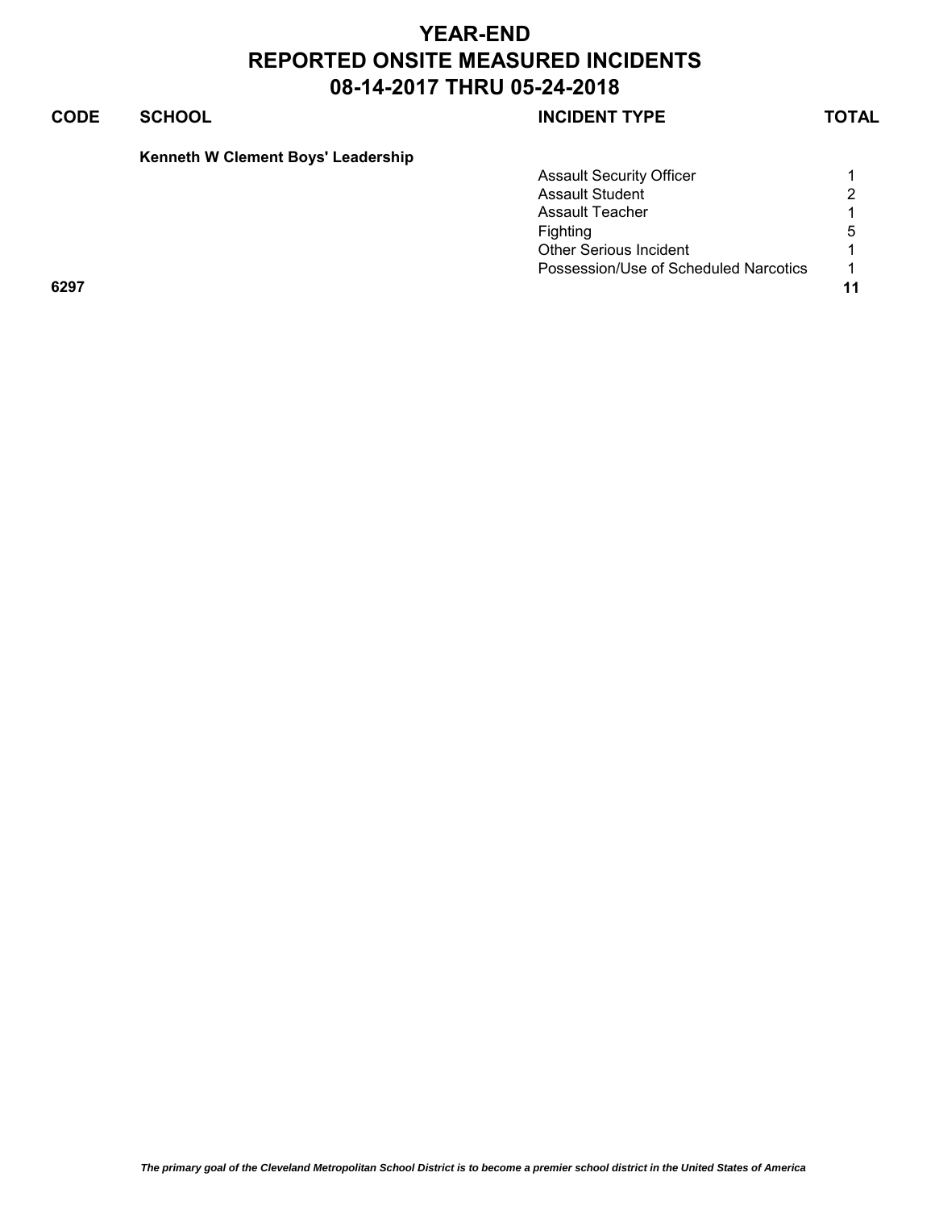# YEAR-END
# REPORTED ONSITE MEASURED INCIDENTS
# 08-14-2017 THRU 05-24-2018

| CODE | SCHOOL | INCIDENT TYPE | TOTAL |
|---|---|---|---|
| | **Kenneth W Clement Boys' Leadership** | | |
| | | Assault Security Officer | 1 |
| | | Assault Student | 2 |
| | | Assault Teacher | 1 |
| | | Fighting | 5 |
| | | Other Serious Incident | 1 |
| | | Possession/Use of Scheduled Narcotics | 1 |
| **6297** | | | **11** |

***The primary goal of the Cleveland Metropolitan School District is to become a premier school district in the United States of America***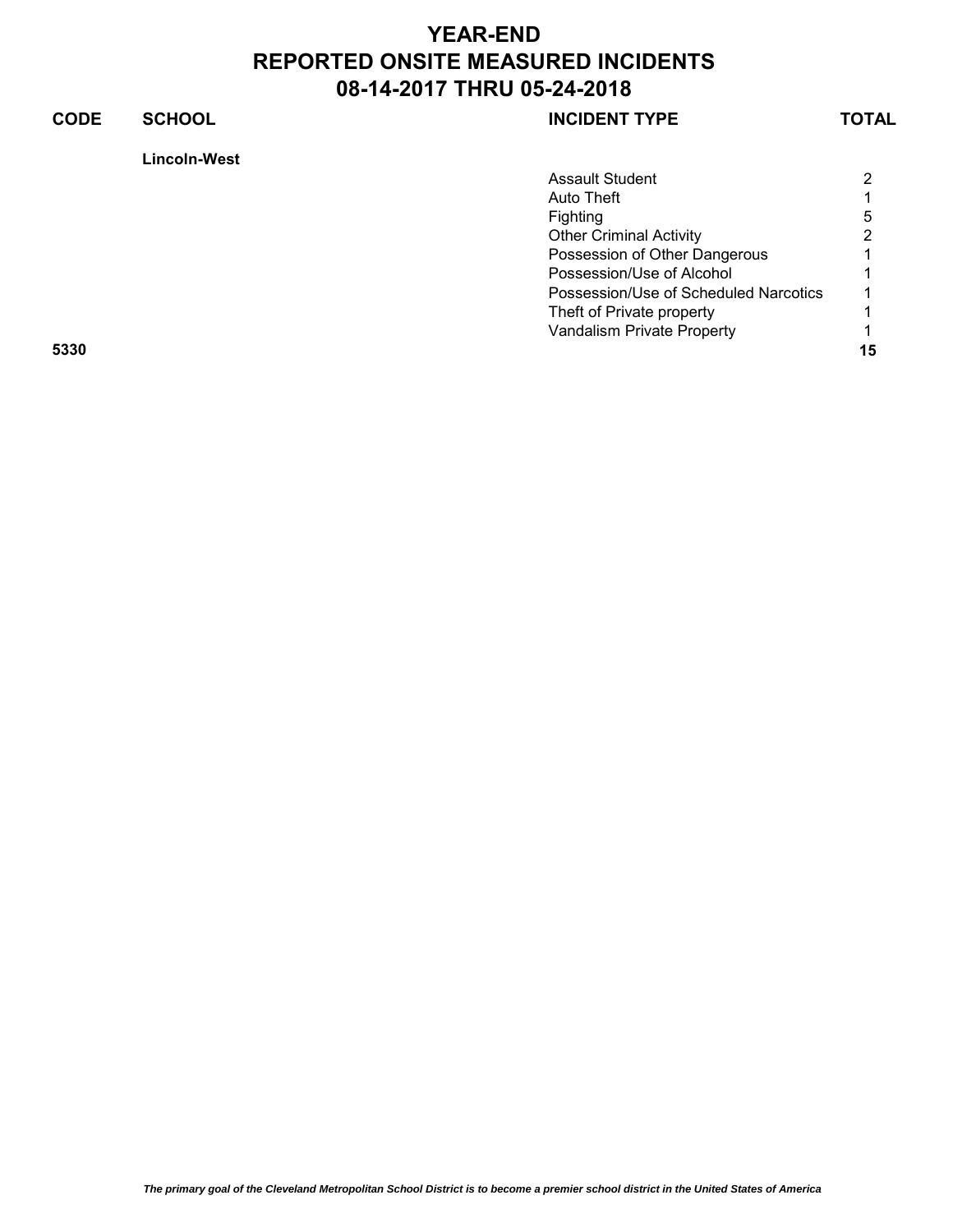# YEAR-END
# REPORTED ONSITE MEASURED INCIDENTS
# 08-14-2017 THRU 05-24-2018

| CODE | SCHOOL | INCIDENT TYPE | TOTAL |
|---|---|---|---|
| | **Lincoln-West** | | |
| | | Assault Student | 2 |
| | | Auto Theft | 1 |
| | | Fighting | 5 |
| | | Other Criminal Activity | 2 |
| | | Possession of Other Dangerous | 1 |
| | | Possession/Use of Alcohol | 1 |
| | | Possession/Use of Scheduled Narcotics | 1 |
| | | Theft of Private property | 1 |
| | | Vandalism Private Property | 1 |
| **5330** | | | **15** |

*The primary goal of the Cleveland Metropolitan School District is to become a premier school district in the United States of America*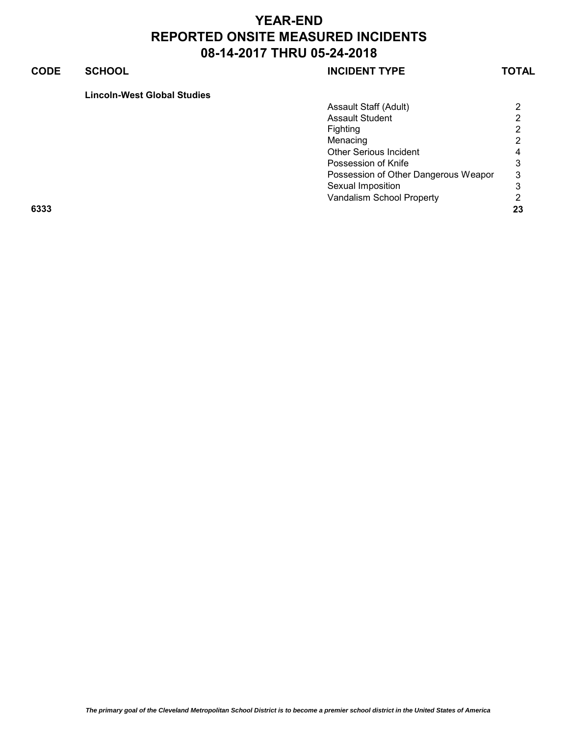# YEAR-END
# REPORTED ONSITE MEASURED INCIDENTS
# 08-14-2017 THRU 05-24-2018

| CODE | SCHOOL | INCIDENT TYPE | TOTAL |
|---|---|---|---|
| | **Lincoln-West Global Studies** | | |
| | | Assault Staff (Adult) | 2 |
| | | Assault Student | 2 |
| | | Fighting | 2 |
| | | Menacing | 2 |
| | | Other Serious Incident | 4 |
| | | Possession of Knife | 3 |
| | | Possession of Other Dangerous Weapor | 3 |
| | | Sexual Imposition | 3 |
| | | Vandalism School Property | 2 |
| **6333** | | | **23** |

*The primary goal of the Cleveland Metropolitan School District is to become a premier school district in the United States of America*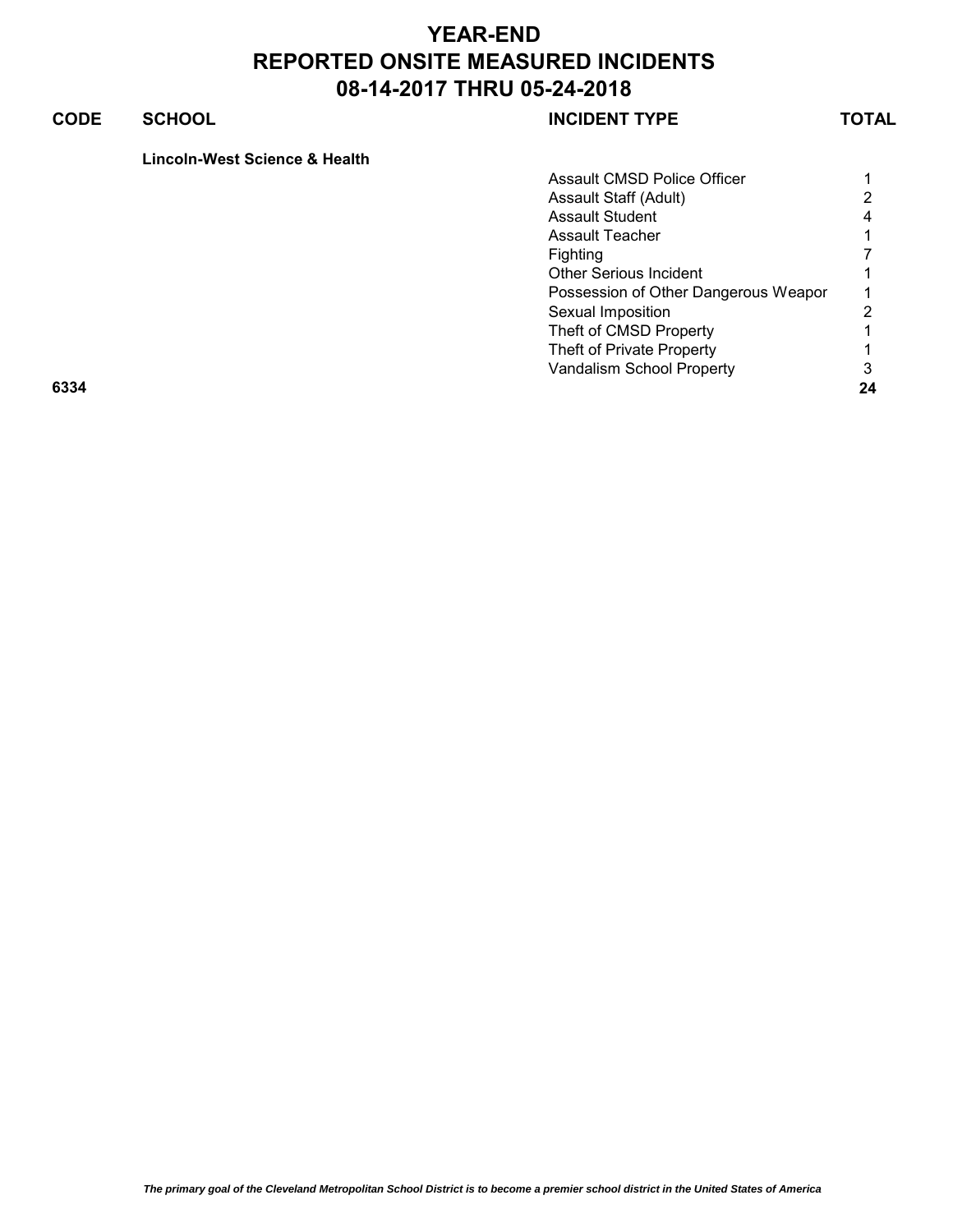# YEAR-END
# REPORTED ONSITE MEASURED INCIDENTS
# 08-14-2017 THRU 05-24-2018

| CODE | SCHOOL | INCIDENT TYPE | TOTAL |
|---|---|---|---|
| | **Lincoln-West Science & Health** | | |
| | | Assault CMSD Police Officer | 1 |
| | | Assault Staff (Adult) | 2 |
| | | Assault Student | 4 |
| | | Assault Teacher | 1 |
| | | Fighting | 7 |
| | | Other Serious Incident | 1 |
| | | Possession of Other Dangerous Weapor | 1 |
| | | Sexual Imposition | 2 |
| | | Theft of CMSD Property | 1 |
| | | Theft of Private Property | 1 |
| | | Vandalism School Property | 3 |
| **6334** | | | **24** |

*The primary goal of the Cleveland Metropolitan School District is to become a premier school district in the United States of America*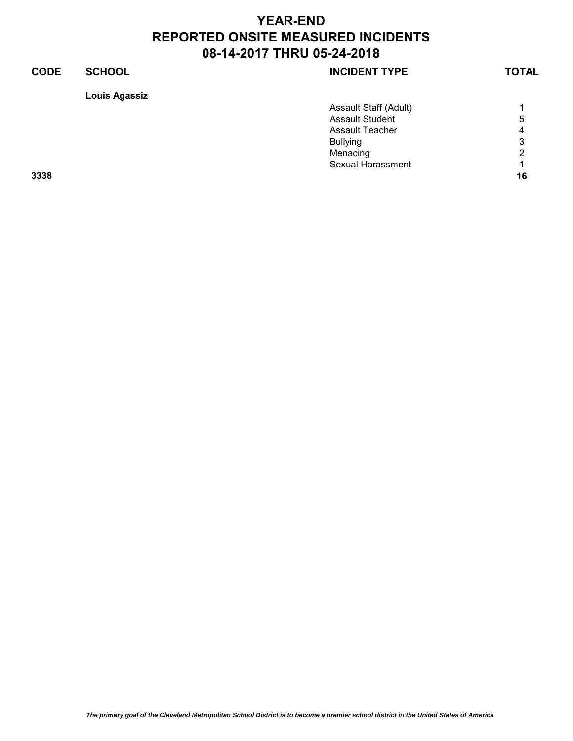# YEAR-END
# REPORTED ONSITE MEASURED INCIDENTS
# 08-14-2017 THRU 05-24-2018

| CODE | SCHOOL | INCIDENT TYPE | TOTAL |
|---|---|---|---|
| | **Louis Agassiz** | | |
| | | Assault Staff (Adult) | 1 |
| | | Assault Student | 5 |
| | | Assault Teacher | 4 |
| | | Bullying | 3 |
| | | Menacing | 2 |
| | | Sexual Harassment | 1 |
| **3338** | | | **16** |

*The primary goal of the Cleveland Metropolitan School District is to become a premier school district in the United States of America*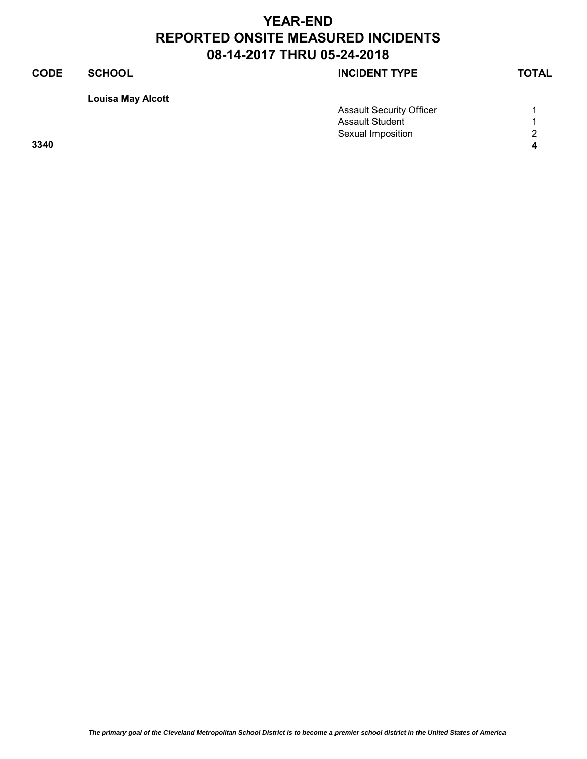# YEAR-END
# REPORTED ONSITE MEASURED INCIDENTS
# 08-14-2017 THRU 05-24-2018

| CODE | SCHOOL | INCIDENT TYPE | TOTAL |
|---|---|---|---|
| | **Louisa May Alcott** | | |
| | | Assault Security Officer | 1 |
| | | Assault Student | 1 |
| | | Sexual Imposition | 2 |
| **3340** | | | **4** |

*The primary goal of the Cleveland Metropolitan School District is to become a premier school district in the United States of America*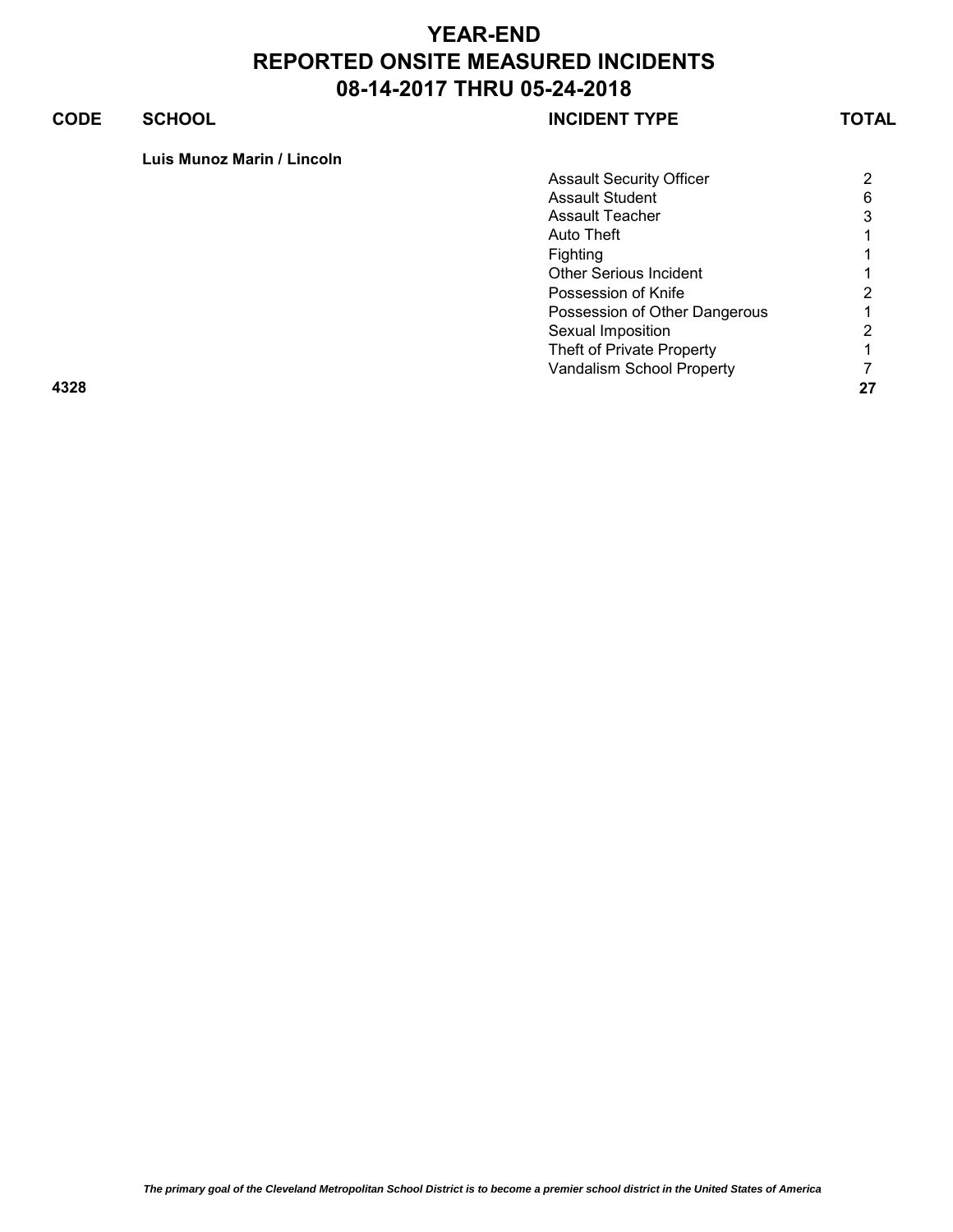# YEAR-END
# REPORTED ONSITE MEASURED INCIDENTS
# 08-14-2017 THRU 05-24-2018

| CODE | SCHOOL | INCIDENT TYPE | TOTAL |
|---|---|---|---|
| | **Luis Munoz Marin / Lincoln** | | |
| | | Assault Security Officer | 2 |
| | | Assault Student | 6 |
| | | Assault Teacher | 3 |
| | | Auto Theft | 1 |
| | | Fighting | 1 |
| | | Other Serious Incident | 1 |
| | | Possession of Knife | 2 |
| | | Possession of Other Dangerous | 1 |
| | | Sexual Imposition | 2 |
| | | Theft of Private Property | 1 |
| | | Vandalism School Property | 7 |
| **4328** | | | **27** |

*The primary goal of the Cleveland Metropolitan School District is to become a premier school district in the United States of America*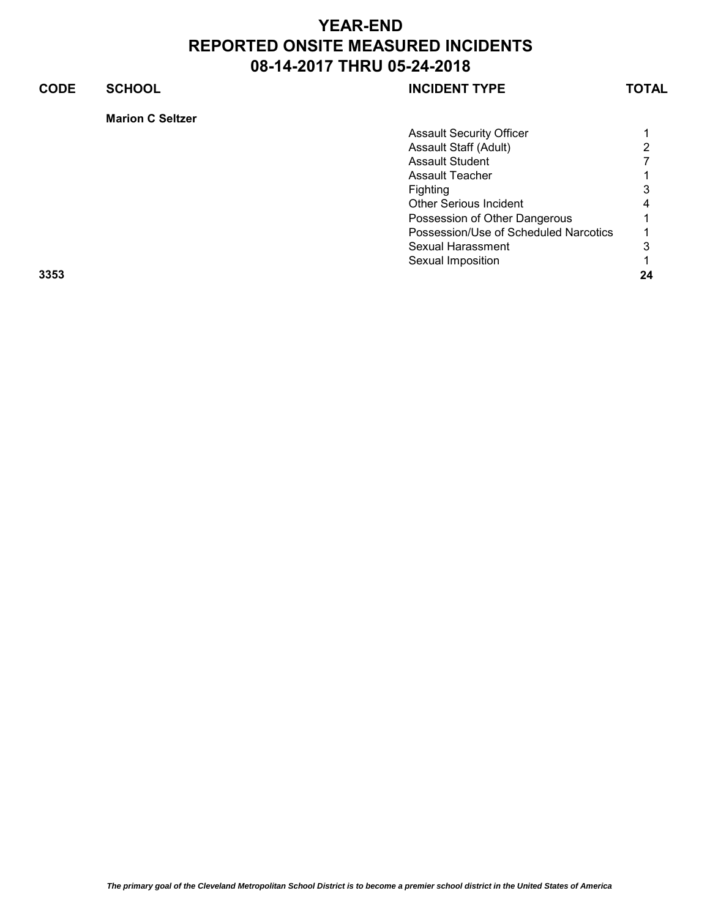# YEAR-END
# REPORTED ONSITE MEASURED INCIDENTS
# 08-14-2017 THRU 05-24-2018

| CODE | SCHOOL | INCIDENT TYPE | TOTAL |
|---|---|---|---|
| | **Marion C Seltzer** | | |
| | | Assault Security Officer | 1 |
| | | Assault Staff (Adult) | 2 |
| | | Assault Student | 7 |
| | | Assault Teacher | 1 |
| | | Fighting | 3 |
| | | Other Serious Incident | 4 |
| | | Possession of Other Dangerous | 1 |
| | | Possession/Use of Scheduled Narcotics | 1 |
| | | Sexual Harassment | 3 |
| | | Sexual Imposition | 1 |
| **3353** | | | **24** |

*The primary goal of the Cleveland Metropolitan School District is to become a premier school district in the United States of America*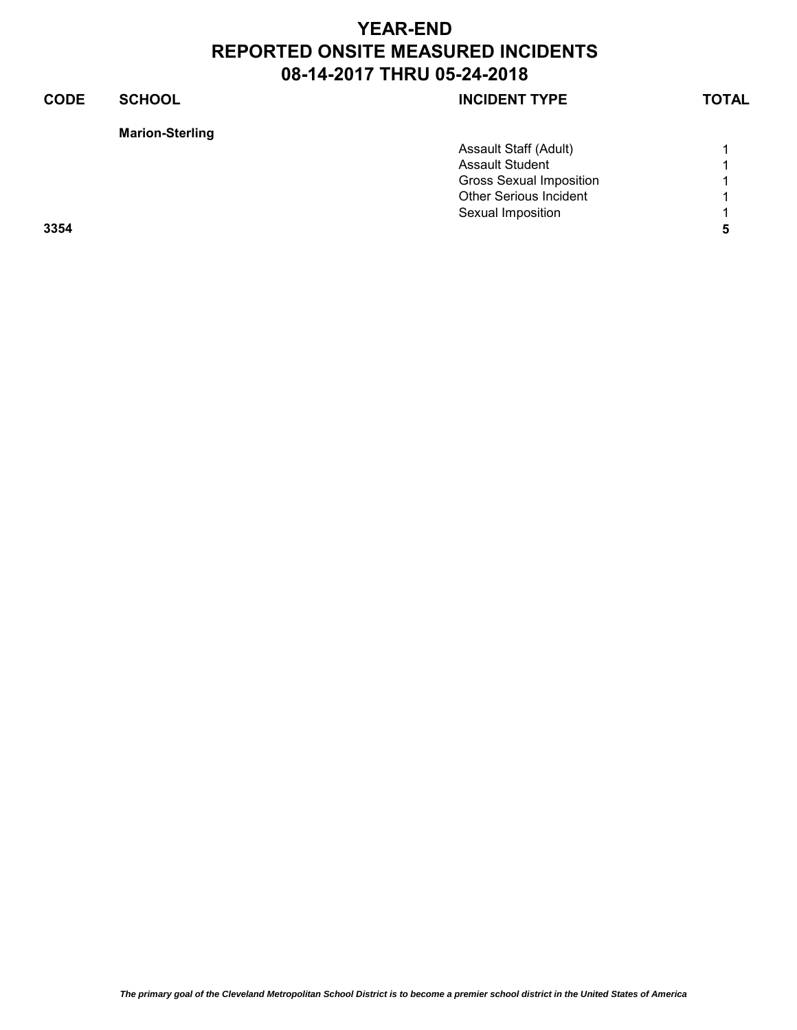# YEAR-END
# REPORTED ONSITE MEASURED INCIDENTS
# 08-14-2017 THRU 05-24-2018

| CODE | SCHOOL | INCIDENT TYPE | TOTAL |
|---|---|---|---|
| | **Marion-Sterling** | | |
| | | Assault Staff (Adult) | 1 |
| | | Assault Student | 1 |
| | | Gross Sexual Imposition | 1 |
| | | Other Serious Incident | 1 |
| | | Sexual Imposition | 1 |
| **3354** | | | **5** |

*The primary goal of the Cleveland Metropolitan School District is to become a premier school district in the United States of America*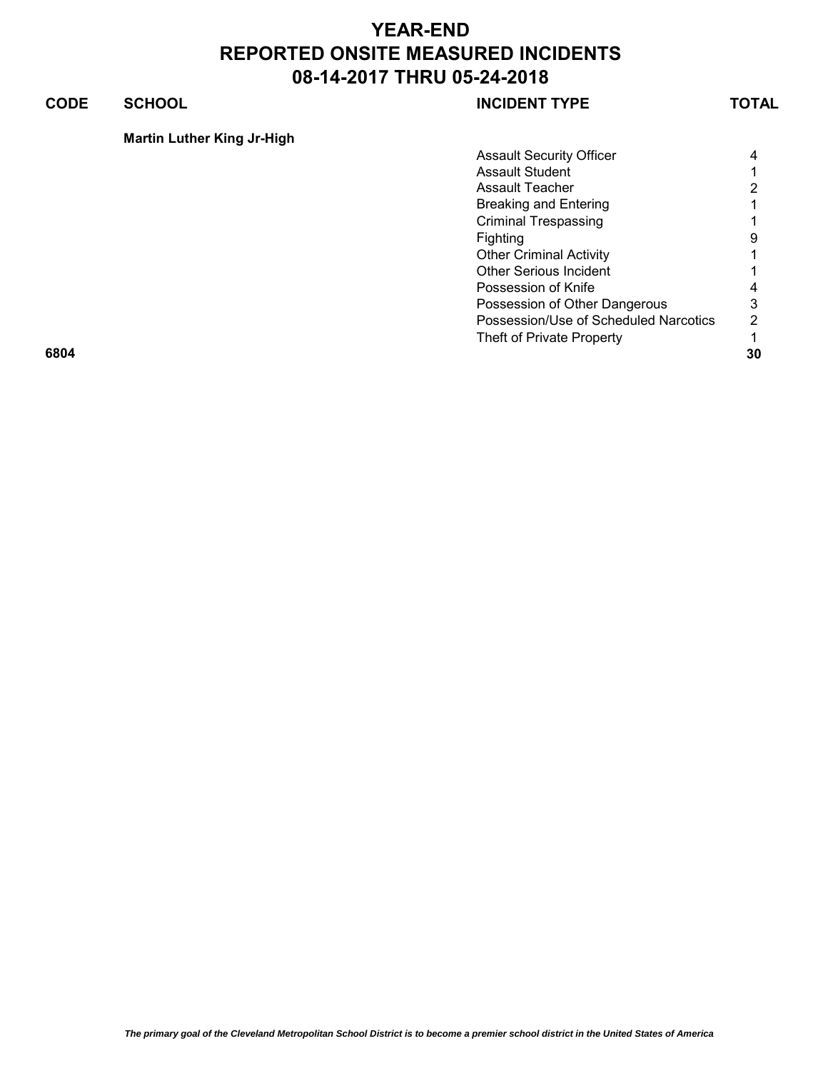# YEAR-END
# REPORTED ONSITE MEASURED INCIDENTS
# 08-14-2017 THRU 05-24-2018

| CODE | SCHOOL | INCIDENT TYPE | TOTAL |
|---|---|---|---|
| | **Martin Luther King Jr-High** | | |
| | | Assault Security Officer | 4 |
| | | Assault Student | 1 |
| | | Assault Teacher | 2 |
| | | Breaking and Entering | 1 |
| | | Criminal Trespassing | 1 |
| | | Fighting | 9 |
| | | Other Criminal Activity | 1 |
| | | Other Serious Incident | 1 |
| | | Possession of Knife | 4 |
| | | Possession of Other Dangerous | 3 |
| | | Possession/Use of Scheduled Narcotics | 2 |
| | | Theft of Private Property | 1 |
| **6804** | | | **30** |

*The primary goal of the Cleveland Metropolitan School District is to become a premier school district in the United States of America*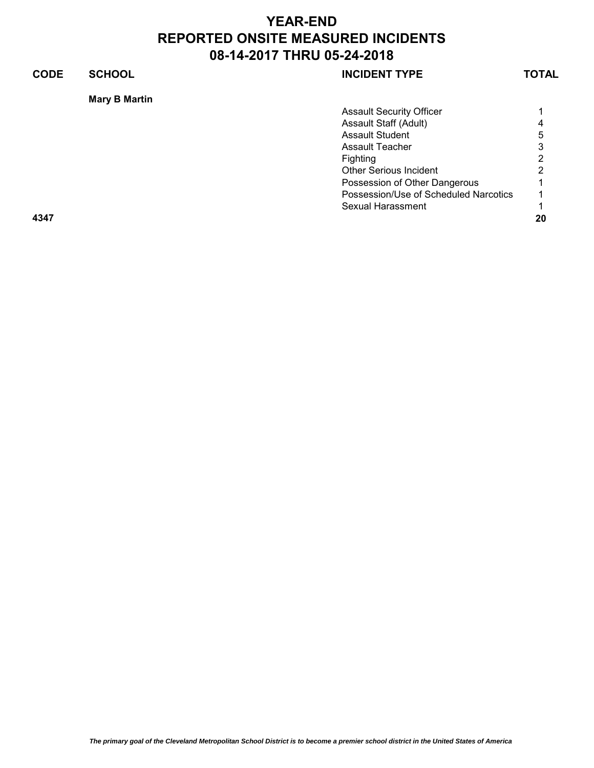# YEAR-END
# REPORTED ONSITE MEASURED INCIDENTS
# 08-14-2017 THRU 05-24-2018

| CODE | SCHOOL | INCIDENT TYPE | TOTAL |
|---|---|---|---|
| | **Mary B Martin** | | |
| | | Assault Security Officer | 1 |
| | | Assault Staff (Adult) | 4 |
| | | Assault Student | 5 |
| | | Assault Teacher | 3 |
| | | Fighting | 2 |
| | | Other Serious Incident | 2 |
| | | Possession of Other Dangerous | 1 |
| | | Possession/Use of Scheduled Narcotics | 1 |
| | | Sexual Harassment | 1 |
| **4347** | | | **20** |

*The primary goal of the Cleveland Metropolitan School District is to become a premier school district in the United States of America*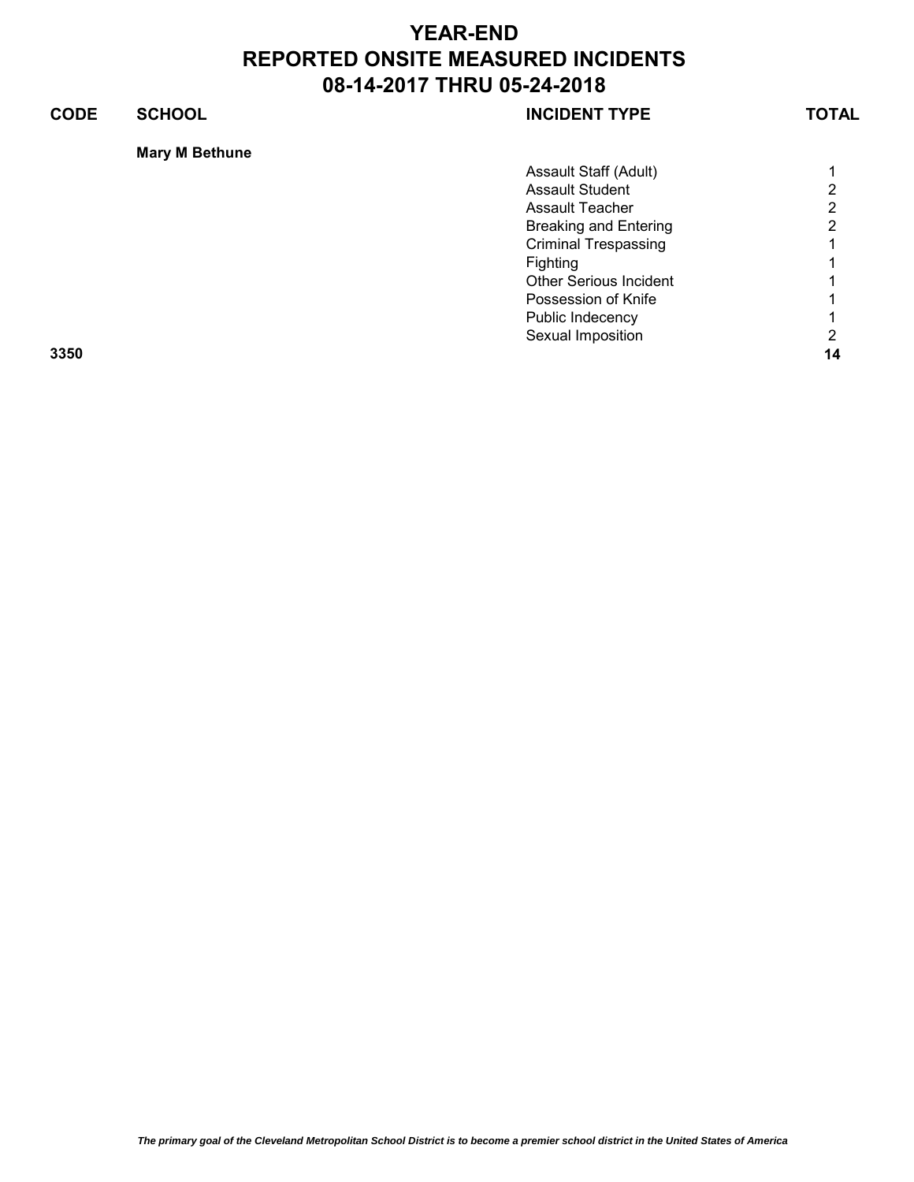# YEAR-END
# REPORTED ONSITE MEASURED INCIDENTS
# 08-14-2017 THRU 05-24-2018

| CODE | SCHOOL | INCIDENT TYPE | TOTAL |
|---|---|---|---|
| | **Mary M Bethune** | | |
| | | Assault Staff (Adult) | 1 |
| | | Assault Student | 2 |
| | | Assault Teacher | 2 |
| | | Breaking and Entering | 2 |
| | | Criminal Trespassing | 1 |
| | | Fighting | 1 |
| | | Other Serious Incident | 1 |
| | | Possession of Knife | 1 |
| | | Public Indecency | 1 |
| | | Sexual Imposition | 2 |
| **3350** | | | **14** |

*The primary goal of the Cleveland Metropolitan School District is to become a premier school district in the United States of America*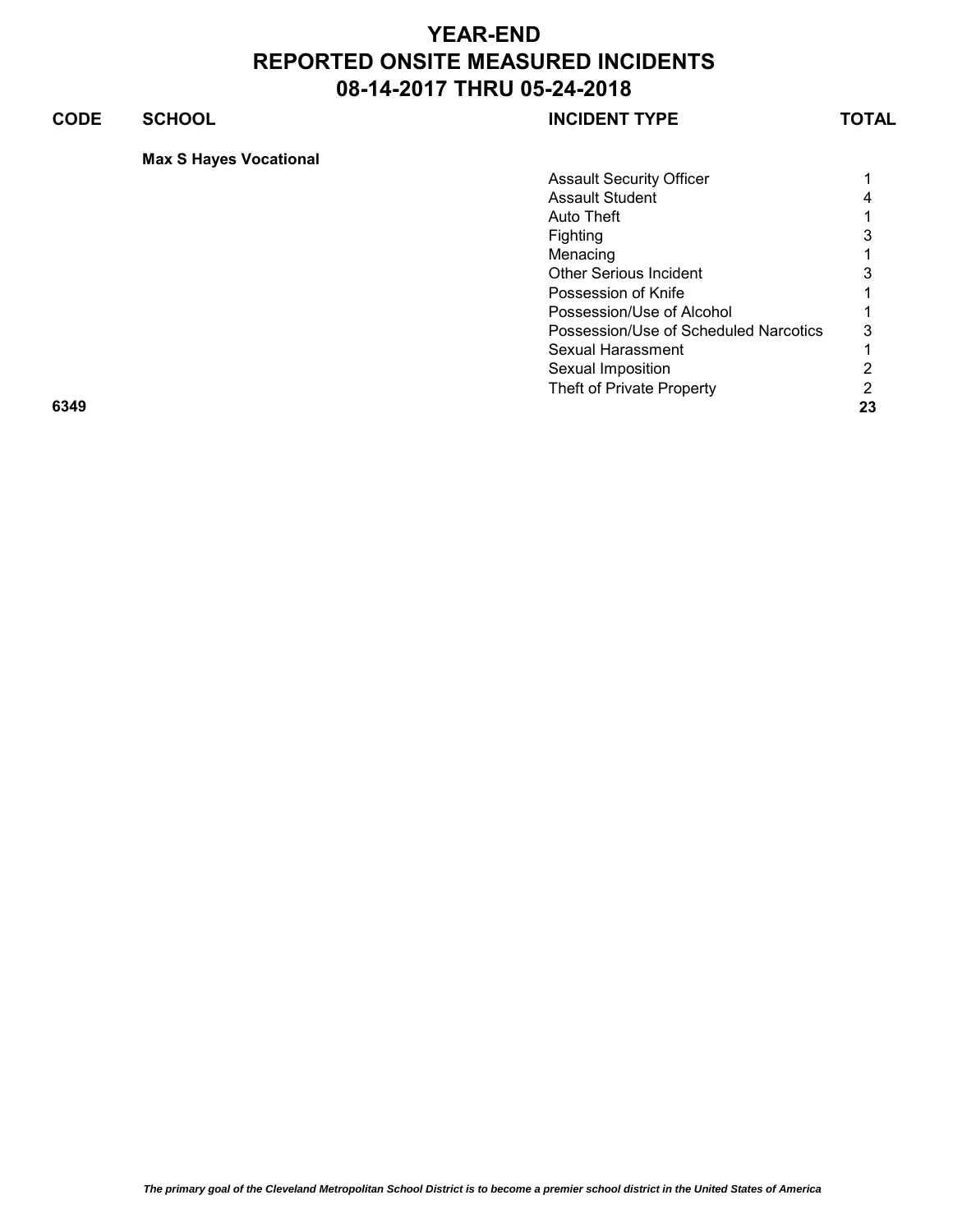# YEAR-END
# REPORTED ONSITE MEASURED INCIDENTS
# 08-14-2017 THRU 05-24-2018

| CODE | SCHOOL | INCIDENT TYPE | TOTAL |
|---|---|---|---|
| | **Max S Hayes Vocational** | | |
| | | Assault Security Officer | 1 |
| | | Assault Student | 4 |
| | | Auto Theft | 1 |
| | | Fighting | 3 |
| | | Menacing | 1 |
| | | Other Serious Incident | 3 |
| | | Possession of Knife | 1 |
| | | Possession/Use of Alcohol | 1 |
| | | Possession/Use of Scheduled Narcotics | 3 |
| | | Sexual Harassment | 1 |
| | | Sexual Imposition | 2 |
| | | Theft of Private Property | 2 |
| **6349** | | | **23** |

*The primary goal of the Cleveland Metropolitan School District is to become a premier school district in the United States of America*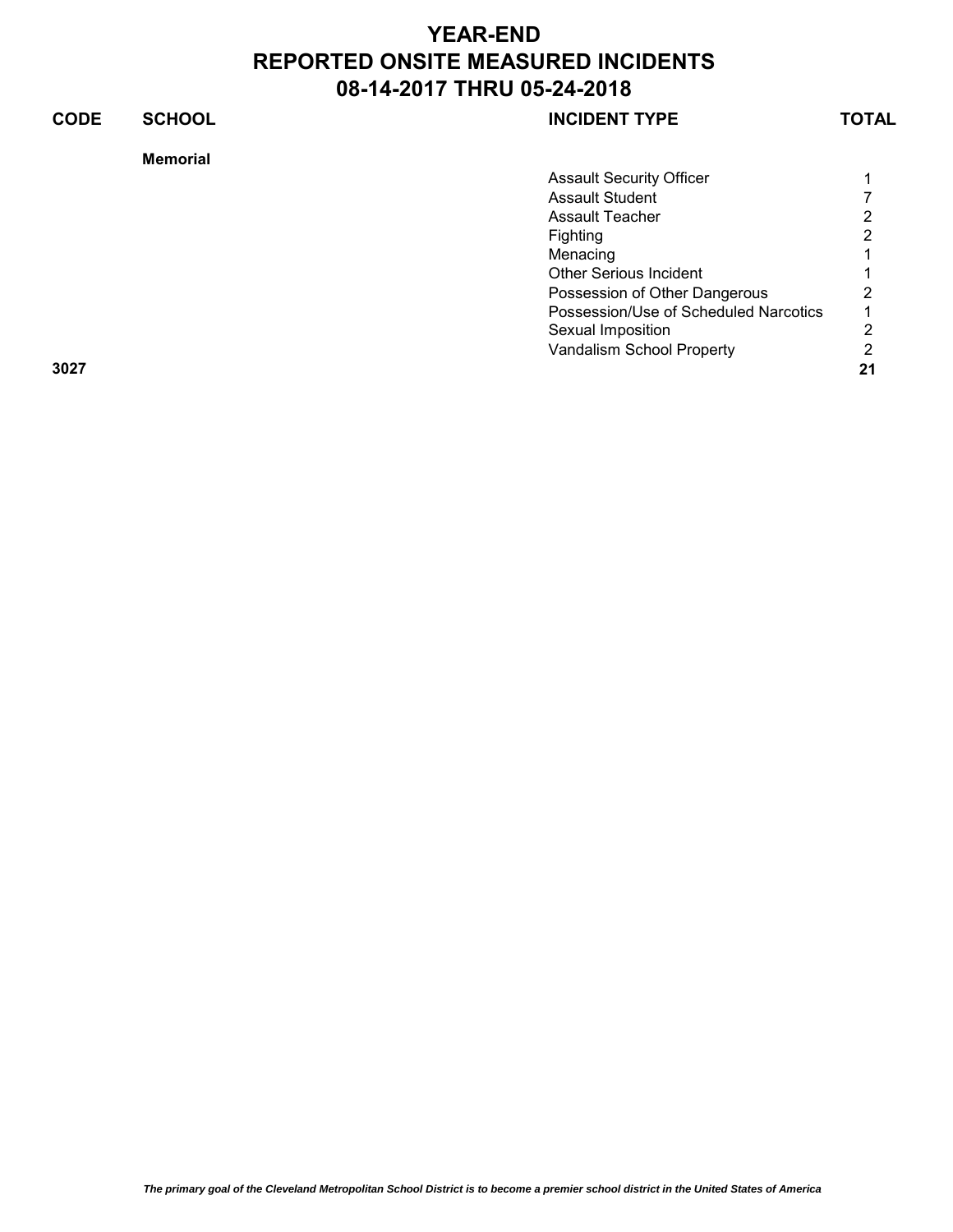# YEAR-END
# REPORTED ONSITE MEASURED INCIDENTS
# 08-14-2017 THRU 05-24-2018

| CODE | SCHOOL | INCIDENT TYPE | TOTAL |
|---|---|---|---|
| | **Memorial** | | |
| | | Assault Security Officer | 1 |
| | | Assault Student | 7 |
| | | Assault Teacher | 2 |
| | | Fighting | 2 |
| | | Menacing | 1 |
| | | Other Serious Incident | 1 |
| | | Possession of Other Dangerous | 2 |
| | | Possession/Use of Scheduled Narcotics | 1 |
| | | Sexual Imposition | 2 |
| | | Vandalism School Property | 2 |
| **3027** | | | **21** |

*The primary goal of the Cleveland Metropolitan School District is to become a premier school district in the United States of America*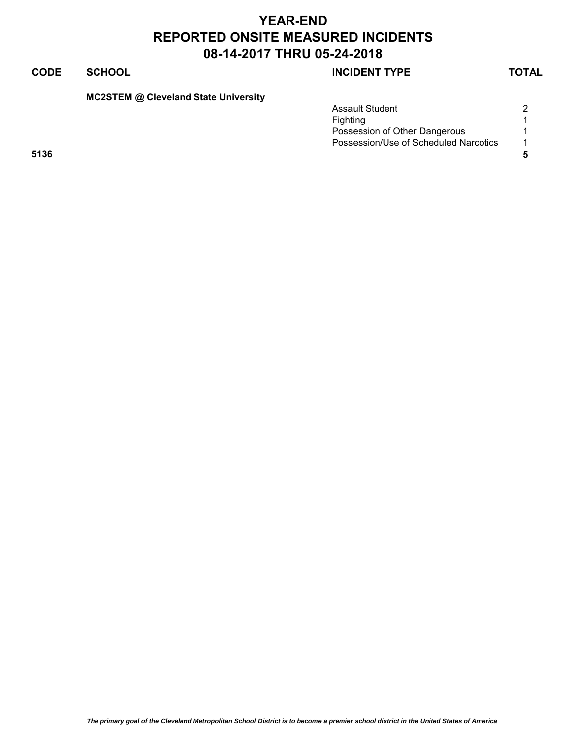# YEAR-END
# REPORTED ONSITE MEASURED INCIDENTS
# 08-14-2017 THRU 05-24-2018

| CODE | SCHOOL | INCIDENT TYPE | TOTAL |
|---|---|---|---|
| | **MC2STEM @ Cleveland State University** | | |
| | | Assault Student | 2 |
| | | Fighting | 1 |
| | | Possession of Other Dangerous | 1 |
| | | Possession/Use of Scheduled Narcotics | 1 |
| **5136** | | | **5** |

*The primary goal of the Cleveland Metropolitan School District is to become a premier school district in the United States of America*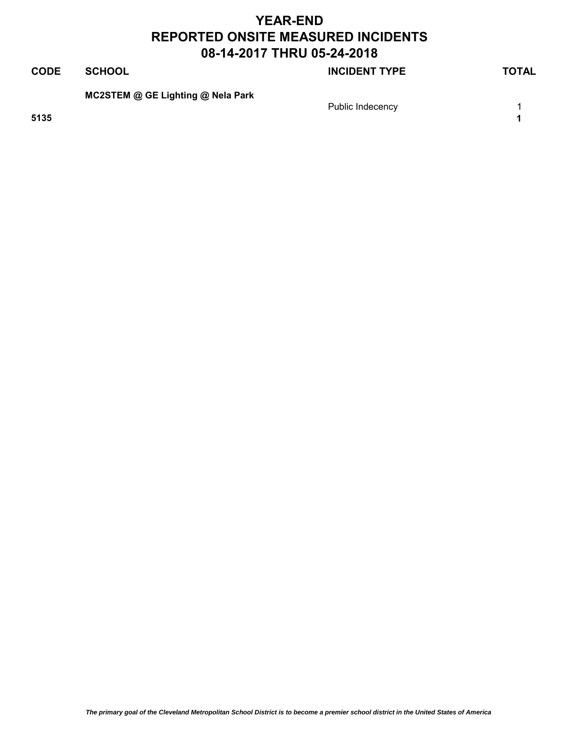# YEAR-END
# REPORTED ONSITE MEASURED INCIDENTS
# 08-14-2017 THRU 05-24-2018

| CODE | SCHOOL | INCIDENT TYPE | TOTAL |
|---|---|---|---|
| | **MC2STEM @ GE Lighting @ Nela Park** | | |
| | | Public Indecency | 1 |
| **5135** | | | **1** |

*The primary goal of the Cleveland Metropolitan School District is to become a premier school district in the United States of America*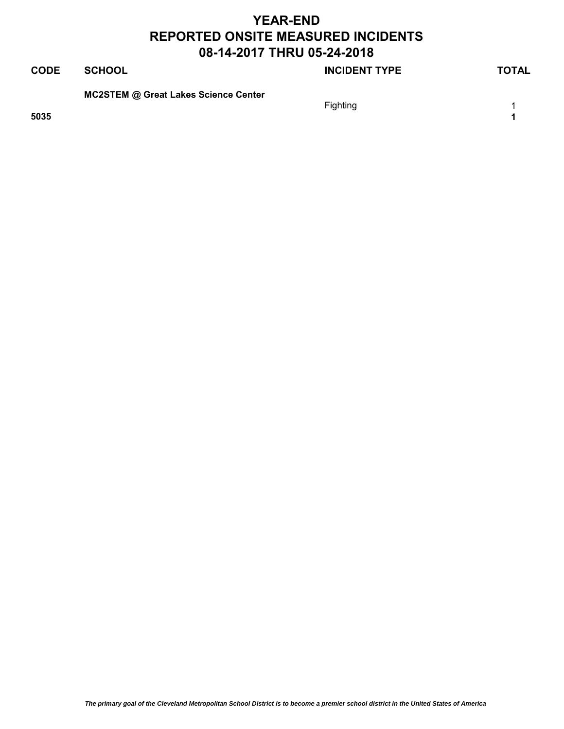# YEAR-END
# REPORTED ONSITE MEASURED INCIDENTS
# 08-14-2017 THRU 05-24-2018

| CODE | SCHOOL | INCIDENT TYPE | TOTAL |
|---|---|---|---|
| | **MC2STEM @ Great Lakes Science Center** | | |
| | | Fighting | 1 |
| **5035** | | | **1** |

*The primary goal of the Cleveland Metropolitan School District is to become a premier school district in the United States of America*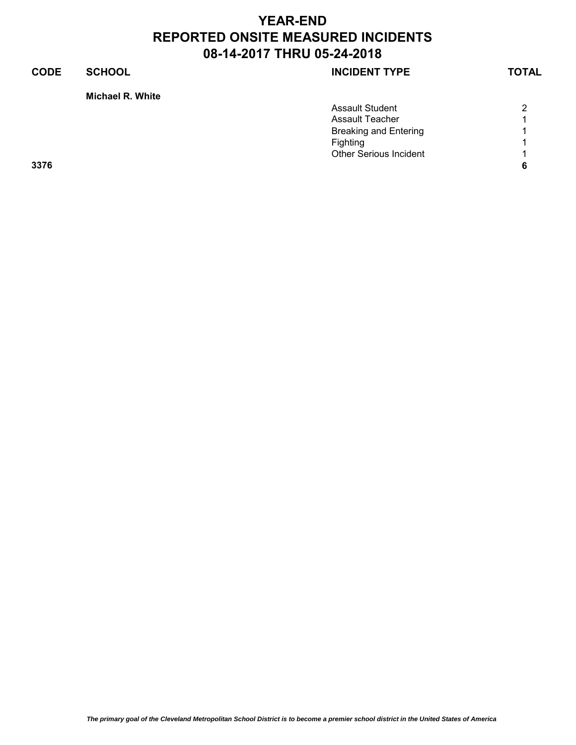# YEAR-END
# REPORTED ONSITE MEASURED INCIDENTS
# 08-14-2017 THRU 05-24-2018

| CODE | SCHOOL | INCIDENT TYPE | TOTAL |
|---|---|---|---|
| | **Michael R. White** | | |
| | | Assault Student | 2 |
| | | Assault Teacher | 1 |
| | | Breaking and Entering | 1 |
| | | Fighting | 1 |
| | | Other Serious Incident | 1 |
| **3376** | | | **6** |

*The primary goal of the Cleveland Metropolitan School District is to become a premier school district in the United States of America*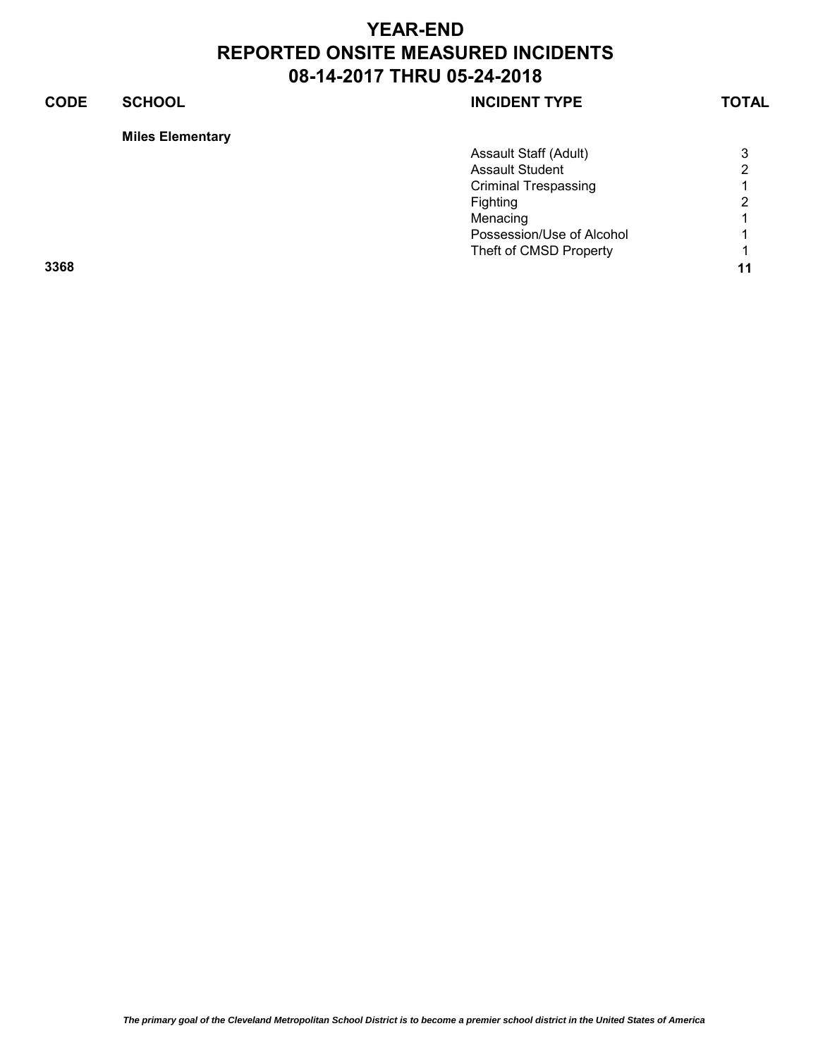# YEAR-END
# REPORTED ONSITE MEASURED INCIDENTS
# 08-14-2017 THRU 05-24-2018

| CODE | SCHOOL | INCIDENT TYPE | TOTAL |
|---|---|---|---|
| | **Miles Elementary** | | |
| | | Assault Staff (Adult) | 3 |
| | | Assault Student | 2 |
| | | Criminal Trespassing | 1 |
| | | Fighting | 2 |
| | | Menacing | 1 |
| | | Possession/Use of Alcohol | 1 |
| | | Theft of CMSD Property | 1 |
| **3368** | | | **11** |

*The primary goal of the Cleveland Metropolitan School District is to become a premier school district in the United States of America*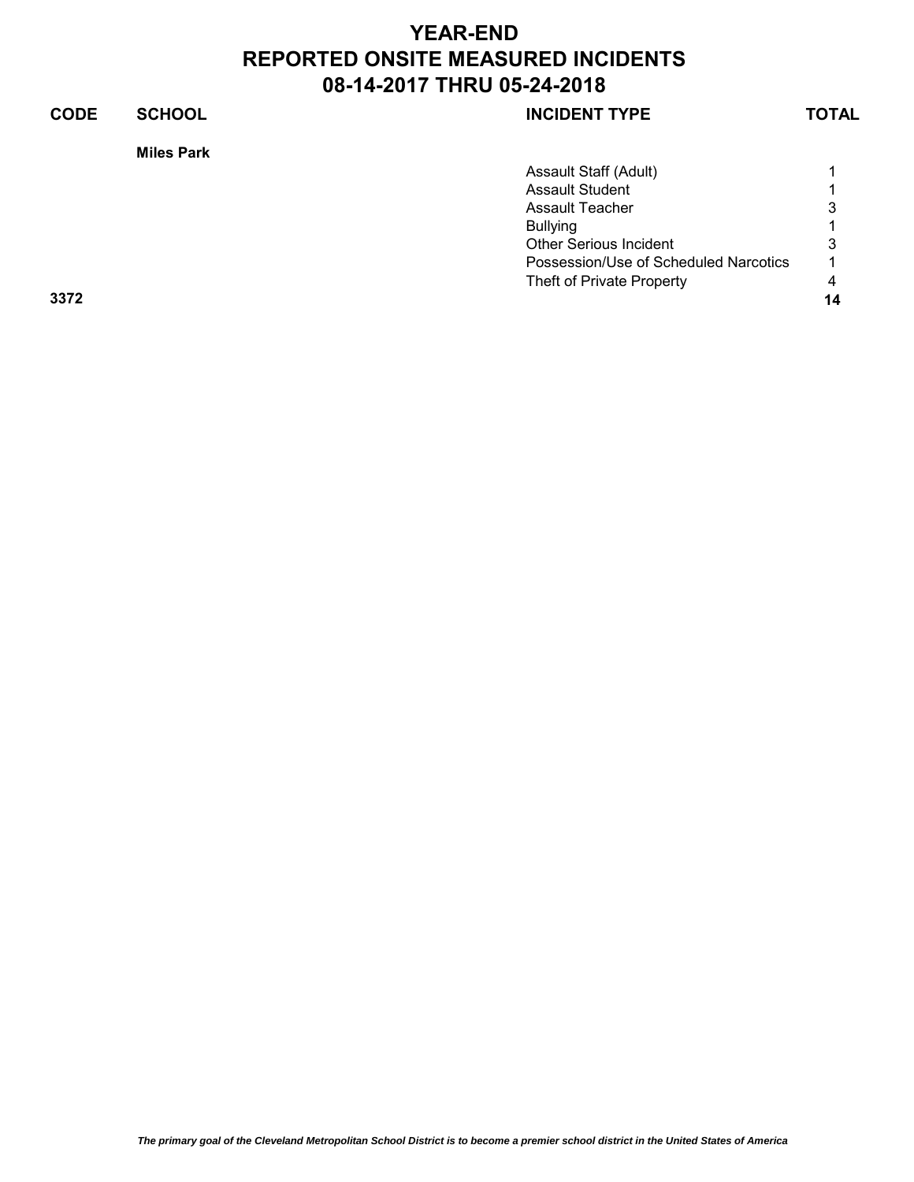# YEAR-END
# REPORTED ONSITE MEASURED INCIDENTS
# 08-14-2017 THRU 05-24-2018

| CODE | SCHOOL | INCIDENT TYPE | TOTAL |
|---|---|---|---|
| | **Miles Park** | | |
| | | Assault Staff (Adult) | 1 |
| | | Assault Student | 1 |
| | | Assault Teacher | 3 |
| | | Bullying | 1 |
| | | Other Serious Incident | 3 |
| | | Possession/Use of Scheduled Narcotics | 1 |
| | | Theft of Private Property | 4 |
| **3372** | | | **14** |

*The primary goal of the Cleveland Metropolitan School District is to become a premier school district in the United States of America*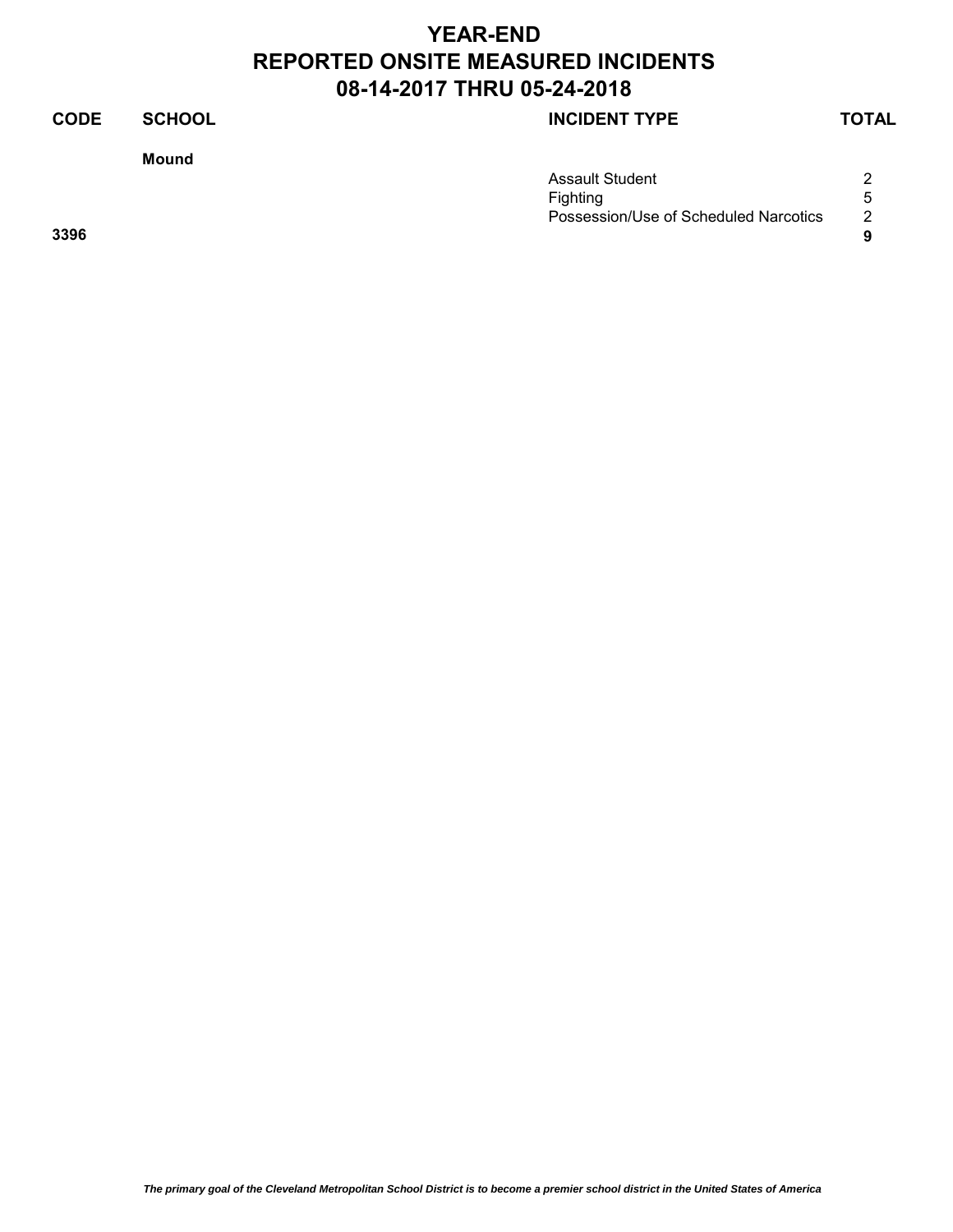# YEAR-END
# REPORTED ONSITE MEASURED INCIDENTS
# 08-14-2017 THRU 05-24-2018

| CODE | SCHOOL | INCIDENT TYPE | TOTAL |
|---|---|---|---|
| | **Mound** | | |
| | | Assault Student | 2 |
| | | Fighting | 5 |
| | | Possession/Use of Scheduled Narcotics | 2 |
| **3396** | | | **9** |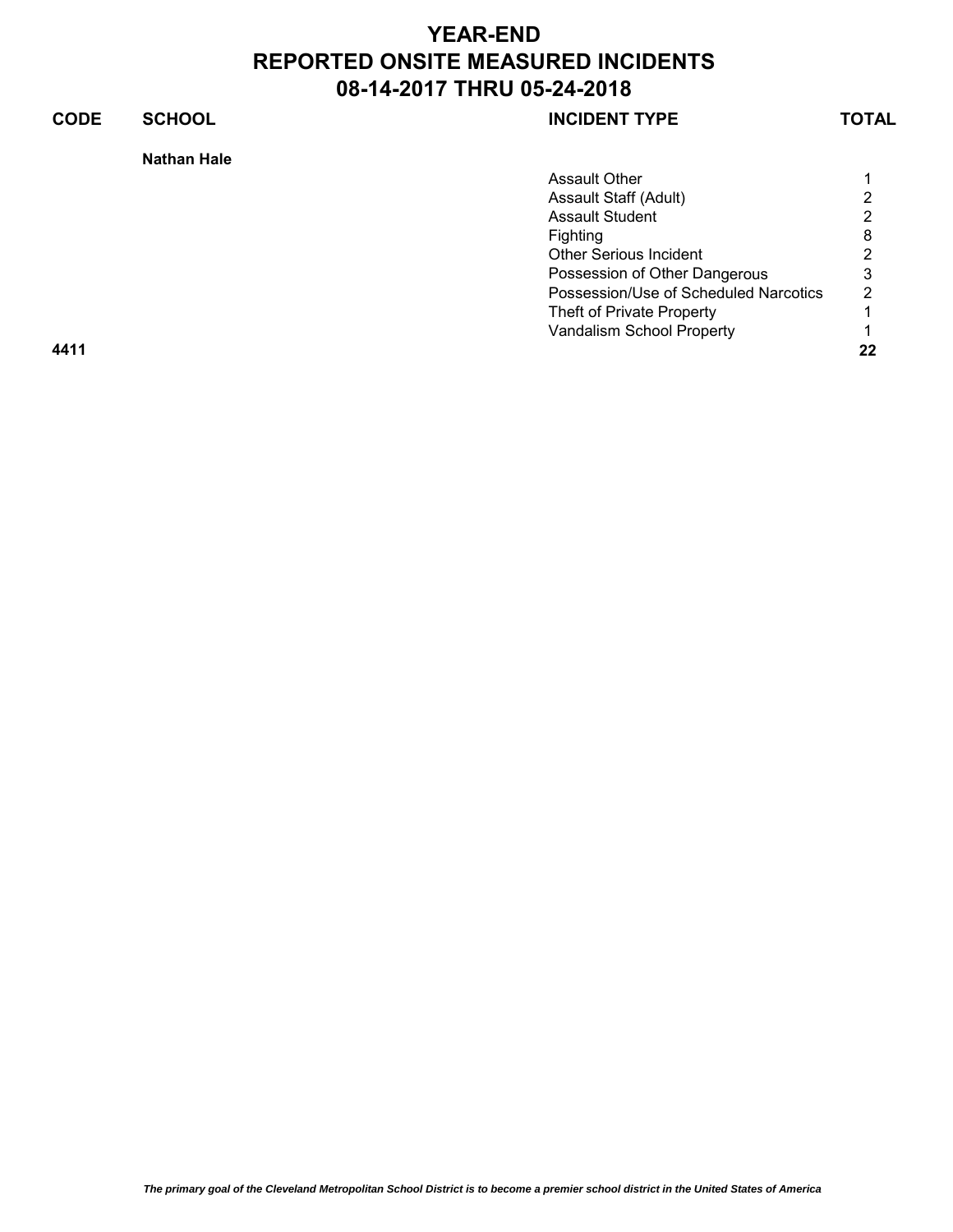# YEAR-END
# REPORTED ONSITE MEASURED INCIDENTS
# 08-14-2017 THRU 05-24-2018

| CODE | SCHOOL | INCIDENT TYPE | TOTAL |
|---|---|---|---|
| | **Nathan Hale** | | |
| | | Assault Other | 1 |
| | | Assault Staff (Adult) | 2 |
| | | Assault Student | 2 |
| | | Fighting | 8 |
| | | Other Serious Incident | 2 |
| | | Possession of Other Dangerous | 3 |
| | | Possession/Use of Scheduled Narcotics | 2 |
| | | Theft of Private Property | 1 |
| | | Vandalism School Property | 1 |
| **4411** | | | **22** |

*The primary goal of the Cleveland Metropolitan School District is to become a premier school district in the United States of America*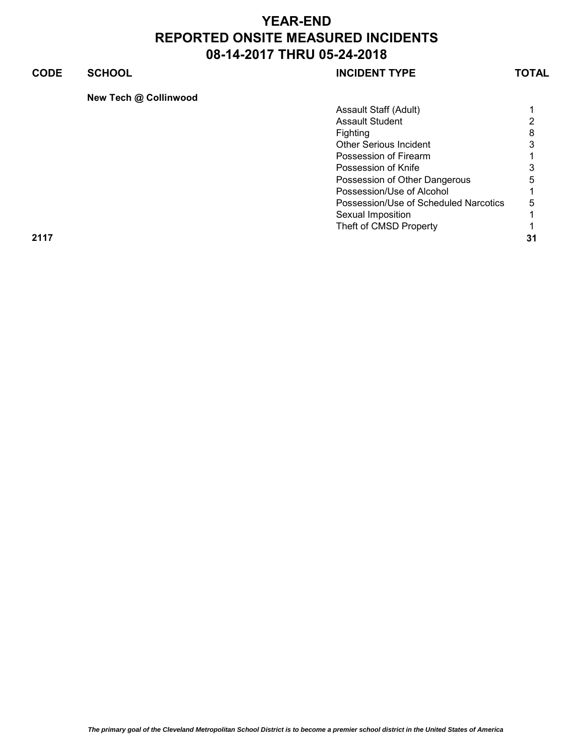# YEAR-END
# REPORTED ONSITE MEASURED INCIDENTS
# 08-14-2017 THRU 05-24-2018

| CODE | SCHOOL | INCIDENT TYPE | TOTAL |
| --- | --- | --- | --- |
| | **New Tech @ Collinwood** | | |
| | | Assault Staff (Adult) | 1 |
| | | Assault Student | 2 |
| | | Fighting | 8 |
| | | Other Serious Incident | 3 |
| | | Possession of Firearm | 1 |
| | | Possession of Knife | 3 |
| | | Possession of Other Dangerous | 5 |
| | | Possession/Use of Alcohol | 1 |
| | | Possession/Use of Scheduled Narcotics | 5 |
| | | Sexual Imposition | 1 |
| | | Theft of CMSD Property | 1 |
| **2117** | | | **31** |

*The primary goal of the Cleveland Metropolitan School District is to become a premier school district in the United States of America*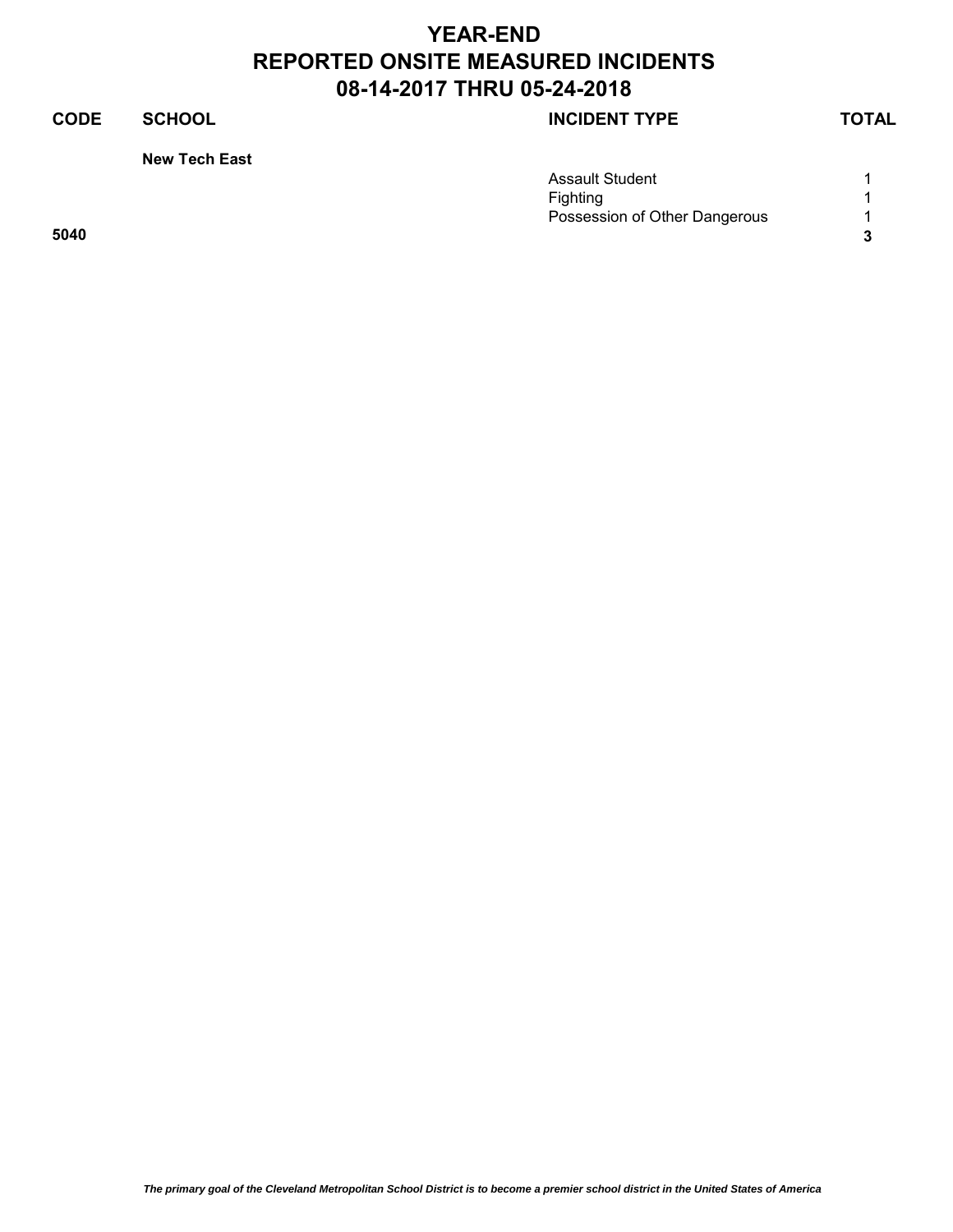# YEAR-END
# REPORTED ONSITE MEASURED INCIDENTS
# 08-14-2017 THRU 05-24-2018

| CODE | SCHOOL | INCIDENT TYPE | TOTAL |
|---|---|---|---|
| | **New Tech East** | | |
| | | Assault Student | 1 |
| | | Fighting | 1 |
| | | Possession of Other Dangerous | 1 |
| **5040** | | | **3** |

*The primary goal of the Cleveland Metropolitan School District is to become a premier school district in the United States of America*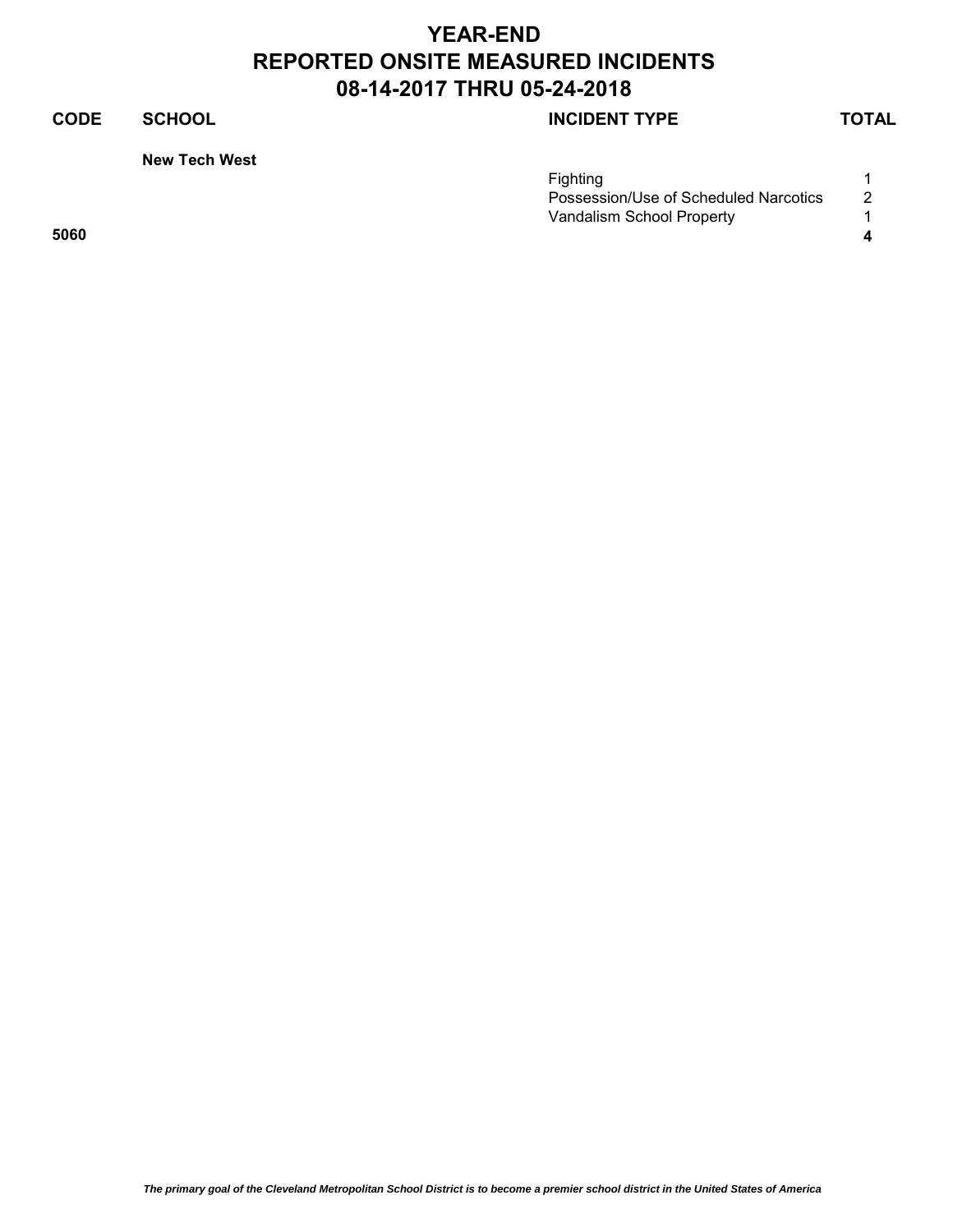# YEAR-END
# REPORTED ONSITE MEASURED INCIDENTS
# 08-14-2017 THRU 05-24-2018

| CODE | SCHOOL | INCIDENT TYPE | TOTAL |
|---|---|---|---|
| | **New Tech West** | | |
| | | Fighting | 1 |
| | | Possession/Use of Scheduled Narcotics | 2 |
| | | Vandalism School Property | 1 |
| **5060** | | | **4** |

***The primary goal of the Cleveland Metropolitan School District is to become a premier school district in the United States of America***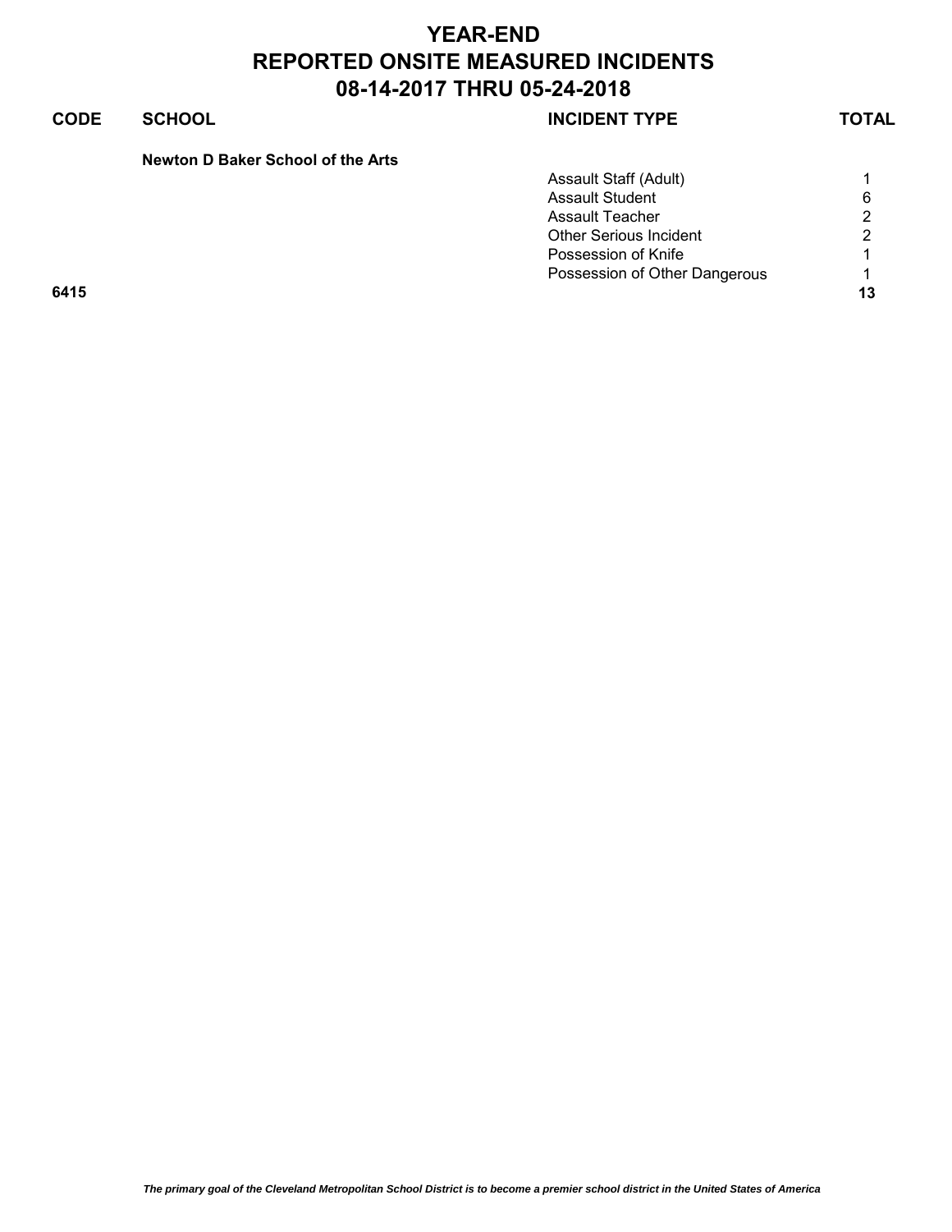# YEAR-END
# REPORTED ONSITE MEASURED INCIDENTS
# 08-14-2017 THRU 05-24-2018

| CODE | SCHOOL | INCIDENT TYPE | TOTAL |
|---|---|---|---|
| | **Newton D Baker School of the Arts** | | |
| | | Assault Staff (Adult) | 1 |
| | | Assault Student | 6 |
| | | Assault Teacher | 2 |
| | | Other Serious Incident | 2 |
| | | Possession of Knife | 1 |
| | | Possession of Other Dangerous | 1 |
| **6415** | | | **13** |

*The primary goal of the Cleveland Metropolitan School District is to become a premier school district in the United States of America*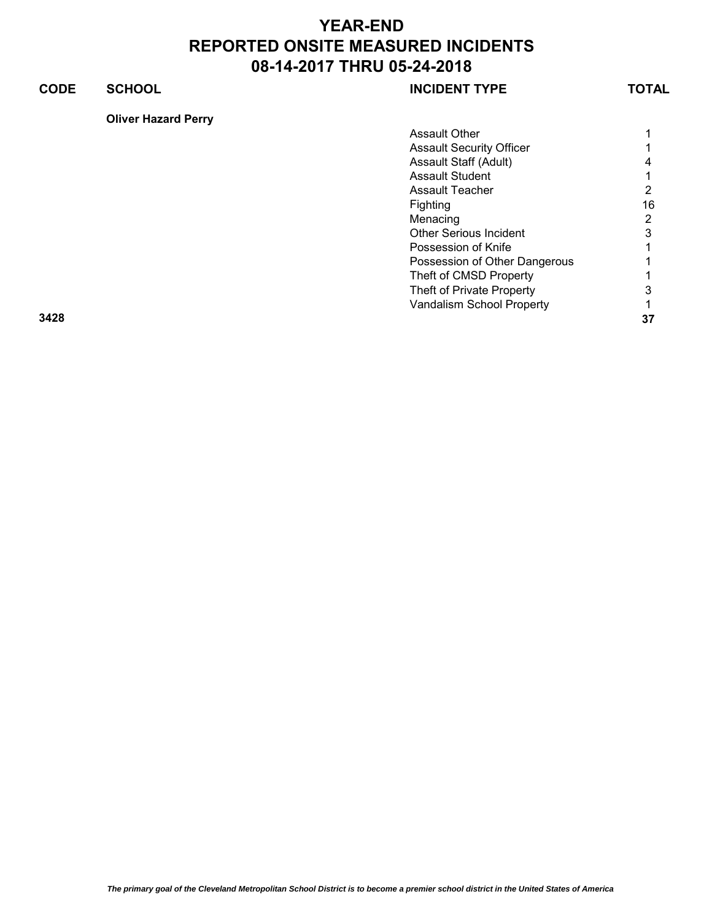# YEAR-END
# REPORTED ONSITE MEASURED INCIDENTS
# 08-14-2017 THRU 05-24-2018

| CODE | SCHOOL | INCIDENT TYPE | TOTAL |
|---|---|---|---|
| | **Oliver Hazard Perry** | | |
| | | Assault Other | 1 |
| | | Assault Security Officer | 1 |
| | | Assault Staff (Adult) | 4 |
| | | Assault Student | 1 |
| | | Assault Teacher | 2 |
| | | Fighting | 16 |
| | | Menacing | 2 |
| | | Other Serious Incident | 3 |
| | | Possession of Knife | 1 |
| | | Possession of Other Dangerous | 1 |
| | | Theft of CMSD Property | 1 |
| | | Theft of Private Property | 3 |
| | | Vandalism School Property | 1 |
| **3428** | | | **37** |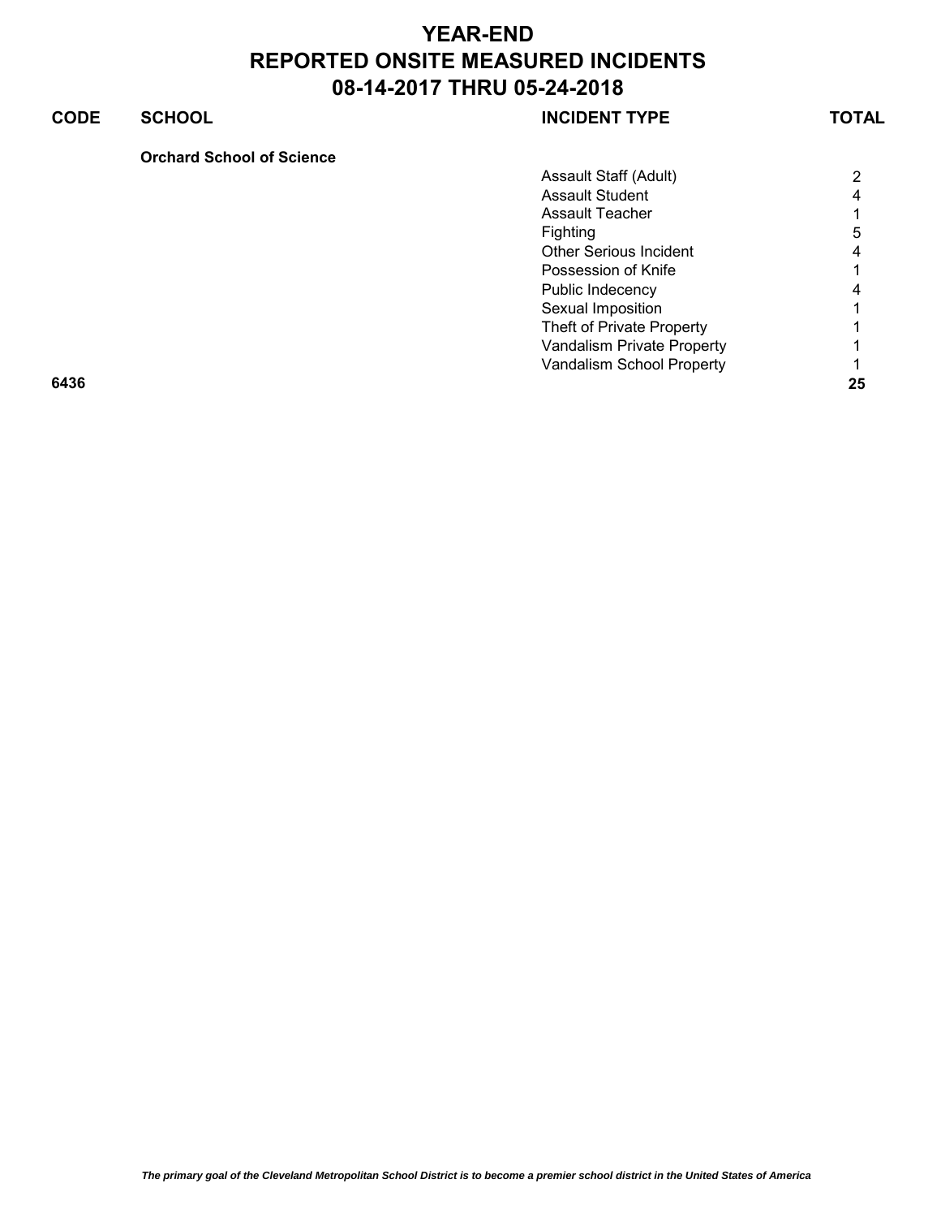# YEAR-END
# REPORTED ONSITE MEASURED INCIDENTS
# 08-14-2017 THRU 05-24-2018

| CODE | SCHOOL | INCIDENT TYPE | TOTAL |
|---|---|---|---|
| | **Orchard School of Science** | | |
| | | Assault Staff (Adult) | 2 |
| | | Assault Student | 4 |
| | | Assault Teacher | 1 |
| | | Fighting | 5 |
| | | Other Serious Incident | 4 |
| | | Possession of Knife | 1 |
| | | Public Indecency | 4 |
| | | Sexual Imposition | 1 |
| | | Theft of Private Property | 1 |
| | | Vandalism Private Property | 1 |
| | | Vandalism School Property | 1 |
| **6436** | | | **25** |

*The primary goal of the Cleveland Metropolitan School District is to become a premier school district in the United States of America*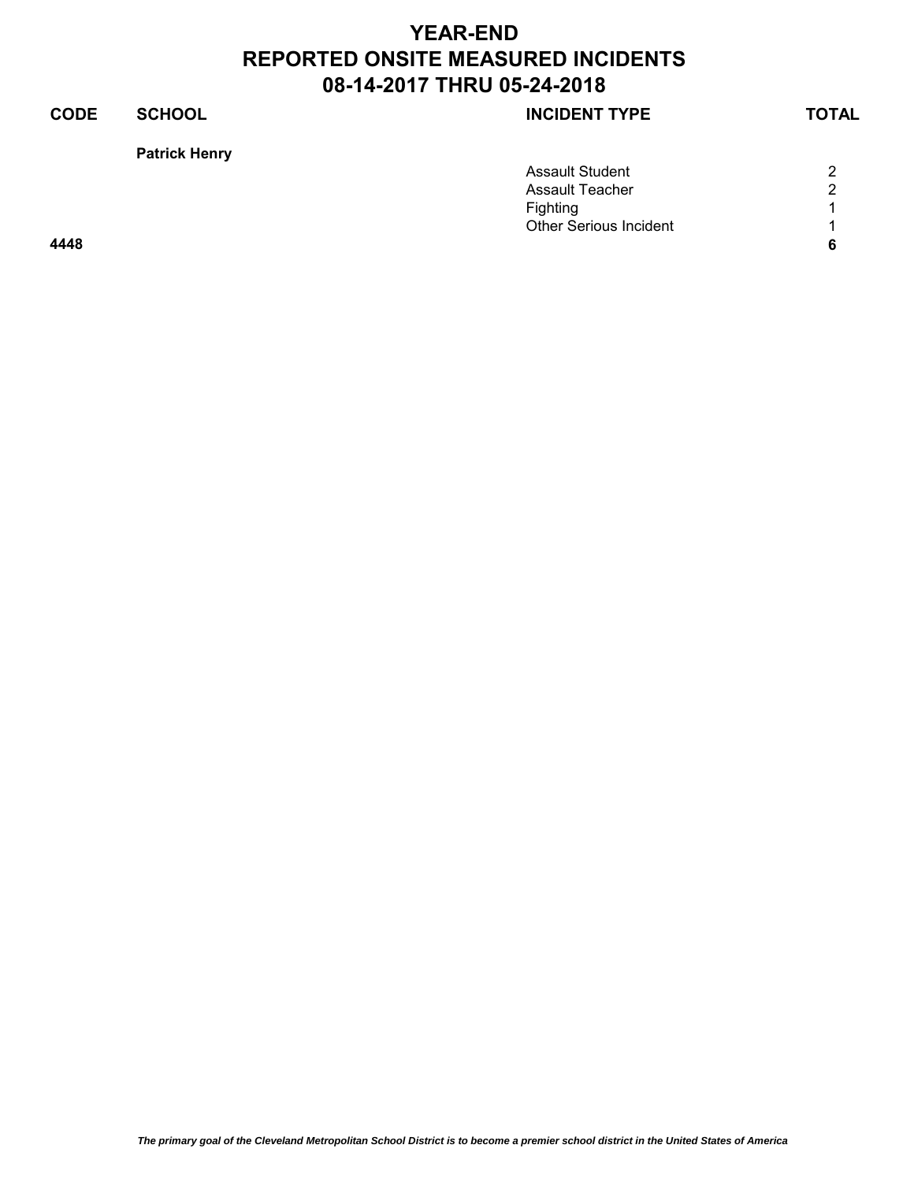# YEAR-END
# REPORTED ONSITE MEASURED INCIDENTS
# 08-14-2017 THRU 05-24-2018

| CODE | SCHOOL | INCIDENT TYPE | TOTAL |
|---|---|---|---|
| | **Patrick Henry** | | |
| | | Assault Student | 2 |
| | | Assault Teacher | 2 |
| | | Fighting | 1 |
| | | Other Serious Incident | 1 |
| **4448** | | | **6** |

*The primary goal of the Cleveland Metropolitan School District is to become a premier school district in the United States of America*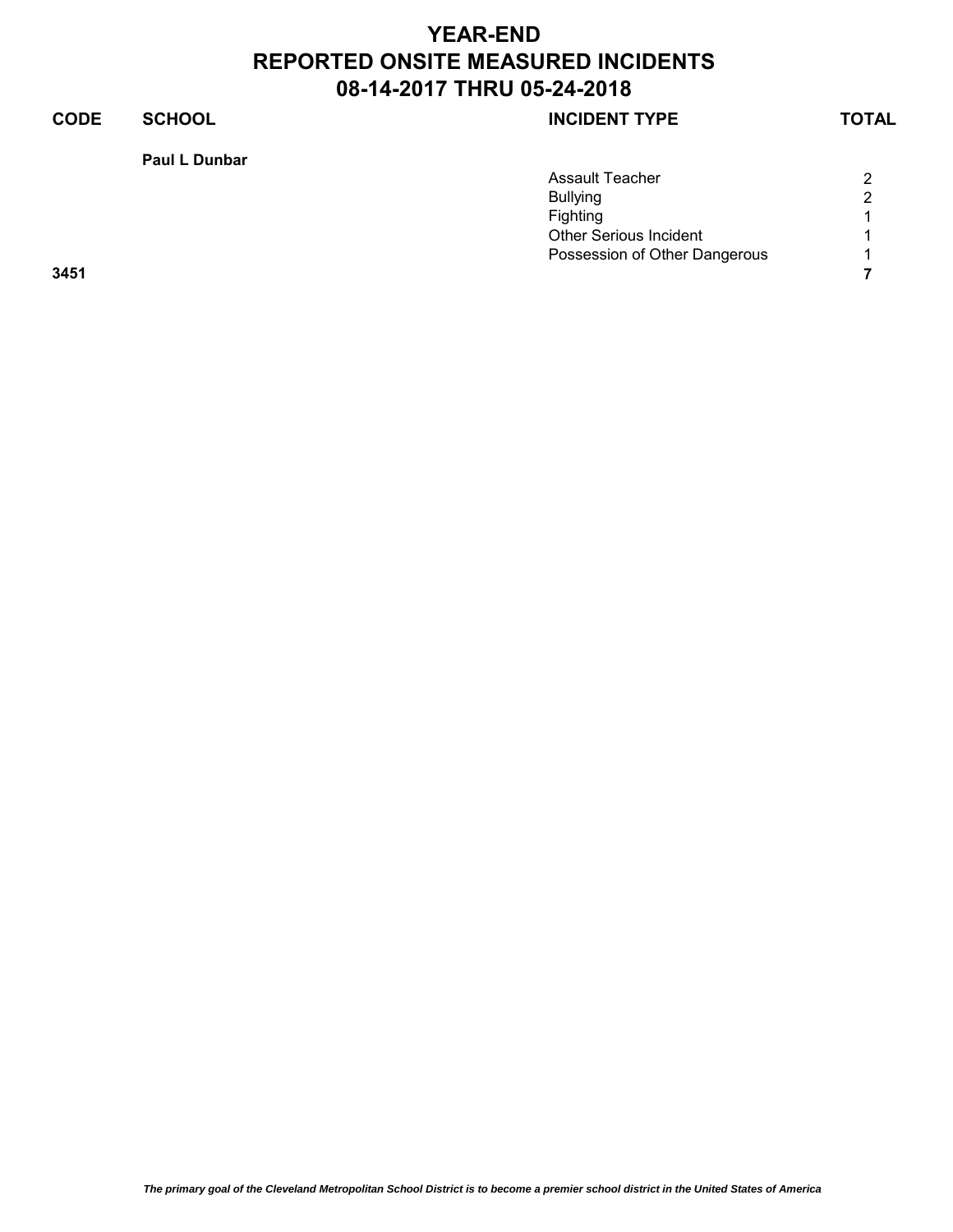# YEAR-END
# REPORTED ONSITE MEASURED INCIDENTS
# 08-14-2017 THRU 05-24-2018

| CODE | SCHOOL | INCIDENT TYPE | TOTAL |
|---|---|---|---|
| | **Paul L Dunbar** | | |
| | | Assault Teacher | 2 |
| | | Bullying | 2 |
| | | Fighting | 1 |
| | | Other Serious Incident | 1 |
| | | Possession of Other Dangerous | 1 |
| **3451** | | | **7** |

*The primary goal of the Cleveland Metropolitan School District is to become a premier school district in the United States of America*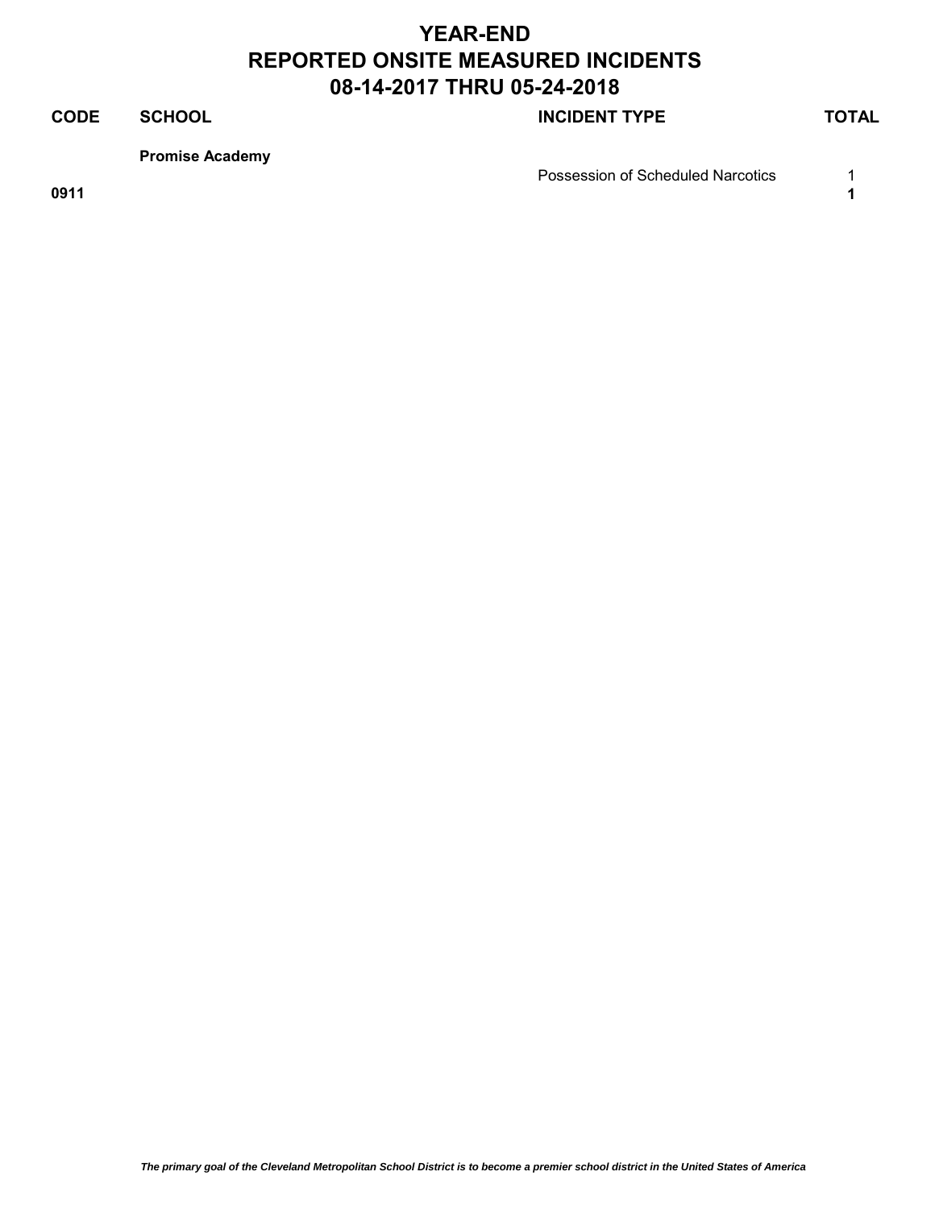# YEAR-END
# REPORTED ONSITE MEASURED INCIDENTS
# 08-14-2017 THRU 05-24-2018

| CODE | SCHOOL | INCIDENT TYPE | TOTAL |
|---|---|---|---|
| | **Promise Academy** | | |
| | | Possession of Scheduled Narcotics | 1 |
| **0911** | | | **1** |

***The primary goal of the Cleveland Metropolitan School District is to become a premier school district in the United States of America***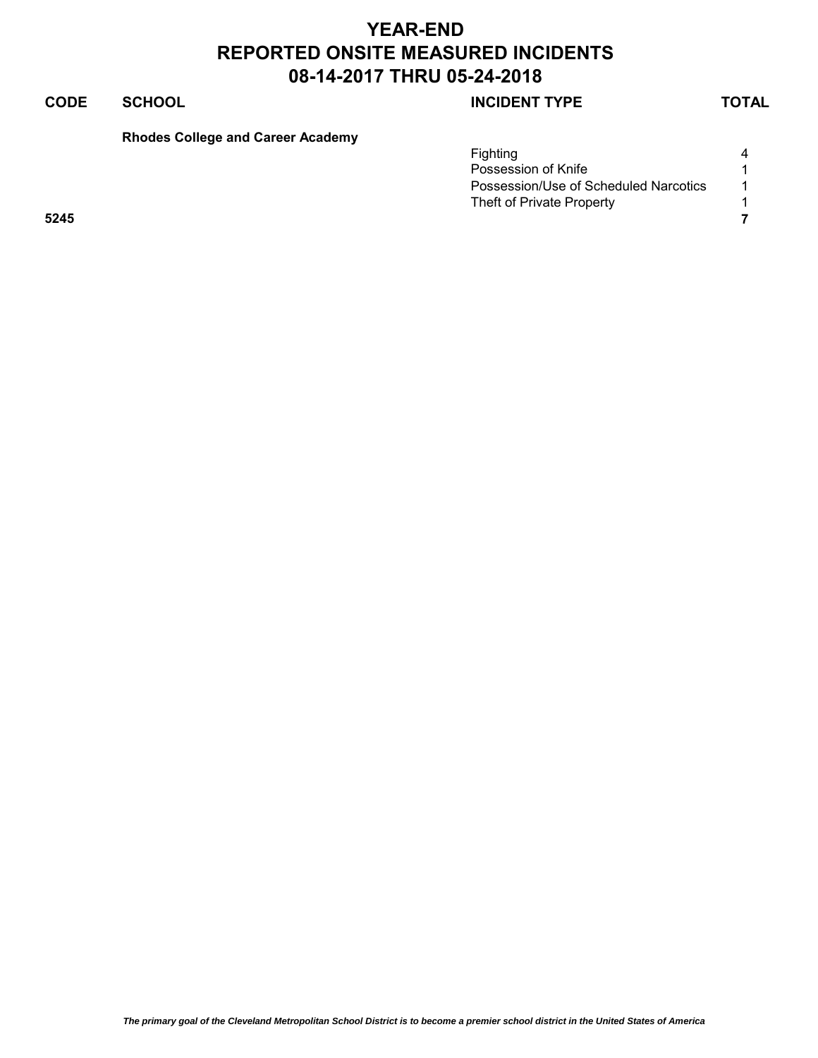# YEAR-END
# REPORTED ONSITE MEASURED INCIDENTS
# 08-14-2017 THRU 05-24-2018

| CODE | SCHOOL | INCIDENT TYPE | TOTAL |
|---|---|---|---|
| | **Rhodes College and Career Academy** | | |
| | | Fighting | 4 |
| | | Possession of Knife | 1 |
| | | Possession/Use of Scheduled Narcotics | 1 |
| | | Theft of Private Property | 1 |
| **5245** | | | **7** |

*The primary goal of the Cleveland Metropolitan School District is to become a premier school district in the United States of America*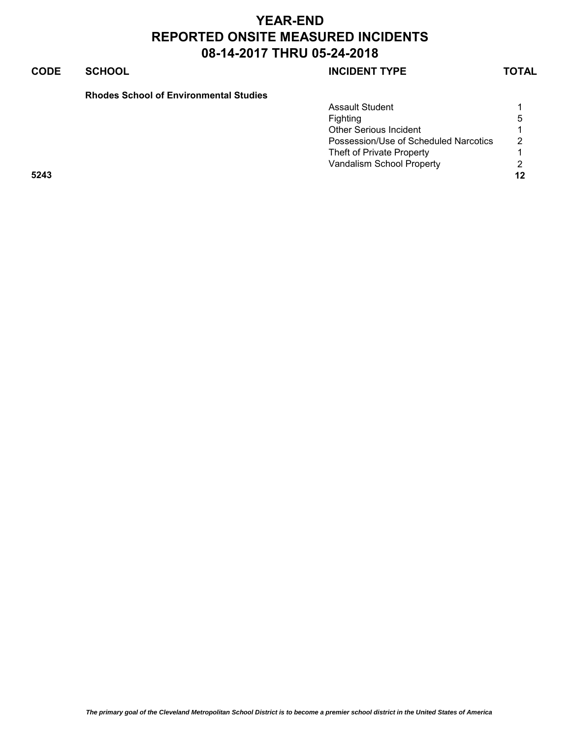# YEAR-END
# REPORTED ONSITE MEASURED INCIDENTS
# 08-14-2017 THRU 05-24-2018

| CODE | SCHOOL | INCIDENT TYPE | TOTAL |
|---|---|---|---|
| | **Rhodes School of Environmental Studies** | | |
| | | Assault Student | 1 |
| | | Fighting | 5 |
| | | Other Serious Incident | 1 |
| | | Possession/Use of Scheduled Narcotics | 2 |
| | | Theft of Private Property | 1 |
| | | Vandalism School Property | 2 |
| **5243** | | | **12** |

*The primary goal of the Cleveland Metropolitan School District is to become a premier school district in the United States of America*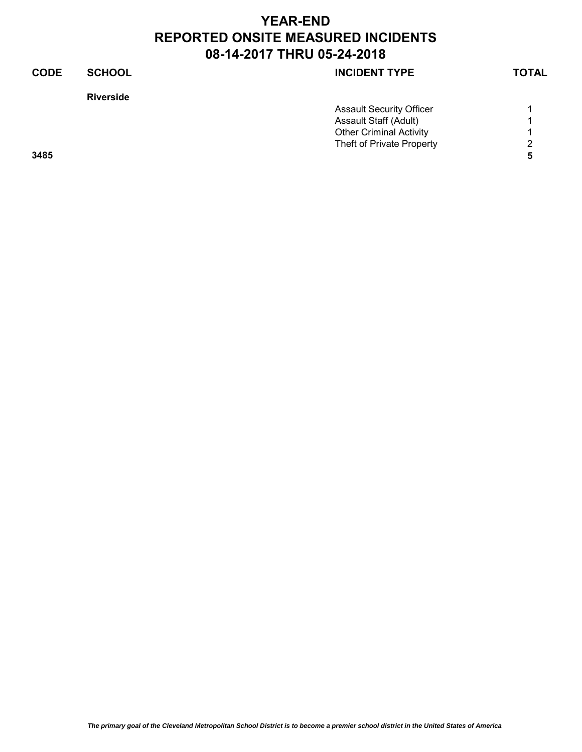# YEAR-END
# REPORTED ONSITE MEASURED INCIDENTS
# 08-14-2017 THRU 05-24-2018

| CODE | SCHOOL | INCIDENT TYPE | TOTAL |
|---|---|---|---|
| | **Riverside** | | |
| | | Assault Security Officer | 1 |
| | | Assault Staff (Adult) | 1 |
| | | Other Criminal Activity | 1 |
| | | Theft of Private Property | 2 |
| **3485** | | | **5** |

*The primary goal of the Cleveland Metropolitan School District is to become a premier school district in the United States of America*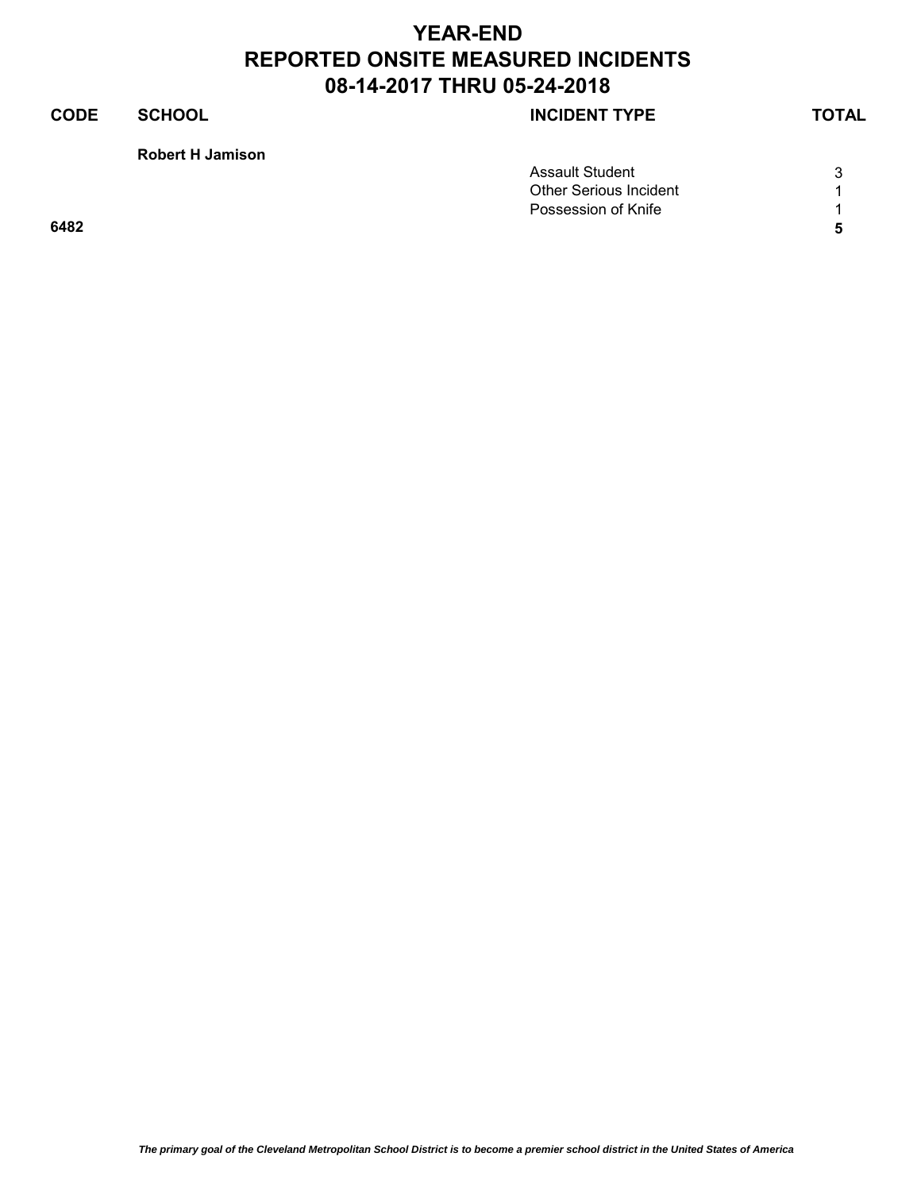# YEAR-END
# REPORTED ONSITE MEASURED INCIDENTS
# 08-14-2017 THRU 05-24-2018

| CODE | SCHOOL | INCIDENT TYPE | TOTAL |
|---|---|---|---|
| | **Robert H Jamison** | | |
| | | Assault Student | 3 |
| | | Other Serious Incident | 1 |
| | | Possession of Knife | 1 |
| **6482** | | | **5** |

*The primary goal of the Cleveland Metropolitan School District is to become a premier school district in the United States of America*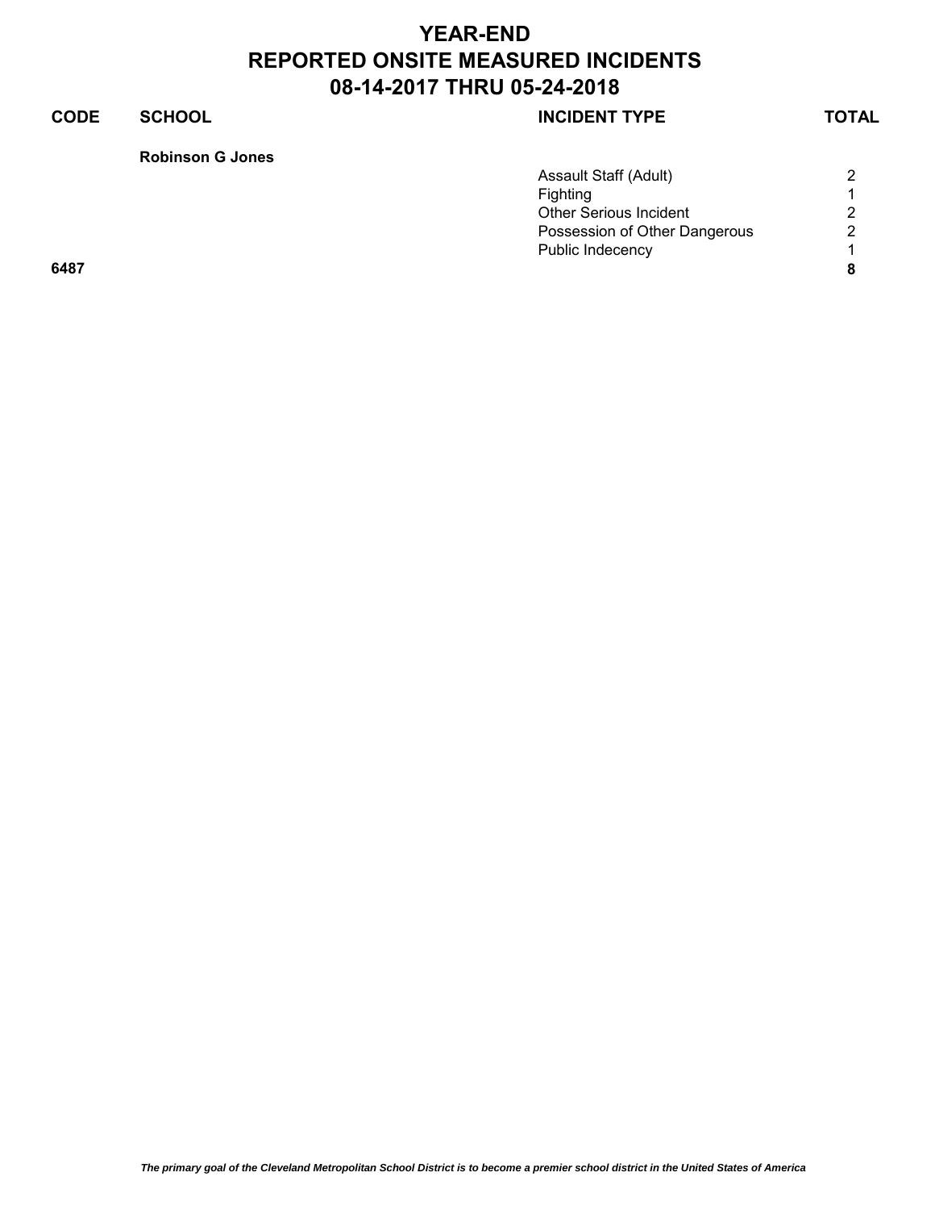# YEAR-END
# REPORTED ONSITE MEASURED INCIDENTS
# 08-14-2017 THRU 05-24-2018

| CODE | SCHOOL | INCIDENT TYPE | TOTAL |
|---|---|---|---|
| | **Robinson G Jones** | | |
| | | Assault Staff (Adult) | 2 |
| | | Fighting | 1 |
| | | Other Serious Incident | 2 |
| | | Possession of Other Dangerous | 2 |
| | | Public Indecency | 1 |
| **6487** | | | **8** |

***The primary goal of the Cleveland Metropolitan School District is to become a premier school district in the United States of America***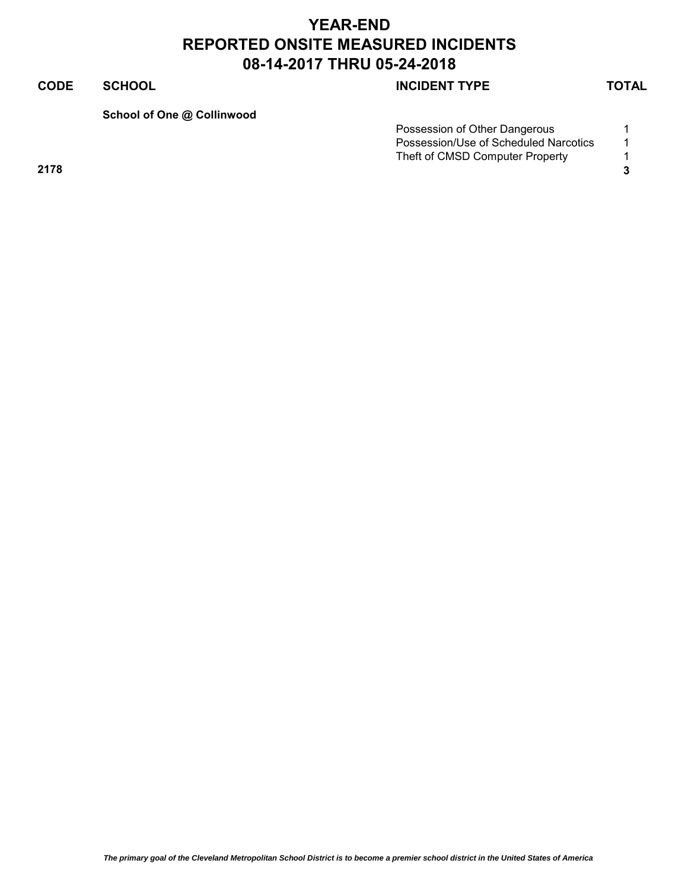# YEAR-END
# REPORTED ONSITE MEASURED INCIDENTS
# 08-14-2017 THRU 05-24-2018

| CODE | SCHOOL | INCIDENT TYPE | TOTAL |
| --- | --- | --- | --- |
| | **School of One @ Collinwood** | | |
| | | Possession of Other Dangerous | 1 |
| | | Possession/Use of Scheduled Narcotics | 1 |
| | | Theft of CMSD Computer Property | 1 |
| **2178** | | | **3** |

*The primary goal of the Cleveland Metropolitan School District is to become a premier school district in the United States of America*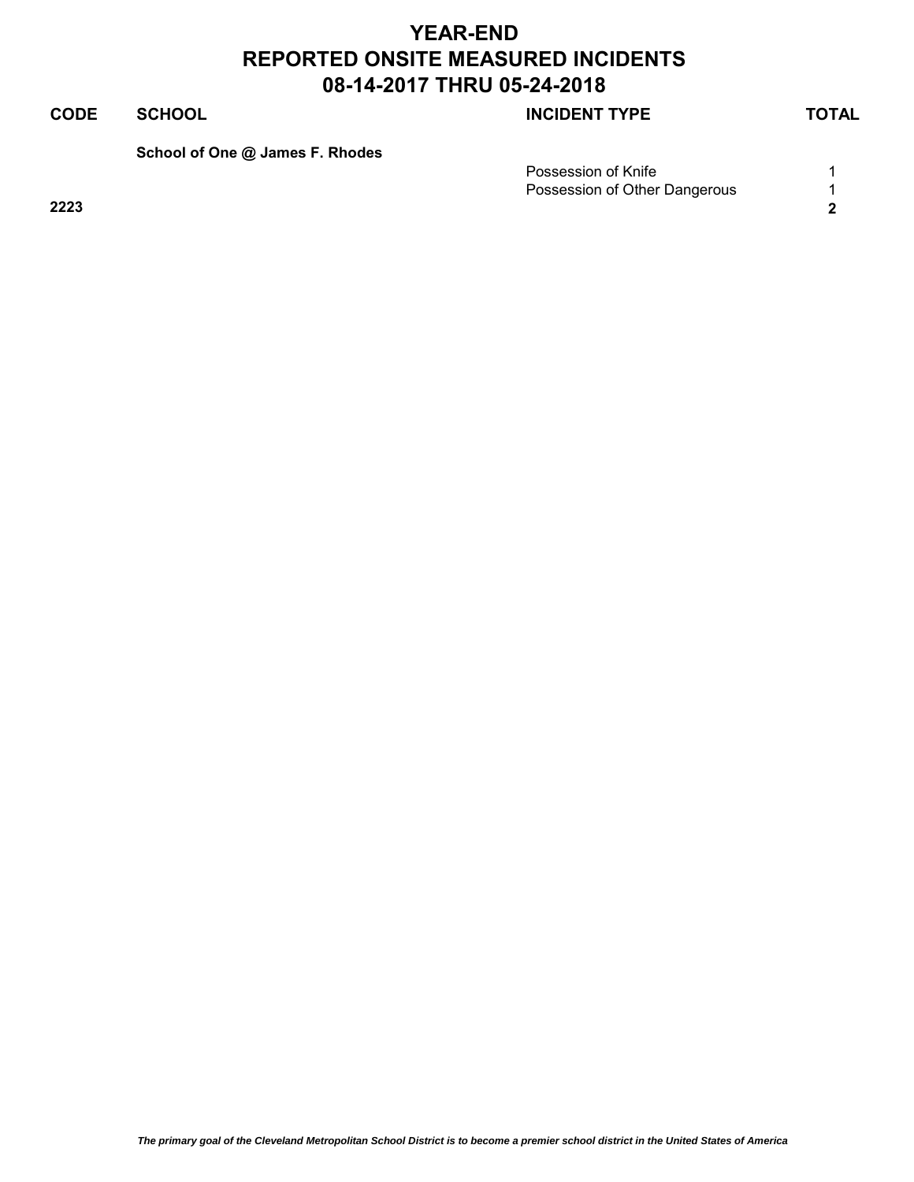# YEAR-END
# REPORTED ONSITE MEASURED INCIDENTS
# 08-14-2017 THRU 05-24-2018

| CODE | SCHOOL | INCIDENT TYPE | TOTAL |
|---|---|---|---|
| | **School of One @ James F. Rhodes** | | |
| | | Possession of Knife | 1 |
| | | Possession of Other Dangerous | 1 |
| **2223** | | | **2** |

*The primary goal of the Cleveland Metropolitan School District is to become a premier school district in the United States of America*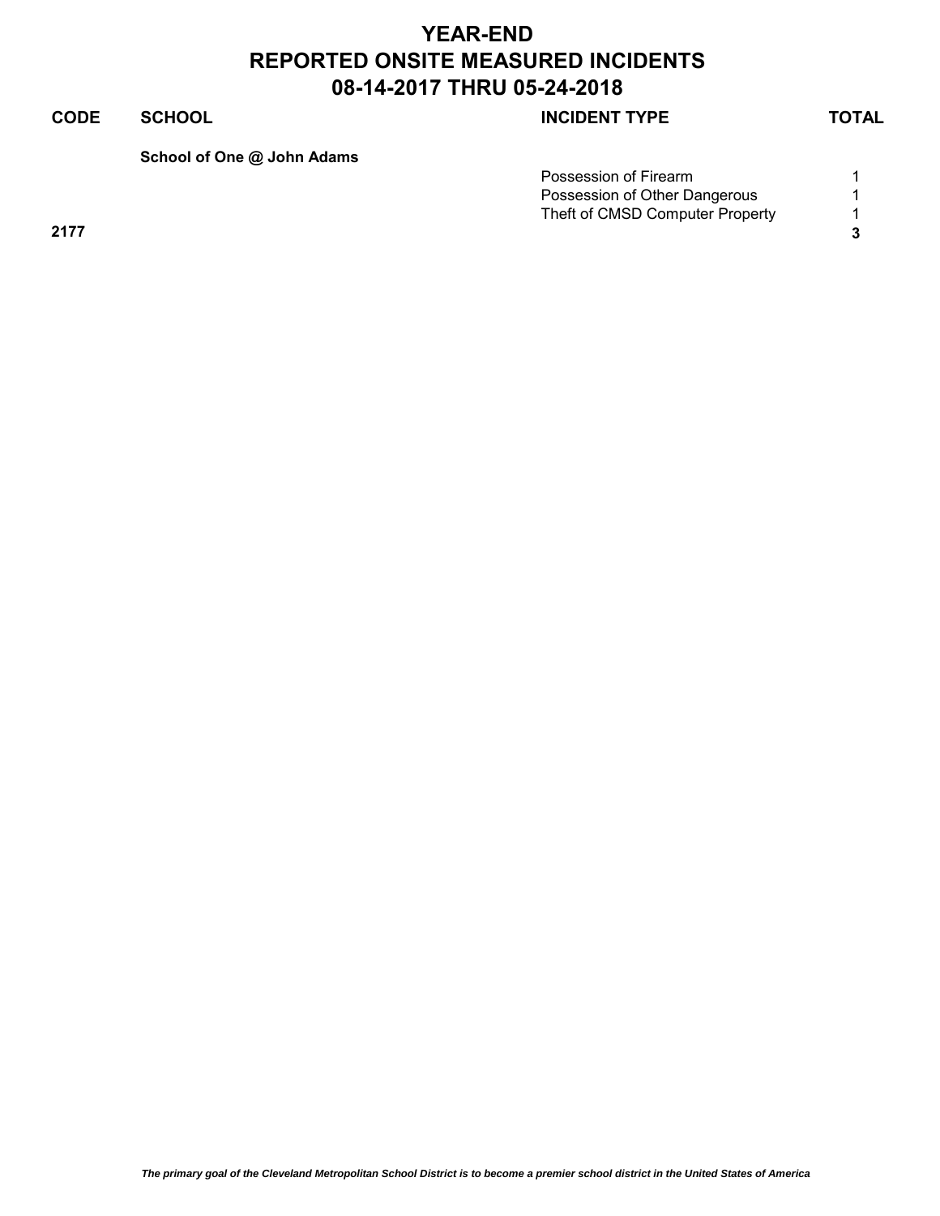# YEAR-END
# REPORTED ONSITE MEASURED INCIDENTS
# 08-14-2017 THRU 05-24-2018

| CODE | SCHOOL | INCIDENT TYPE | TOTAL |
|---|---|---|---|
| | **School of One @ John Adams** | | |
| | | Possession of Firearm | 1 |
| | | Possession of Other Dangerous | 1 |
| | | Theft of CMSD Computer Property | 1 |
| **2177** | | | **3** |

*The primary goal of the Cleveland Metropolitan School District is to become a premier school district in the United States of America*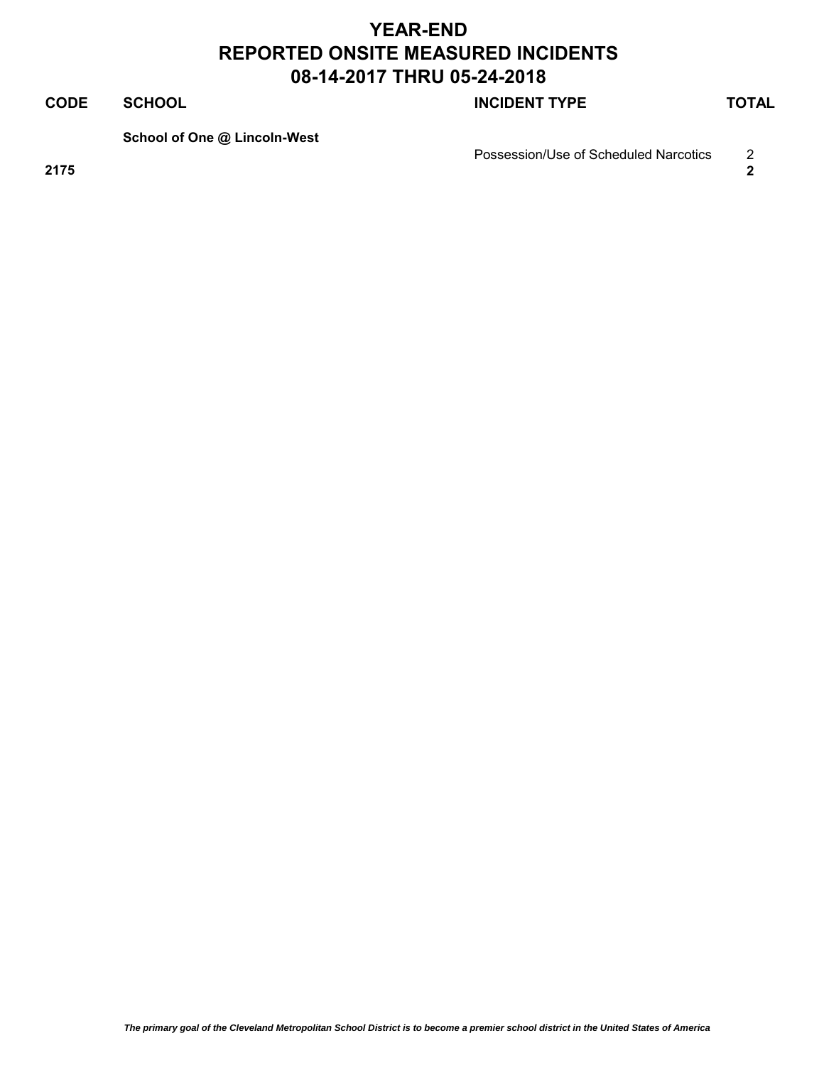# YEAR-END
# REPORTED ONSITE MEASURED INCIDENTS
# 08-14-2017 THRU 05-24-2018

| CODE | SCHOOL | INCIDENT TYPE | TOTAL |
|---|---|---|---|
| | **School of One @ Lincoln-West** | | |
| | | Possession/Use of Scheduled Narcotics | 2 |
| **2175** | | | **2** |

*The primary goal of the Cleveland Metropolitan School District is to become a premier school district in the United States of America*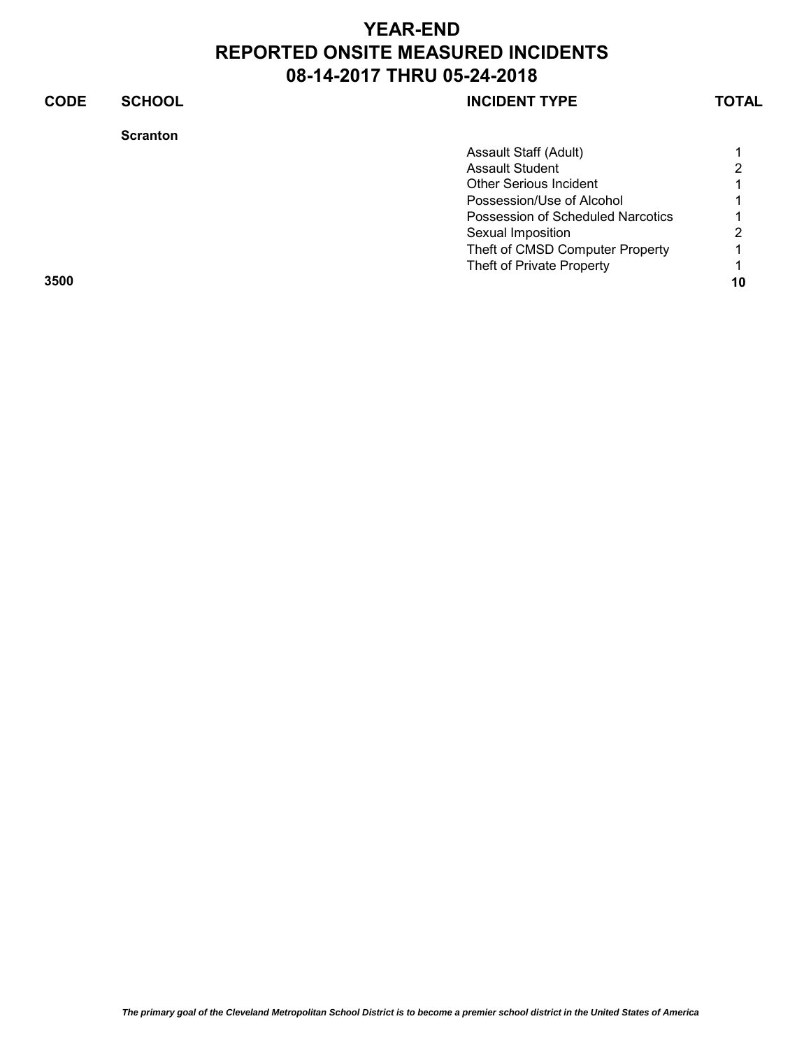# YEAR-END
# REPORTED ONSITE MEASURED INCIDENTS
# 08-14-2017 THRU 05-24-2018

| CODE | SCHOOL | INCIDENT TYPE | TOTAL |
|---|---|---|---|
| | **Scranton** | | |
| | | Assault Staff (Adult) | 1 |
| | | Assault Student | 2 |
| | | Other Serious Incident | 1 |
| | | Possession/Use of Alcohol | 1 |
| | | Possession of Scheduled Narcotics | 1 |
| | | Sexual Imposition | 2 |
| | | Theft of CMSD Computer Property | 1 |
| | | Theft of Private Property | 1 |
| **3500** | | | **10** |

*The primary goal of the Cleveland Metropolitan School District is to become a premier school district in the United States of America*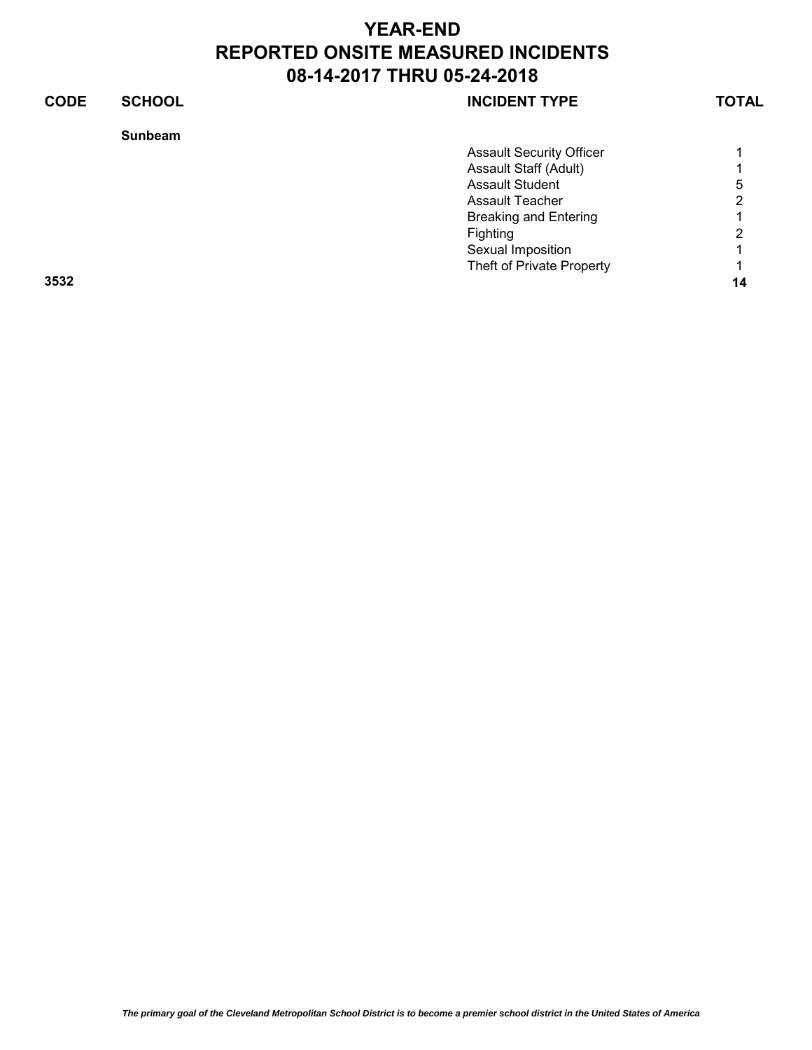# YEAR-END
# REPORTED ONSITE MEASURED INCIDENTS
# 08-14-2017 THRU 05-24-2018

| CODE | SCHOOL | INCIDENT TYPE | TOTAL |
|---|---|---|---|
| | **Sunbeam** | | |
| | | Assault Security Officer | 1 |
| | | Assault Staff (Adult) | 1 |
| | | Assault Student | 5 |
| | | Assault Teacher | 2 |
| | | Breaking and Entering | 1 |
| | | Fighting | 2 |
| | | Sexual Imposition | 1 |
| | | Theft of Private Property | 1 |
| **3532** | | | **14** |

*The primary goal of the Cleveland Metropolitan School District is to become a premier school district in the United States of America*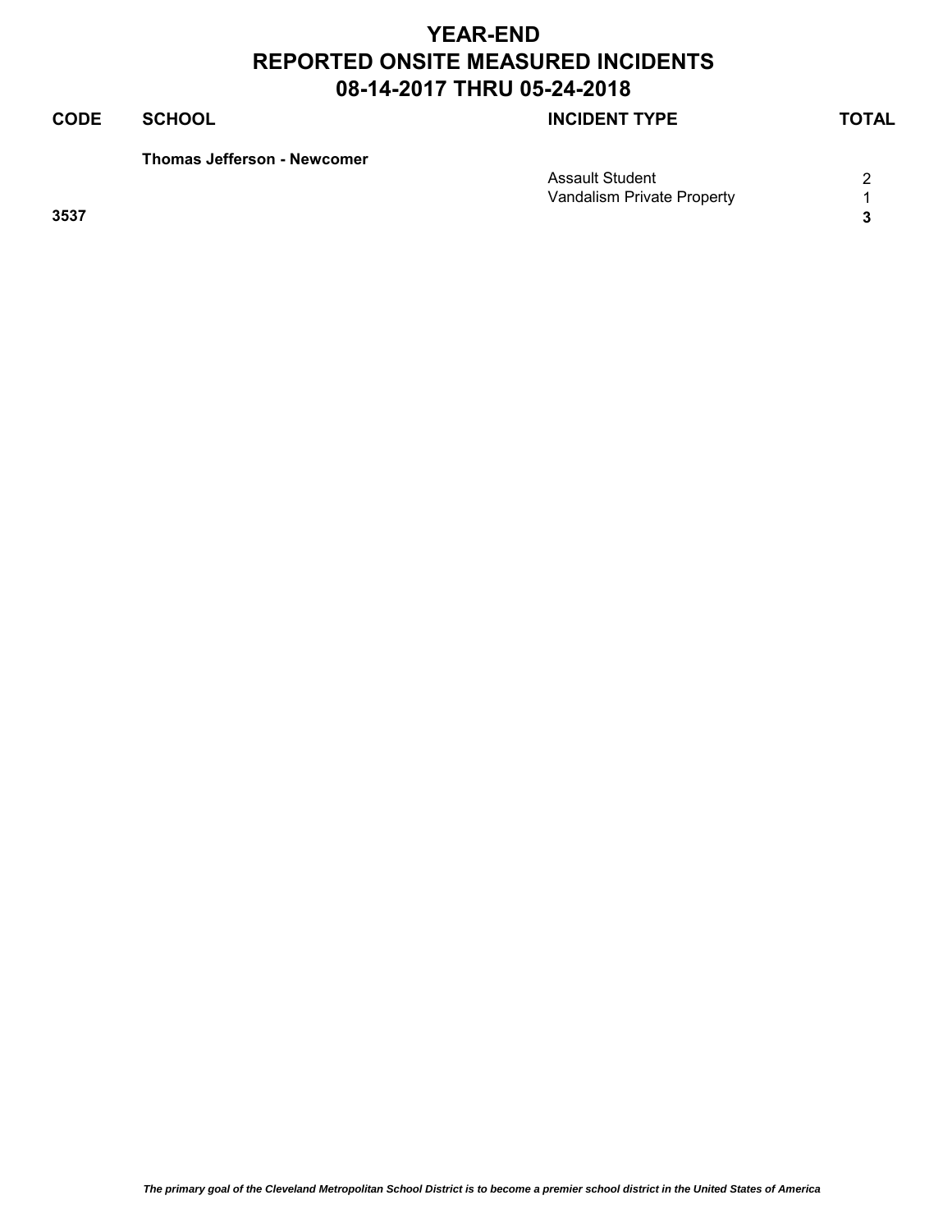# YEAR-END
# REPORTED ONSITE MEASURED INCIDENTS
# 08-14-2017 THRU 05-24-2018

| CODE | SCHOOL | INCIDENT TYPE | TOTAL |
|---|---|---|---|
| | **Thomas Jefferson - Newcomer** | | |
| | | Assault Student | 2 |
| | | Vandalism Private Property | 1 |
| **3537** | | | **3** |

*The primary goal of the Cleveland Metropolitan School District is to become a premier school district in the United States of America*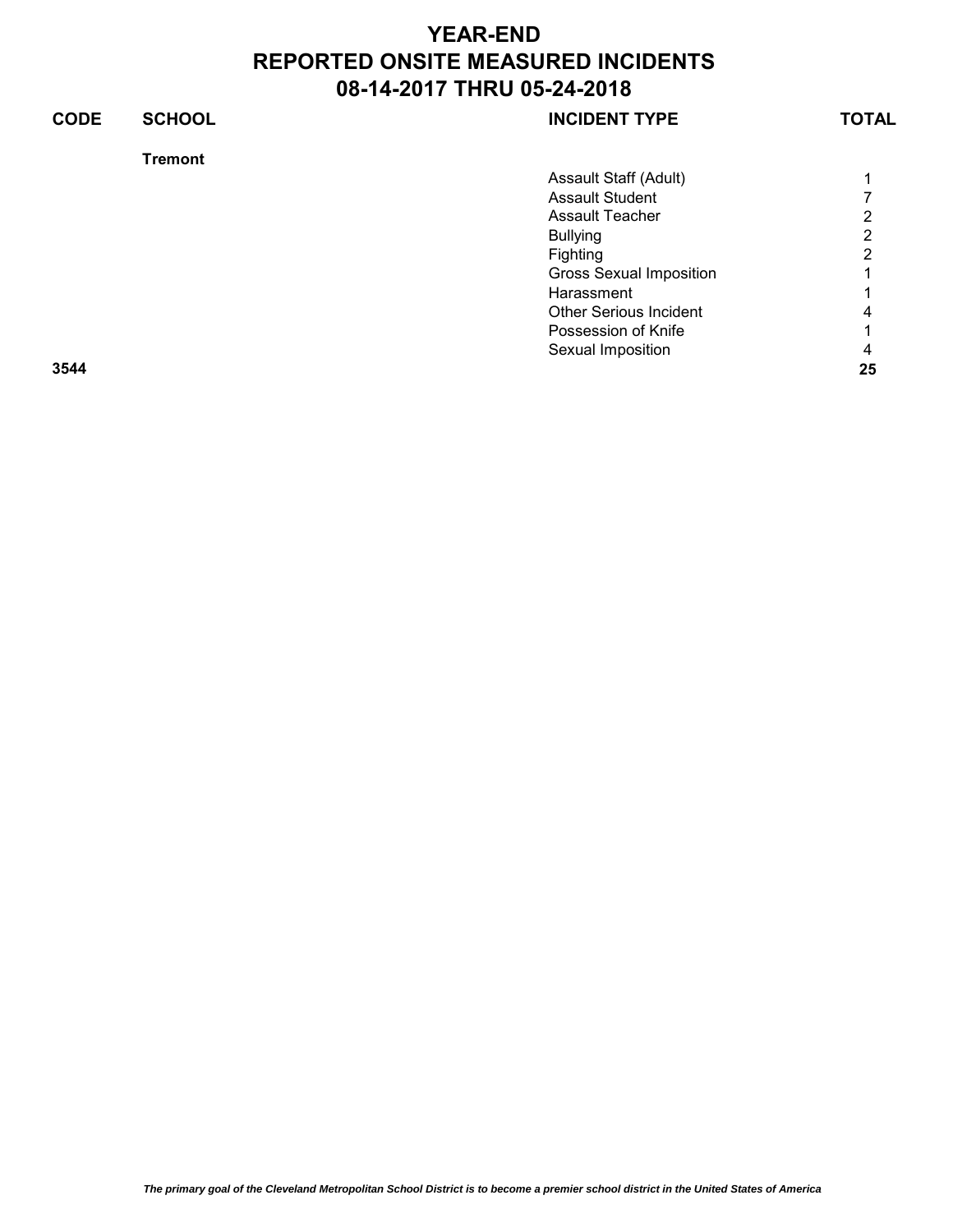# YEAR-END
# REPORTED ONSITE MEASURED INCIDENTS
# 08-14-2017 THRU 05-24-2018

| CODE | SCHOOL | INCIDENT TYPE | TOTAL |
|---|---|---|---|
| | **Tremont** | | |
| | | Assault Staff (Adult) | 1 |
| | | Assault Student | 7 |
| | | Assault Teacher | 2 |
| | | Bullying | 2 |
| | | Fighting | 2 |
| | | Gross Sexual Imposition | 1 |
| | | Harassment | 1 |
| | | Other Serious Incident | 4 |
| | | Possession of Knife | 1 |
| | | Sexual Imposition | 4 |
| **3544** | | | **25** |

*The primary goal of the Cleveland Metropolitan School District is to become a premier school district in the United States of America*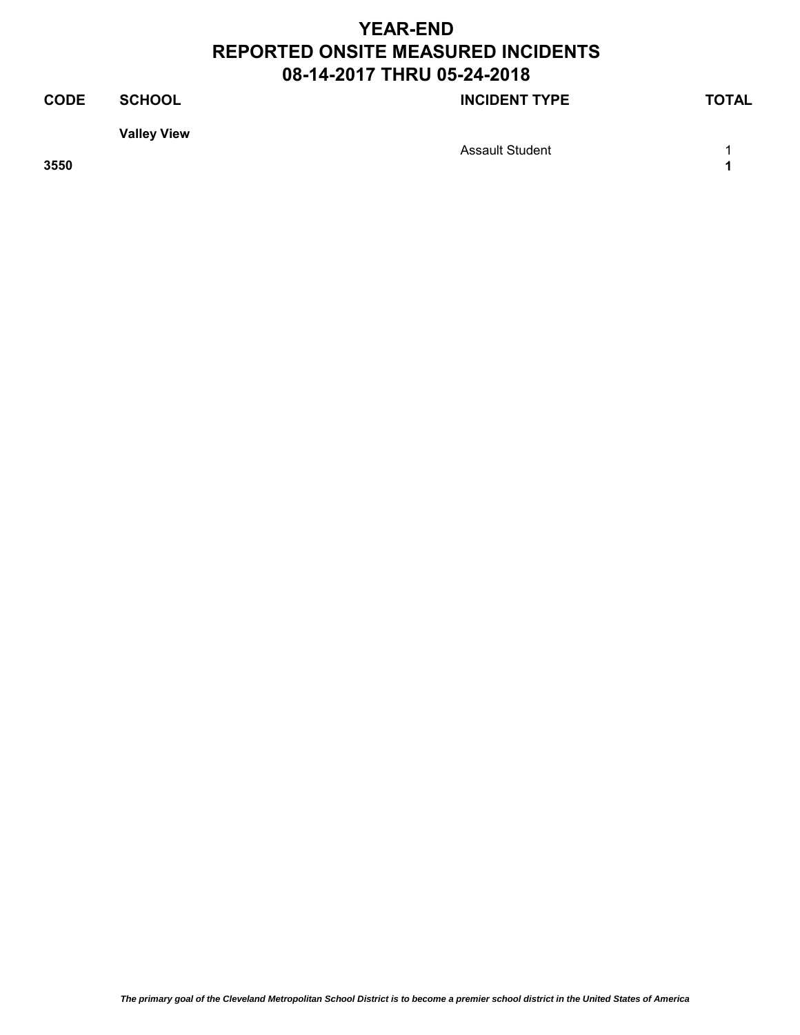# YEAR-END
# REPORTED ONSITE MEASURED INCIDENTS
# 08-14-2017 THRU 05-24-2018

| CODE | SCHOOL | INCIDENT TYPE | TOTAL |
|---|---|---|---|
| | **Valley View** | | |
| | | Assault Student | 1 |
| **3550** | | | **1** |

***The primary goal of the Cleveland Metropolitan School District is to become a premier school district in the United States of America***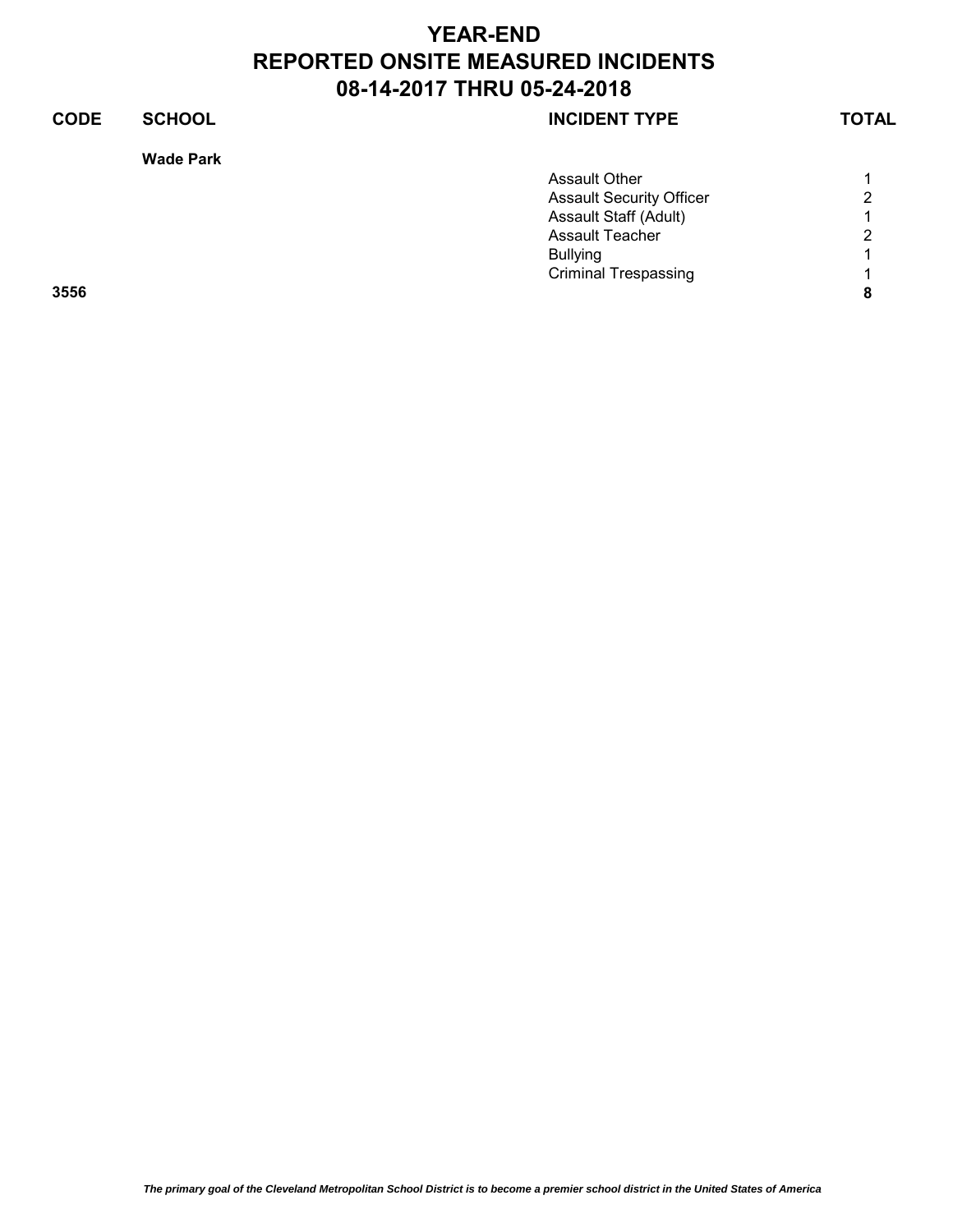# YEAR-END
# REPORTED ONSITE MEASURED INCIDENTS
# 08-14-2017 THRU 05-24-2018

| CODE | SCHOOL | INCIDENT TYPE | TOTAL |
|---|---|---|---|
| | **Wade Park** | | |
| | | Assault Other | 1 |
| | | Assault Security Officer | 2 |
| | | Assault Staff (Adult) | 1 |
| | | Assault Teacher | 2 |
| | | Bullying | 1 |
| | | Criminal Trespassing | 1 |
| **3556** | | | **8** |

*The primary goal of the Cleveland Metropolitan School District is to become a premier school district in the United States of America*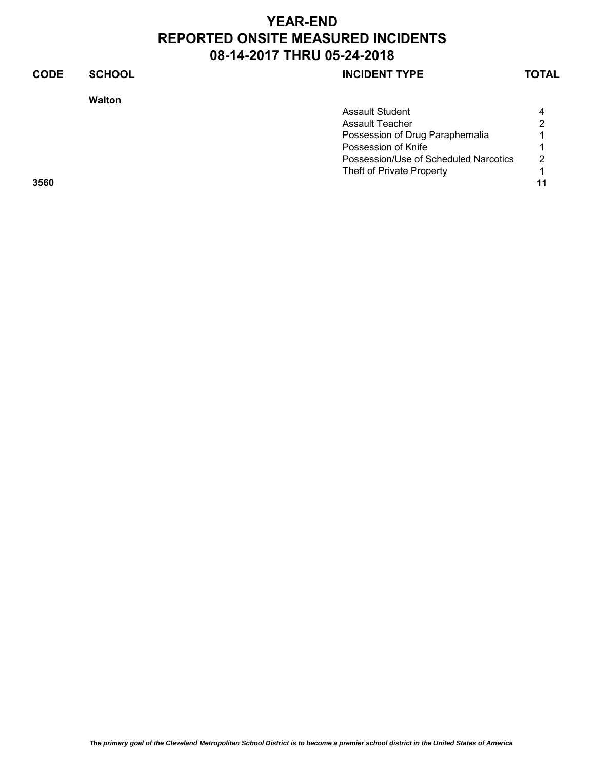# YEAR-END
# REPORTED ONSITE MEASURED INCIDENTS
# 08-14-2017 THRU 05-24-2018

| CODE | SCHOOL | INCIDENT TYPE | TOTAL |
|---|---|---|---|
| | **Walton** | | |
| | | Assault Student | 4 |
| | | Assault Teacher | 2 |
| | | Possession of Drug Paraphernalia | 1 |
| | | Possession of Knife | 1 |
| | | Possession/Use of Scheduled Narcotics | 2 |
| | | Theft of Private Property | 1 |
| **3560** | | | **11** |

*The primary goal of the Cleveland Metropolitan School District is to become a premier school district in the United States of America*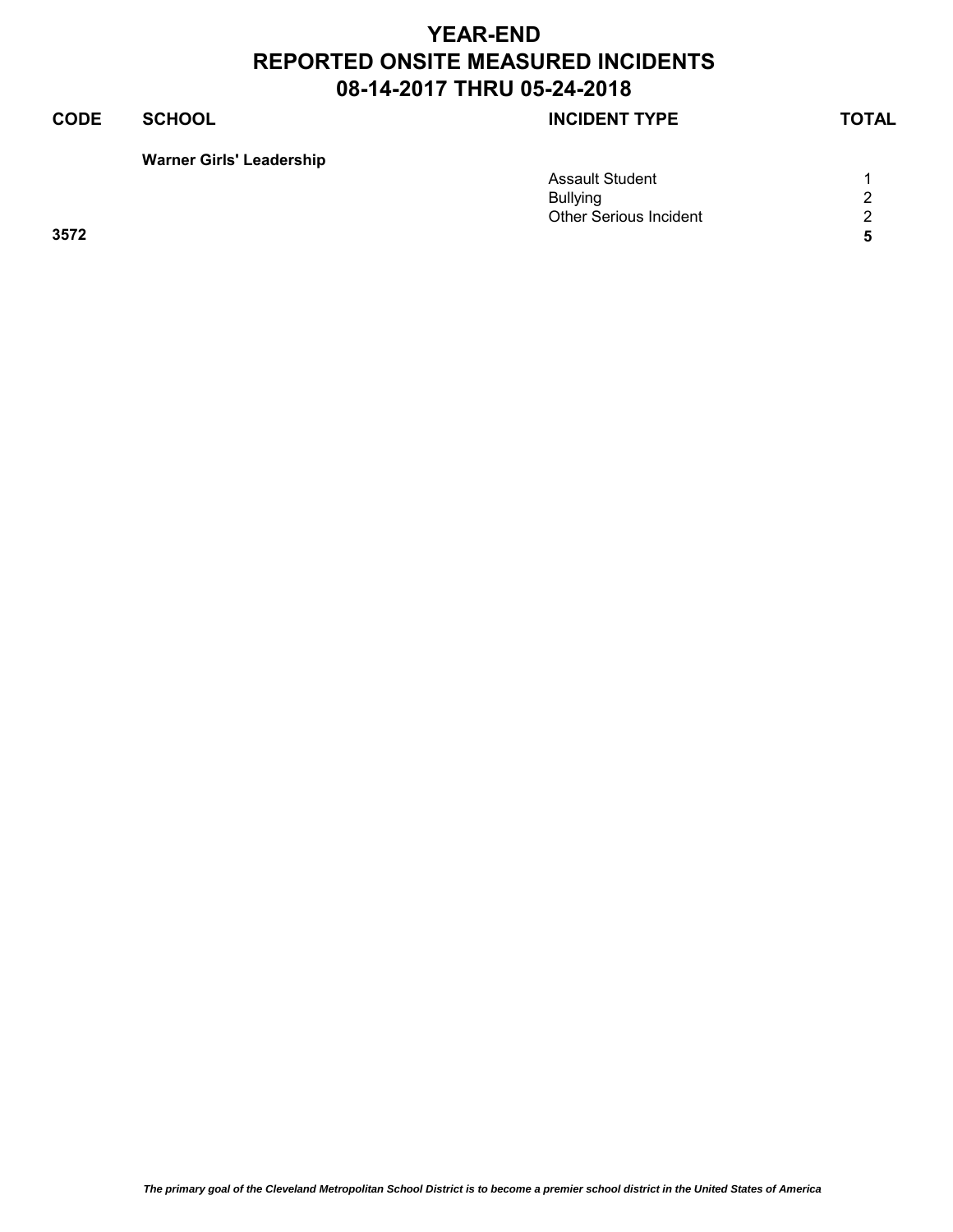# YEAR-END
# REPORTED ONSITE MEASURED INCIDENTS
# 08-14-2017 THRU 05-24-2018

| CODE | SCHOOL | INCIDENT TYPE | TOTAL |
|---|---|---|---|
| | **Warner Girls' Leadership** | | |
| | | Assault Student | 1 |
| | | Bullying | 2 |
| | | Other Serious Incident | 2 |
| **3572** | | | **5** |

*The primary goal of the Cleveland Metropolitan School District is to become a premier school district in the United States of America*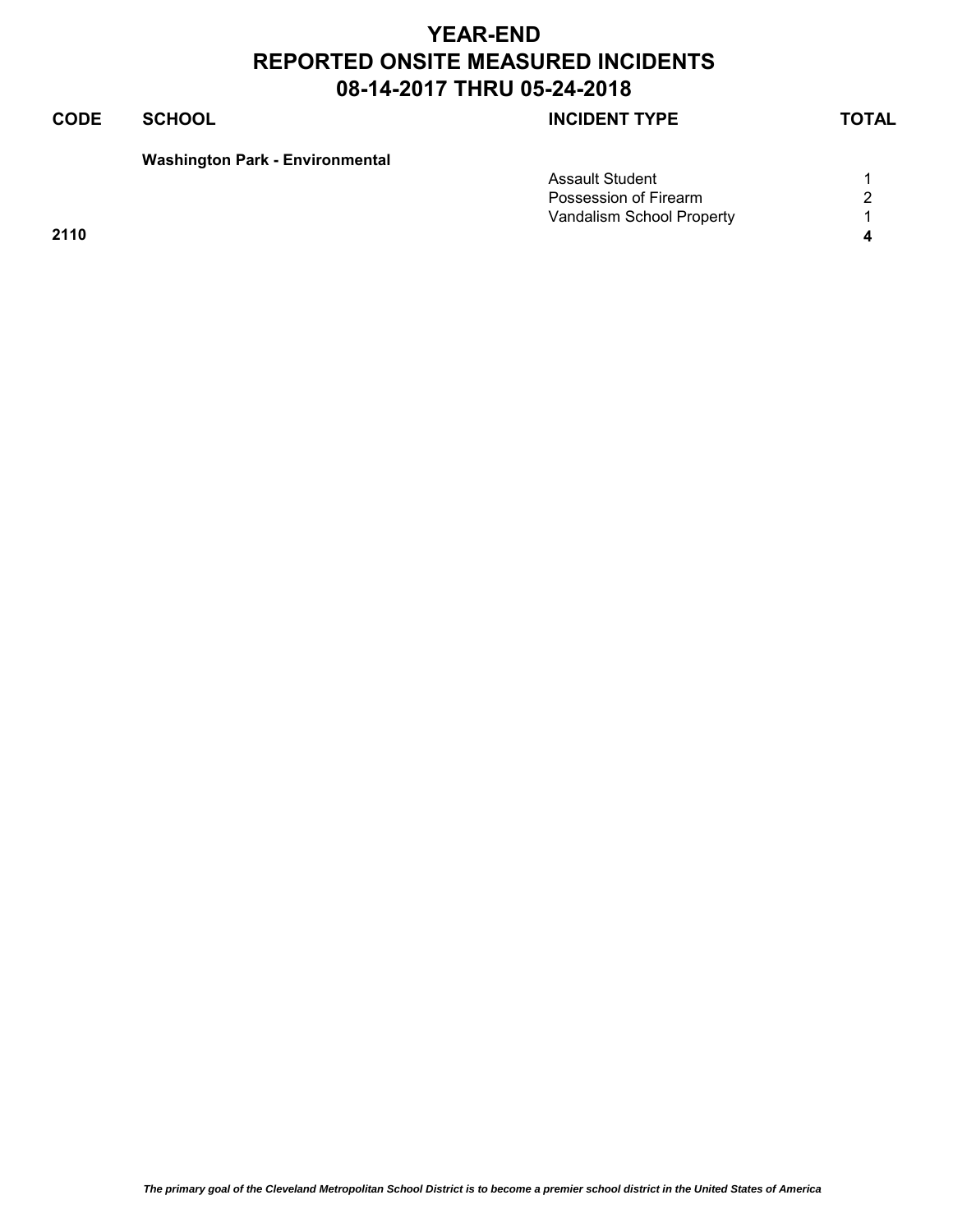# YEAR-END
# REPORTED ONSITE MEASURED INCIDENTS
# 08-14-2017 THRU 05-24-2018

| CODE | SCHOOL | INCIDENT TYPE | TOTAL |
|---|---|---|---|
| | **Washington Park - Environmental** | | |
| | | Assault Student | 1 |
| | | Possession of Firearm | 2 |
| | | Vandalism School Property | 1 |
| **2110** | | | **4** |

*The primary goal of the Cleveland Metropolitan School District is to become a premier school district in the United States of America*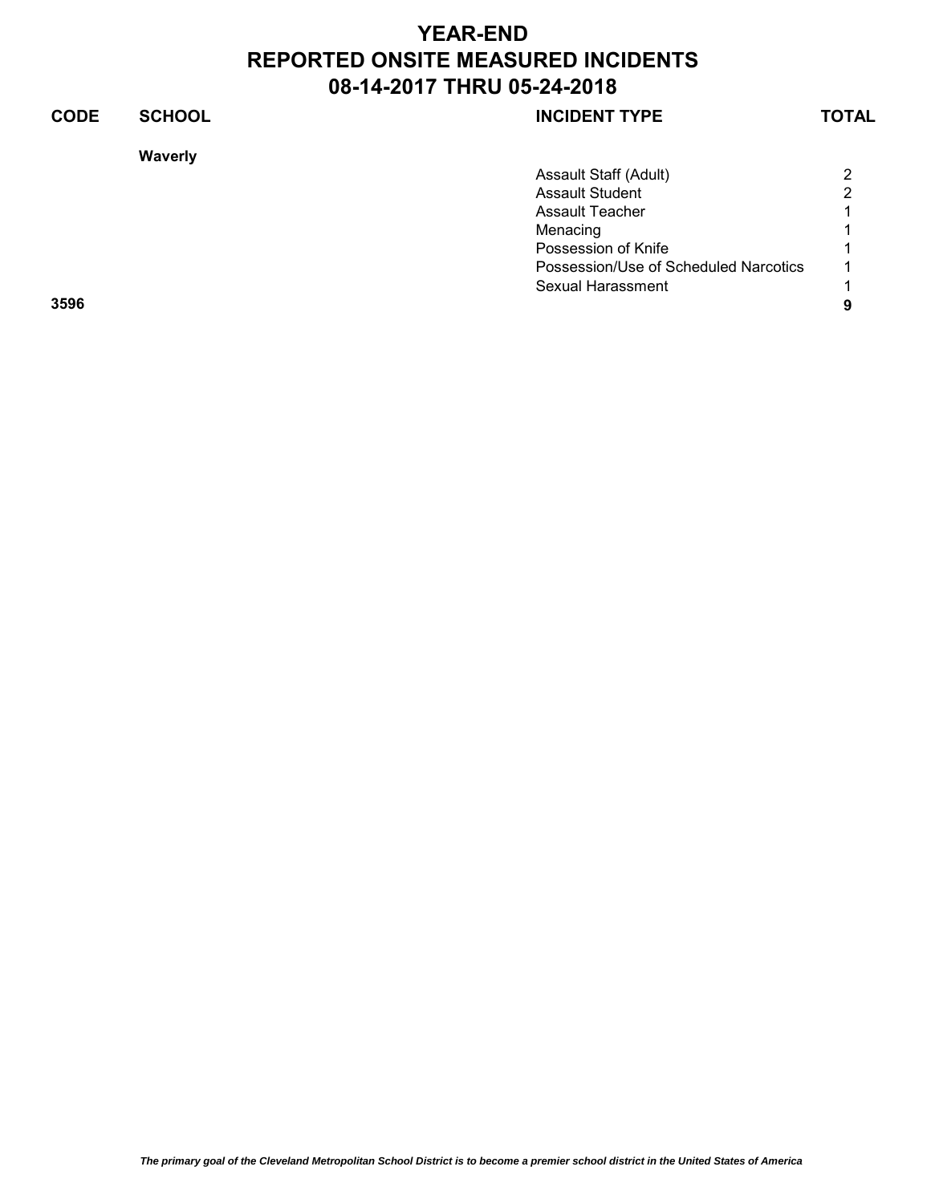# YEAR-END
# REPORTED ONSITE MEASURED INCIDENTS
# 08-14-2017 THRU 05-24-2018

| CODE | SCHOOL | INCIDENT TYPE | TOTAL |
|---|---|---|---|
| | **Waverly** | | |
| | | Assault Staff (Adult) | 2 |
| | | Assault Student | 2 |
| | | Assault Teacher | 1 |
| | | Menacing | 1 |
| | | Possession of Knife | 1 |
| | | Possession/Use of Scheduled Narcotics | 1 |
| | | Sexual Harassment | 1 |
| **3596** | | | **9** |

*The primary goal of the Cleveland Metropolitan School District is to become a premier school district in the United States of America*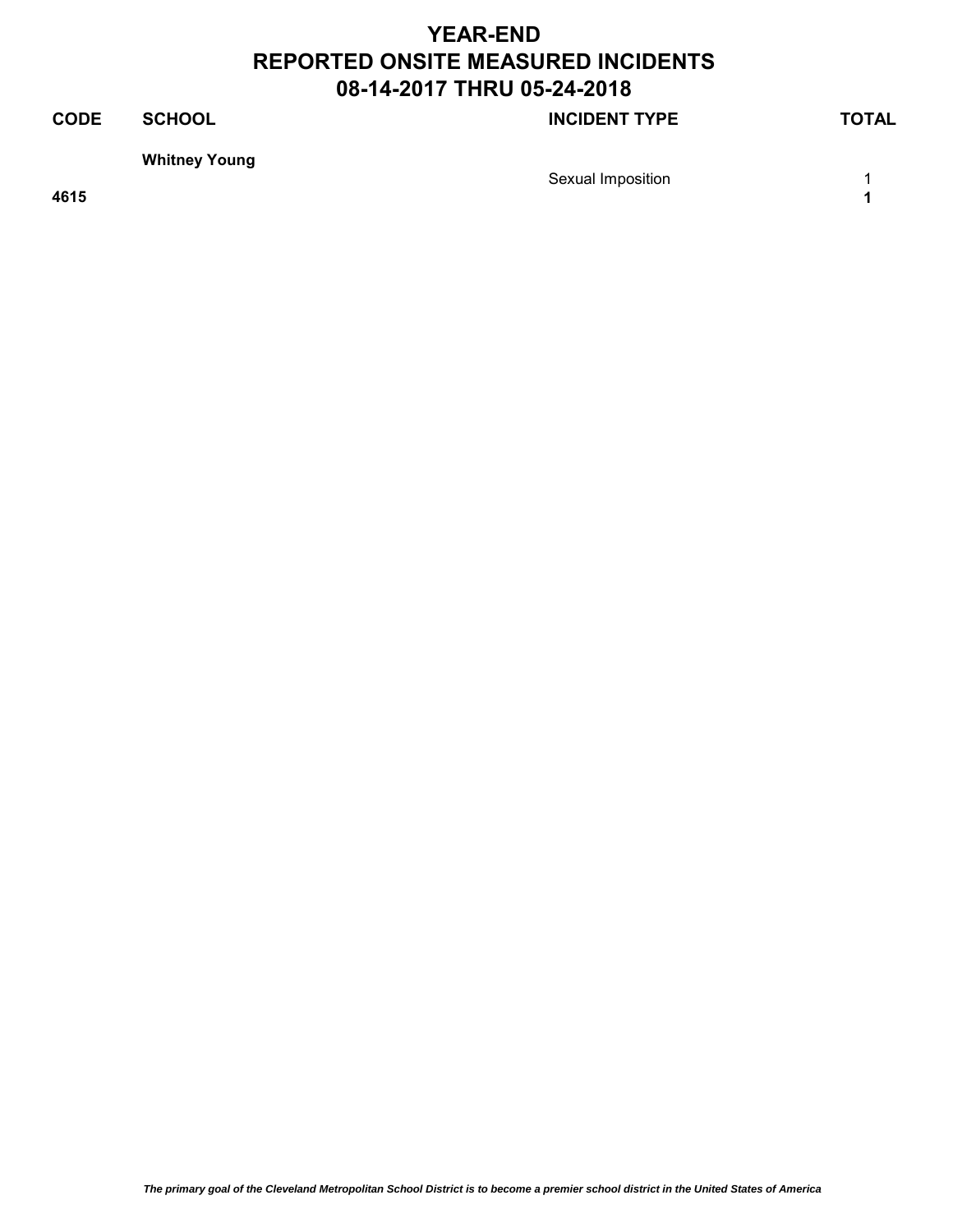# YEAR-END
# REPORTED ONSITE MEASURED INCIDENTS
# 08-14-2017 THRU 05-24-2018

| CODE | SCHOOL | INCIDENT TYPE | TOTAL |
|---|---|---|---|
| | **Whitney Young** | | |
| | | Sexual Imposition | 1 |
| **4615** | | | **1** |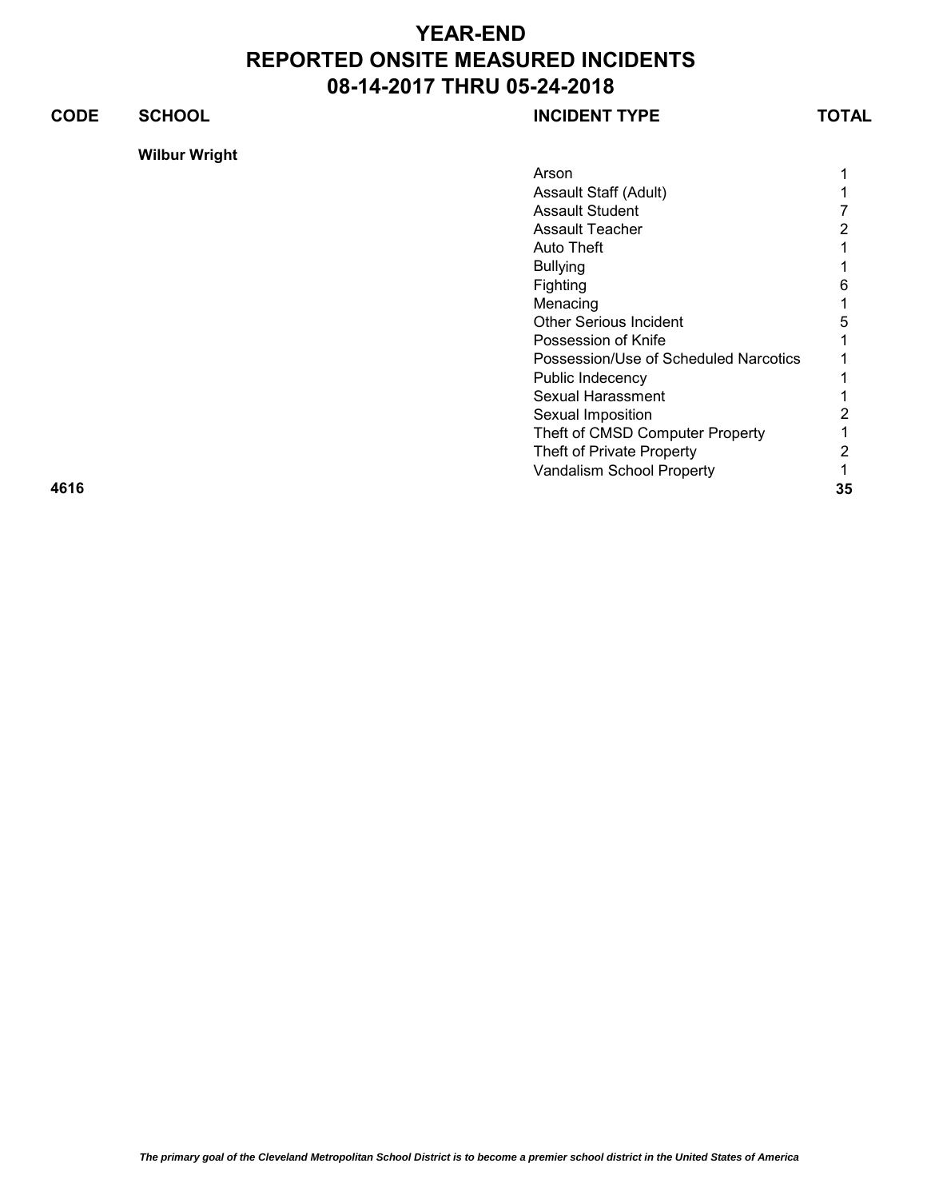# YEAR-END
# REPORTED ONSITE MEASURED INCIDENTS
# 08-14-2017 THRU 05-24-2018

| CODE | SCHOOL | INCIDENT TYPE | TOTAL |
|---|---|---|---|
| | **Wilbur Wright** | | |
| | | Arson | 1 |
| | | Assault Staff (Adult) | 1 |
| | | Assault Student | 7 |
| | | Assault Teacher | 2 |
| | | Auto Theft | 1 |
| | | Bullying | 1 |
| | | Fighting | 6 |
| | | Menacing | 1 |
| | | Other Serious Incident | 5 |
| | | Possession of Knife | 1 |
| | | Possession/Use of Scheduled Narcotics | 1 |
| | | Public Indecency | 1 |
| | | Sexual Harassment | 1 |
| | | Sexual Imposition | 2 |
| | | Theft of CMSD Computer Property | 1 |
| | | Theft of Private Property | 2 |
| | | Vandalism School Property | 1 |
| **4616** | | | **35** |

***The primary goal of the Cleveland Metropolitan School District is to become a premier school district in the United States of America***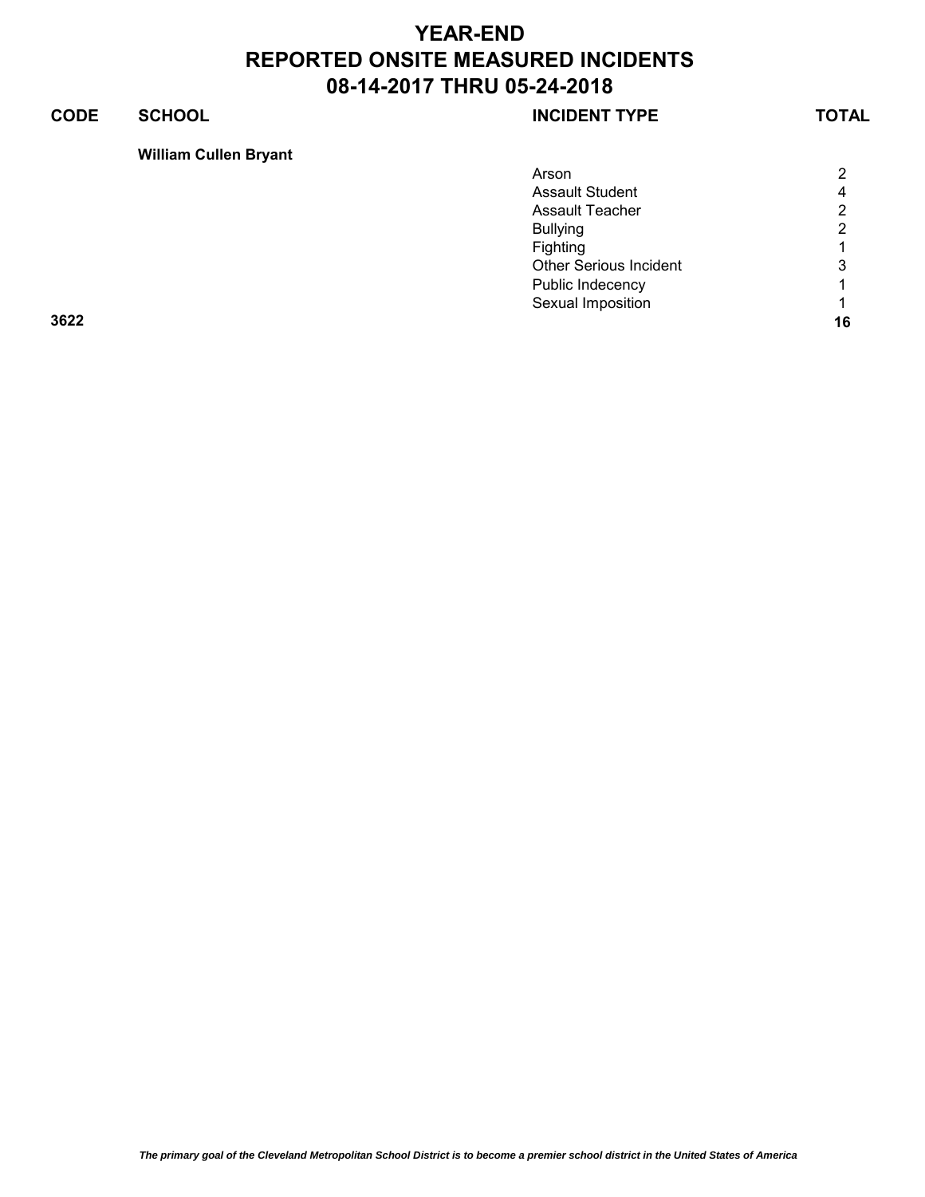# YEAR-END
# REPORTED ONSITE MEASURED INCIDENTS
# 08-14-2017 THRU 05-24-2018

| CODE | SCHOOL | INCIDENT TYPE | TOTAL |
|---|---|---|---|
| | **William Cullen Bryant** | | |
| | | Arson | 2 |
| | | Assault Student | 4 |
| | | Assault Teacher | 2 |
| | | Bullying | 2 |
| | | Fighting | 1 |
| | | Other Serious Incident | 3 |
| | | Public Indecency | 1 |
| | | Sexual Imposition | 1 |
| **3622** | | | **16** |

*The primary goal of the Cleveland Metropolitan School District is to become a premier school district in the United States of America*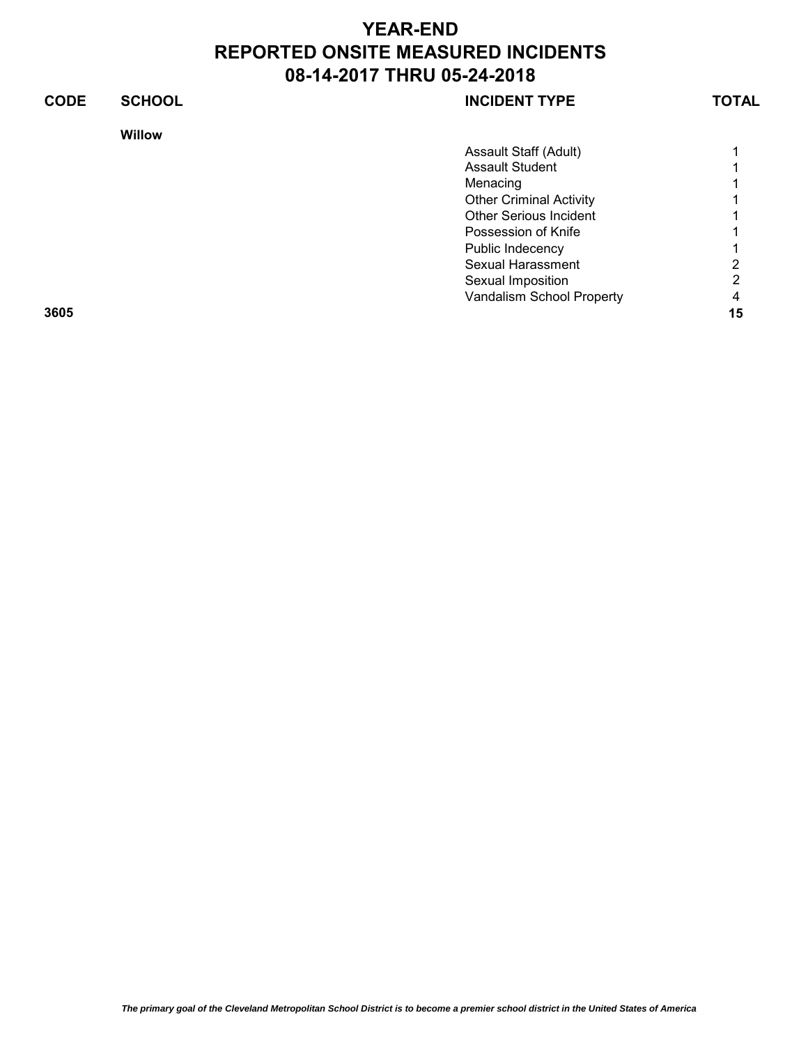# YEAR-END
# REPORTED ONSITE MEASURED INCIDENTS
# 08-14-2017 THRU 05-24-2018

| CODE | SCHOOL | INCIDENT TYPE | TOTAL |
|---|---|---|---|
| | **Willow** | | |
| | | Assault Staff (Adult) | 1 |
| | | Assault Student | 1 |
| | | Menacing | 1 |
| | | Other Criminal Activity | 1 |
| | | Other Serious Incident | 1 |
| | | Possession of Knife | 1 |
| | | Public Indecency | 1 |
| | | Sexual Harassment | 2 |
| | | Sexual Imposition | 2 |
| | | Vandalism School Property | 4 |
| **3605** | | | **15** |

*The primary goal of the Cleveland Metropolitan School District is to become a premier school district in the United States of America*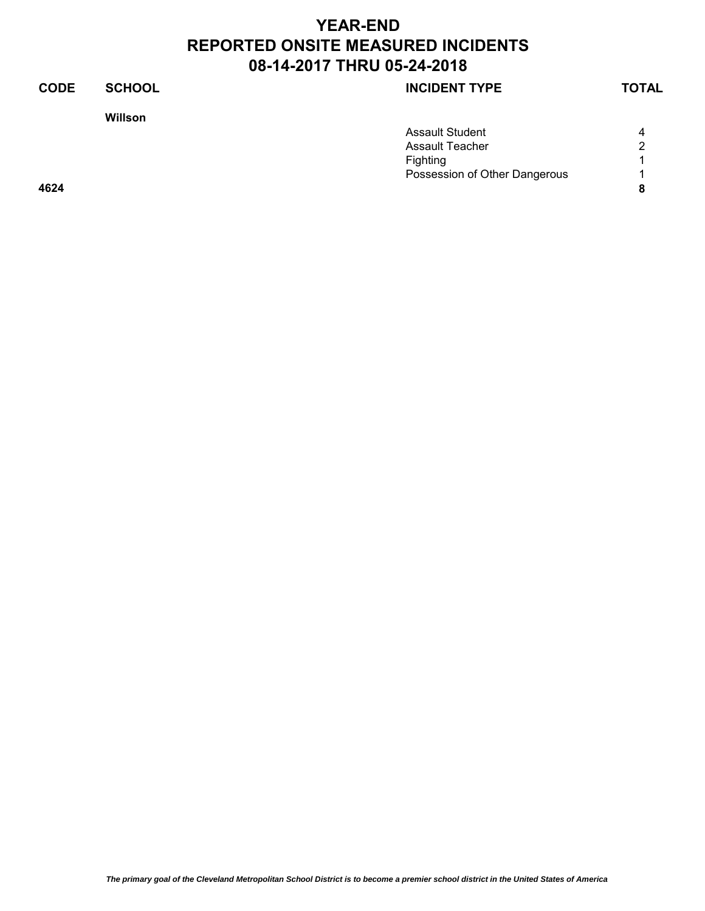# YEAR-END
# REPORTED ONSITE MEASURED INCIDENTS
# 08-14-2017 THRU 05-24-2018

| CODE | SCHOOL | INCIDENT TYPE | TOTAL |
|---|---|---|---|
| | **Willson** | | |
| | | Assault Student | 4 |
| | | Assault Teacher | 2 |
| | | Fighting | 1 |
| | | Possession of Other Dangerous | 1 |
| **4624** | | | **8** |

*The primary goal of the Cleveland Metropolitan School District is to become a premier school district in the United States of America*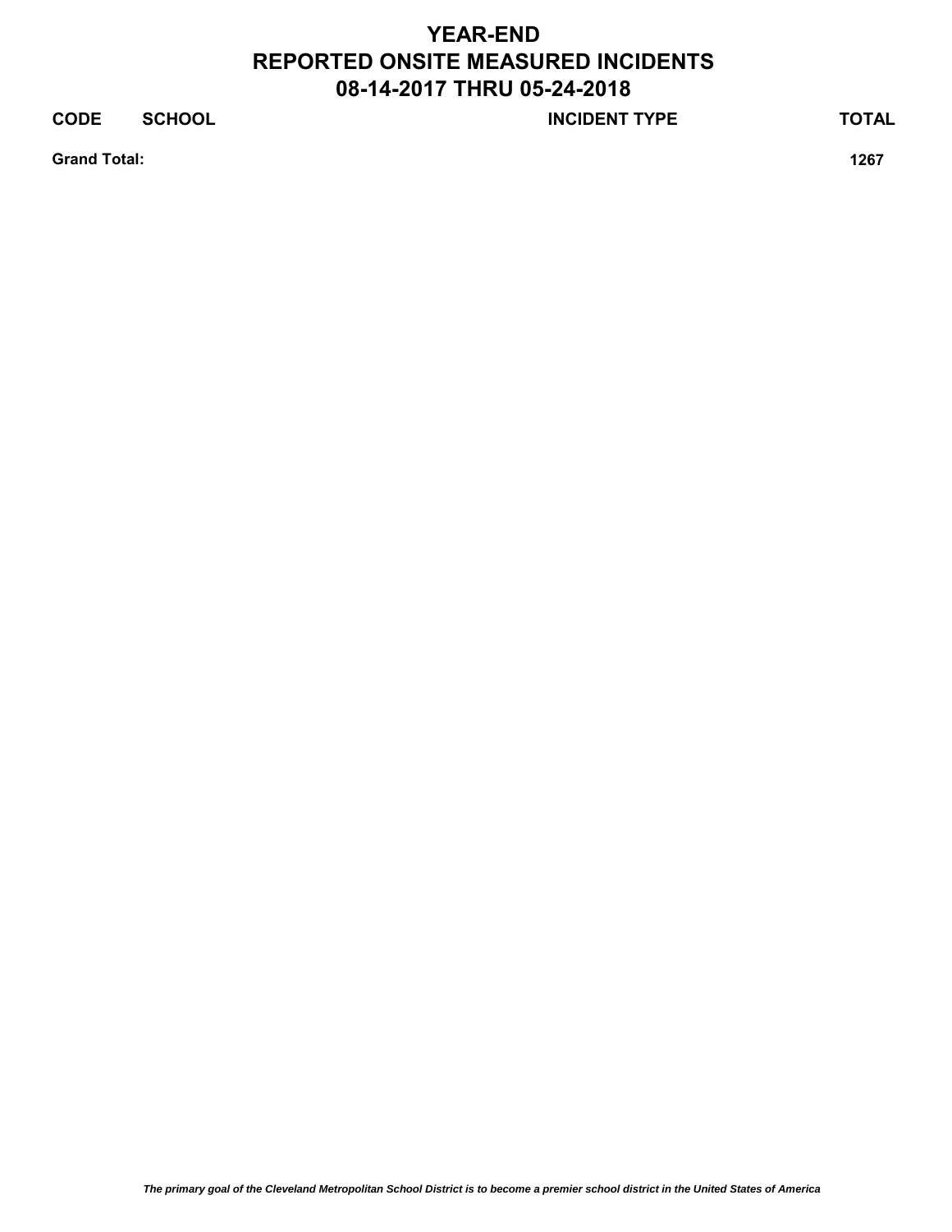# YEAR-END
# REPORTED ONSITE MEASURED INCIDENTS
# 08-14-2017 THRU 05-24-2018

| CODE | SCHOOL | INCIDENT TYPE | TOTAL |
|---|---|---|---|
| **Grand Total:** | | | **1267** |